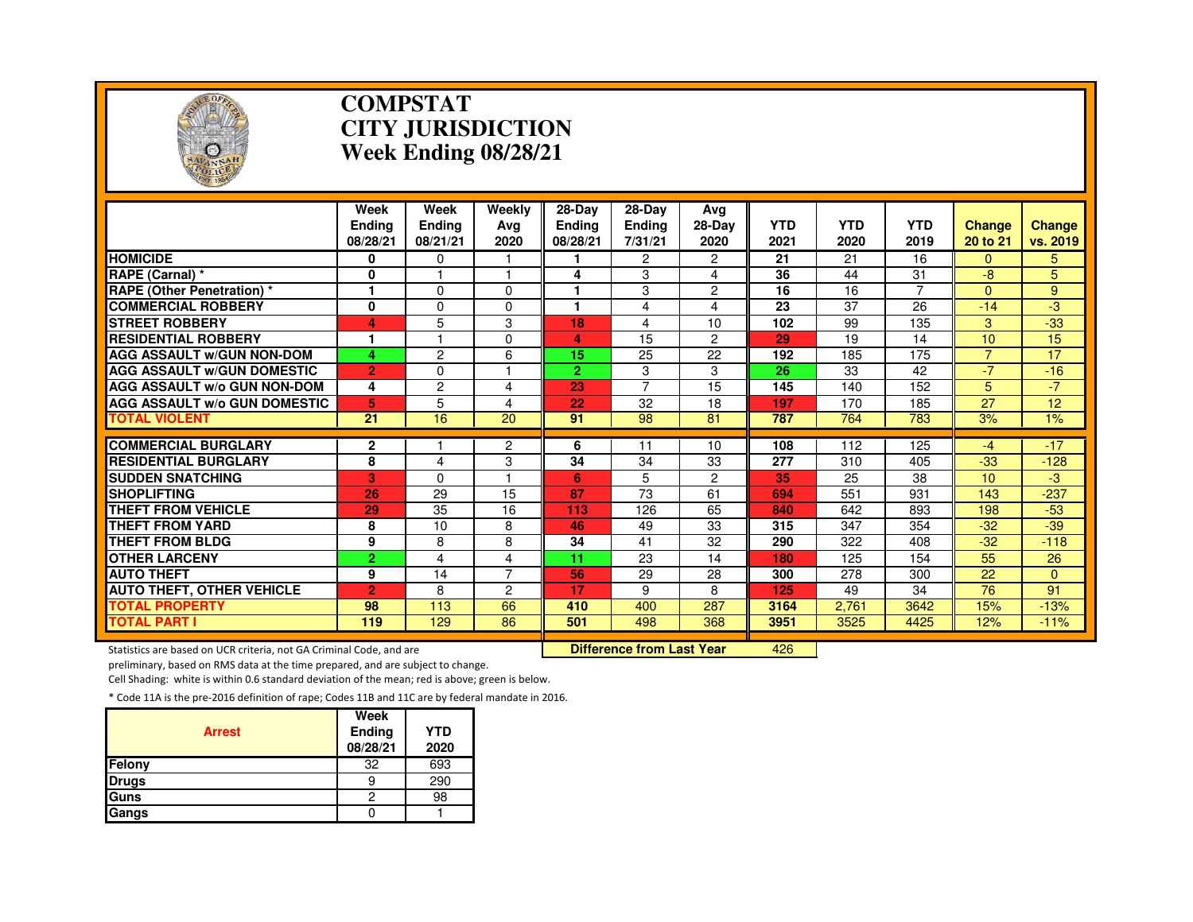# COMPSTAT
# CITY JURISDICTION
# Week Ending 08/28/21

| | Week Ending 08/28/21 | Week Ending 08/21/21 | Weekly Avg 2020 | 28-Day Ending 08/28/21 | 28-Day Ending 7/31/21 | Avg 28-Day 2020 | YTD 2021 | YTD 2020 | YTD 2019 | Change 20 to 21 | Change vs. 2019 |
|---|---|---|---|---|---|---|---|---|---|---|---|
| HOMICIDE | 0 | 0 | 1 | 1 | 2 | 2 | 21 | 21 | 16 | 0 | 5 |
| RAPE (Carnal) * | 0 | 1 | 1 | 4 | 3 | 4 | 36 | 44 | 31 | -8 | 5 |
| RAPE (Other Penetration) * | 1 | 0 | 0 | 1 | 3 | 2 | 16 | 16 | 7 | 0 | 9 |
| COMMERCIAL ROBBERY | 0 | 0 | 0 | 1 | 4 | 4 | 23 | 37 | 26 | -14 | -3 |
| STREET ROBBERY | 4 | 5 | 3 | 18 | 4 | 10 | 102 | 99 | 135 | 3 | -33 |
| RESIDENTIAL ROBBERY | 1 | 1 | 0 | 4 | 15 | 2 | 29 | 19 | 14 | 10 | 15 |
| AGG ASSAULT w/GUN NON-DOM | 4 | 2 | 6 | 15 | 25 | 22 | 192 | 185 | 175 | 7 | 17 |
| AGG ASSAULT w/GUN DOMESTIC | 2 | 0 | 1 | 2 | 3 | 3 | 26 | 33 | 42 | -7 | -16 |
| AGG ASSAULT w/o GUN NON-DOM | 4 | 2 | 4 | 23 | 7 | 15 | 145 | 140 | 152 | 5 | -7 |
| AGG ASSAULT w/o GUN DOMESTIC | 5 | 5 | 4 | 22 | 32 | 18 | 197 | 170 | 185 | 27 | 12 |
| TOTAL VIOLENT | 21 | 16 | 20 | 91 | 98 | 81 | 787 | 764 | 783 | 3% | 1% |
| COMMERCIAL BURGLARY | 2 | 1 | 2 | 6 | 11 | 10 | 108 | 112 | 125 | -4 | -17 |
| RESIDENTIAL BURGLARY | 8 | 4 | 3 | 34 | 34 | 33 | 277 | 310 | 405 | -33 | -128 |
| SUDDEN SNATCHING | 3 | 0 | 1 | 6 | 5 | 2 | 35 | 25 | 38 | 10 | -3 |
| SHOPLIFTING | 26 | 29 | 15 | 87 | 73 | 61 | 694 | 551 | 931 | 143 | -237 |
| THEFT FROM VEHICLE | 29 | 35 | 16 | 113 | 126 | 65 | 840 | 642 | 893 | 198 | -53 |
| THEFT FROM YARD | 8 | 10 | 8 | 46 | 49 | 33 | 315 | 347 | 354 | -32 | -39 |
| THEFT FROM BLDG | 9 | 8 | 8 | 34 | 41 | 32 | 290 | 322 | 408 | -32 | -118 |
| OTHER LARCENY | 2 | 4 | 4 | 11 | 23 | 14 | 180 | 125 | 154 | 55 | 26 |
| AUTO THEFT | 9 | 14 | 7 | 56 | 29 | 28 | 300 | 278 | 300 | 22 | 0 |
| AUTO THEFT, OTHER VEHICLE | 2 | 8 | 2 | 17 | 9 | 8 | 125 | 49 | 34 | 76 | 91 |
| TOTAL PROPERTY | 98 | 113 | 66 | 410 | 400 | 287 | 3164 | 2,761 | 3642 | 15% | -13% |
| TOTAL PART I | 119 | 129 | 86 | 501 | 498 | 368 | 3951 | 3525 | 4425 | 12% | -11% |

**Difference from Last Year**: 426

Statistics are based on UCR criteria, not GA Criminal Code, and are preliminary, based on RMS data at the time prepared, and are subject to change.

Cell Shading: white is within 0.6 standard deviation of the mean; red is above; green is below.

* Code 11A is the pre-2016 definition of rape; Codes 11B and 11C are by federal mandate in 2016.

| Arrest | Week Ending 08/28/21 | YTD 2020 |
|---|---|---|
| Felony | 32 | 693 |
| Drugs | 9 | 290 |
| Guns | 2 | 98 |
| Gangs | 0 | 1 |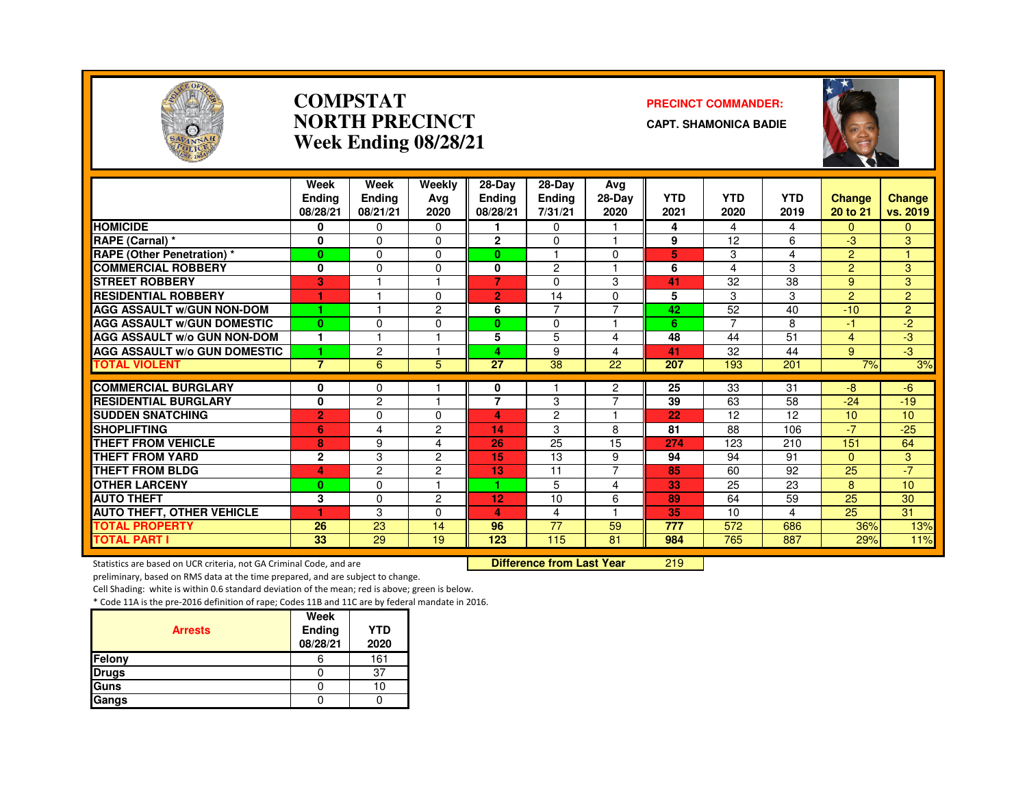# COMPSTAT NORTH PRECINCT
## Week Ending 08/28/21

**PRECINCT COMMANDER:**
**CAPT. SHAMONICA BADIE**

| | Week Ending 08/28/21 | Week Ending 08/21/21 | Weekly Avg 2020 | 28-Day Ending 08/28/21 | 28-Day Ending 7/31/21 | Avg 28-Day 2020 | YTD 2021 | YTD 2020 | YTD 2019 | Change 20 to 21 | Change vs. 2019 |
|---|---|---|---|---|---|---|---|---|---|---|---|
| HOMICIDE | 0 | 0 | 0 | 1 | 0 | 1 | 4 | 4 | 4 | 0 | 0 |
| RAPE (Carnal) * | 0 | 0 | 0 | 2 | 0 | 1 | 9 | 12 | 6 | -3 | 3 |
| RAPE (Other Penetration) * | 0 | 0 | 0 | 0 | 1 | 0 | 5 | 3 | 4 | 2 | 1 |
| COMMERCIAL ROBBERY | 0 | 0 | 0 | 0 | 2 | 1 | 6 | 4 | 3 | 2 | 3 |
| STREET ROBBERY | 3 | 1 | 1 | 7 | 0 | 3 | 41 | 32 | 38 | 9 | 3 |
| RESIDENTIAL ROBBERY | 1 | 1 | 0 | 2 | 14 | 0 | 5 | 3 | 3 | 2 | 2 |
| AGG ASSAULT w/GUN NON-DOM | 1 | 1 | 2 | 6 | 7 | 7 | 42 | 52 | 40 | -10 | 2 |
| AGG ASSAULT w/GUN DOMESTIC | 0 | 0 | 0 | 0 | 0 | 1 | 6 | 7 | 8 | -1 | -2 |
| AGG ASSAULT w/o GUN NON-DOM | 1 | 1 | 1 | 5 | 5 | 4 | 48 | 44 | 51 | 4 | -3 |
| AGG ASSAULT w/o GUN DOMESTIC | 1 | 2 | 1 | 4 | 9 | 4 | 41 | 32 | 44 | 9 | -3 |
| TOTAL VIOLENT | 7 | 6 | 5 | 27 | 38 | 22 | 207 | 193 | 201 | 7% | 3% |
| COMMERCIAL BURGLARY | 0 | 0 | 1 | 0 | 1 | 2 | 25 | 33 | 31 | -8 | -6 |
| RESIDENTIAL BURGLARY | 0 | 2 | 1 | 7 | 3 | 7 | 39 | 63 | 58 | -24 | -19 |
| SUDDEN SNATCHING | 2 | 0 | 0 | 4 | 2 | 1 | 22 | 12 | 12 | 10 | 10 |
| SHOPLIFTING | 6 | 4 | 2 | 14 | 3 | 8 | 81 | 88 | 106 | -7 | -25 |
| THEFT FROM VEHICLE | 8 | 9 | 4 | 26 | 25 | 15 | 274 | 123 | 210 | 151 | 64 |
| THEFT FROM YARD | 2 | 3 | 2 | 15 | 13 | 9 | 94 | 94 | 91 | 0 | 3 |
| THEFT FROM BLDG | 4 | 2 | 2 | 13 | 11 | 7 | 85 | 60 | 92 | 25 | -7 |
| OTHER LARCENY | 0 | 0 | 1 | 1 | 5 | 4 | 33 | 25 | 23 | 8 | 10 |
| AUTO THEFT | 3 | 0 | 2 | 12 | 10 | 6 | 89 | 64 | 59 | 25 | 30 |
| AUTO THEFT, OTHER VEHICLE | 1 | 3 | 0 | 4 | 4 | 1 | 35 | 10 | 4 | 25 | 31 |
| TOTAL PROPERTY | 26 | 23 | 14 | 96 | 77 | 59 | 777 | 572 | 686 | 36% | 13% |
| TOTAL PART I | 33 | 29 | 19 | 123 | 115 | 81 | 984 | 765 | 887 | 29% | 11% |

**Difference from Last Year** 219

Statistics are based on UCR criteria, not GA Criminal Code, and are preliminary, based on RMS data at the time prepared, and are subject to change.

Cell Shading: white is within 0.6 standard deviation of the mean; red is above; green is below.

* Code 11A is the pre-2016 definition of rape; Codes 11B and 11C are by federal mandate in 2016.

| Arrests | Week Ending 08/28/21 | YTD 2020 |
|---|---|---|
| Felony | 6 | 161 |
| Drugs | 0 | 37 |
| Guns | 0 | 10 |
| Gangs | 0 | 0 |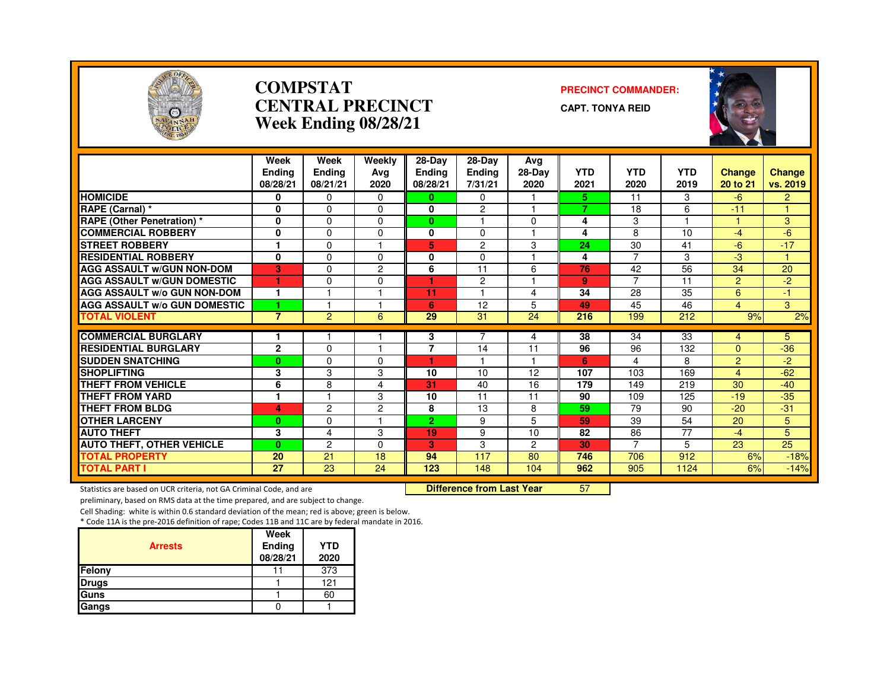# COMPSTAT
# CENTRAL PRECINCT
## Week Ending 08/28/21

**PRECINCT COMMANDER:**

**CAPT. TONYA REID**

| | Week Ending 08/28/21 | Week Ending 08/21/21 | Weekly Avg 2020 | 28-Day Ending 08/28/21 | 28-Day Ending 7/31/21 | Avg 28-Day 2020 | YTD 2021 | YTD 2020 | YTD 2019 | Change 20 to 21 | Change vs. 2019 |
|---|---|---|---|---|---|---|---|---|---|---|---|
| HOMICIDE | 0 | 0 | 0 | 0 | 0 | 1 | 5 | 11 | 3 | -6 | 2 |
| RAPE (Carnal) * | 0 | 0 | 0 | 0 | 2 | 1 | 7 | 18 | 6 | -11 | 1 |
| RAPE (Other Penetration) * | 0 | 0 | 0 | 0 | 1 | 0 | 4 | 3 | 1 | 1 | 3 |
| COMMERCIAL ROBBERY | 0 | 0 | 0 | 0 | 0 | 1 | 4 | 8 | 10 | -4 | -6 |
| STREET ROBBERY | 1 | 0 | 1 | 5 | 2 | 3 | 24 | 30 | 41 | -6 | -17 |
| RESIDENTIAL ROBBERY | 0 | 0 | 0 | 0 | 0 | 1 | 4 | 7 | 3 | -3 | 1 |
| AGG ASSAULT w/GUN NON-DOM | 3 | 0 | 2 | 6 | 11 | 6 | 76 | 42 | 56 | 34 | 20 |
| AGG ASSAULT w/GUN DOMESTIC | 1 | 0 | 0 | 1 | 2 | 1 | 9 | 7 | 11 | 2 | -2 |
| AGG ASSAULT w/o GUN NON-DOM | 1 | 1 | 1 | 11 | 1 | 4 | 34 | 28 | 35 | 6 | -1 |
| AGG ASSAULT w/o GUN DOMESTIC | 1 | 1 | 1 | 6 | 12 | 5 | 49 | 45 | 46 | 4 | 3 |
| TOTAL VIOLENT | 7 | 2 | 6 | 29 | 31 | 24 | 216 | 199 | 212 | 9% | 2% |
| COMMERCIAL BURGLARY | 1 | 1 | 1 | 3 | 7 | 4 | 38 | 34 | 33 | 4 | 5 |
| RESIDENTIAL BURGLARY | 2 | 0 | 1 | 7 | 14 | 11 | 96 | 96 | 132 | 0 | -36 |
| SUDDEN SNATCHING | 0 | 0 | 0 | 1 | 1 | 1 | 6 | 4 | 8 | 2 | -2 |
| SHOPLIFTING | 3 | 3 | 3 | 10 | 10 | 12 | 107 | 103 | 169 | 4 | -62 |
| THEFT FROM VEHICLE | 6 | 8 | 4 | 31 | 40 | 16 | 179 | 149 | 219 | 30 | -40 |
| THEFT FROM YARD | 1 | 1 | 3 | 10 | 11 | 11 | 90 | 109 | 125 | -19 | -35 |
| THEFT FROM BLDG | 4 | 2 | 2 | 8 | 13 | 8 | 59 | 79 | 90 | -20 | -31 |
| OTHER LARCENY | 0 | 0 | 1 | 2 | 9 | 5 | 59 | 39 | 54 | 20 | 5 |
| AUTO THEFT | 3 | 4 | 3 | 19 | 9 | 10 | 82 | 86 | 77 | -4 | 5 |
| AUTO THEFT, OTHER VEHICLE | 0 | 2 | 0 | 3 | 3 | 2 | 30 | 7 | 5 | 23 | 25 |
| TOTAL PROPERTY | 20 | 21 | 18 | 94 | 117 | 80 | 746 | 706 | 912 | 6% | -18% |
| TOTAL PART I | 27 | 23 | 24 | 123 | 148 | 104 | 962 | 905 | 1124 | 6% | -14% |

**Difference from Last Year** 57

Statistics are based on UCR criteria, not GA Criminal Code, and are preliminary, based on RMS data at the time prepared, and are subject to change.

Cell Shading: white is within 0.6 standard deviation of the mean; red is above; green is below.

* Code 11A is the pre-2016 definition of rape; Codes 11B and 11C are by federal mandate in 2016.

| Arrests | Week Ending 08/28/21 | YTD 2020 |
|---|---|---|
| Felony | 11 | 373 |
| Drugs | 1 | 121 |
| Guns | 1 | 60 |
| Gangs | 0 | 1 |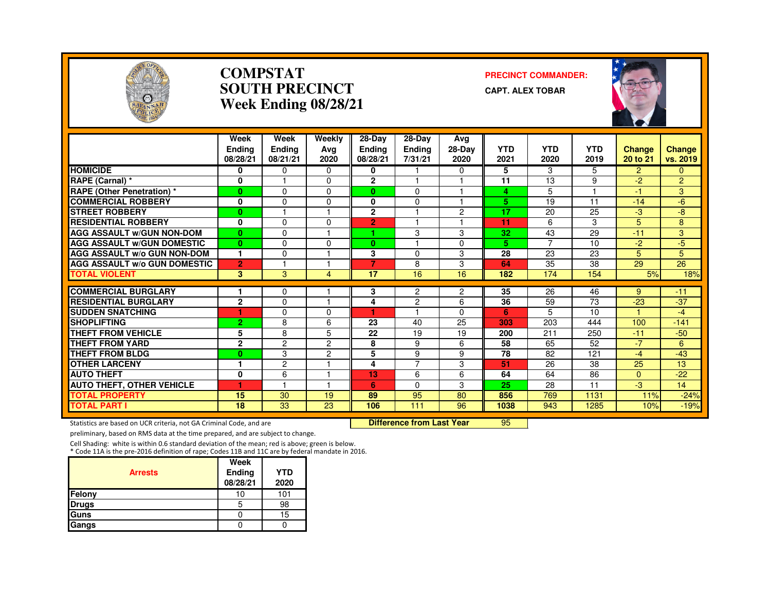# COMPSTAT
# SOUTH PRECINCT
## Week Ending 08/28/21

**PRECINCT COMMANDER:**
**CAPT. ALEX TOBAR**

| | Week Ending 08/28/21 | Week Ending 08/21/21 | Weekly Avg 2020 | 28-Day Ending 08/28/21 | 28-Day Ending 7/31/21 | Avg 28-Day 2020 | YTD 2021 | YTD 2020 | YTD 2019 | Change 20 to 21 | Change vs. 2019 |
|---|---|---|---|---|---|---|---|---|---|---|---|
| HOMICIDE | 0 | 0 | 0 | 0 | 1 | 0 | 5 | 3 | 5 | 2 | 0 |
| RAPE (Carnal) * | 0 | 1 | 0 | 2 | 1 | 1 | 11 | 13 | 9 | -2 | 2 |
| RAPE (Other Penetration) * | 0 | 0 | 0 | 0 | 0 | 1 | 4 | 5 | 1 | -1 | 3 |
| COMMERCIAL ROBBERY | 0 | 0 | 0 | 0 | 0 | 1 | 5 | 19 | 11 | -14 | -6 |
| STREET ROBBERY | 0 | 1 | 1 | 2 | 1 | 2 | 17 | 20 | 25 | -3 | -8 |
| RESIDENTIAL ROBBERY | 0 | 0 | 0 | 2 | 1 | 1 | 11 | 6 | 3 | 5 | 8 |
| AGG ASSAULT w/GUN NON-DOM | 0 | 0 | 1 | 1 | 3 | 3 | 32 | 43 | 29 | -11 | 3 |
| AGG ASSAULT w/GUN DOMESTIC | 0 | 0 | 0 | 0 | 1 | 0 | 5 | 7 | 10 | -2 | -5 |
| AGG ASSAULT w/o GUN NON-DOM | 1 | 0 | 1 | 3 | 0 | 3 | 28 | 23 | 23 | 5 | 5 |
| AGG ASSAULT w/o GUN DOMESTIC | 2 | 1 | 1 | 7 | 8 | 3 | 64 | 35 | 38 | 29 | 26 |
| TOTAL VIOLENT | 3 | 3 | 4 | 17 | 16 | 16 | 182 | 174 | 154 | 5% | 18% |
| COMMERCIAL BURGLARY | 1 | 0 | 1 | 3 | 2 | 2 | 35 | 26 | 46 | 9 | -11 |
| RESIDENTIAL BURGLARY | 2 | 0 | 1 | 4 | 2 | 6 | 36 | 59 | 73 | -23 | -37 |
| SUDDEN SNATCHING | 1 | 0 | 0 | 1 | 1 | 0 | 6 | 5 | 10 | 1 | -4 |
| SHOPLIFTING | 2 | 8 | 6 | 23 | 40 | 25 | 303 | 203 | 444 | 100 | -141 |
| THEFT FROM VEHICLE | 5 | 8 | 5 | 22 | 19 | 19 | 200 | 211 | 250 | -11 | -50 |
| THEFT FROM YARD | 2 | 2 | 2 | 8 | 9 | 6 | 58 | 65 | 52 | -7 | 6 |
| THEFT FROM BLDG | 0 | 3 | 2 | 5 | 9 | 9 | 78 | 82 | 121 | -4 | -43 |
| OTHER LARCENY | 1 | 2 | 1 | 4 | 7 | 3 | 51 | 26 | 38 | 25 | 13 |
| AUTO THEFT | 0 | 6 | 1 | 13 | 6 | 6 | 64 | 64 | 86 | 0 | -22 |
| AUTO THEFT, OTHER VEHICLE | 1 | 1 | 1 | 6 | 0 | 3 | 25 | 28 | 11 | -3 | 14 |
| TOTAL PROPERTY | 15 | 30 | 19 | 89 | 95 | 80 | 856 | 769 | 1131 | 11% | -24% |
| TOTAL PART I | 18 | 33 | 23 | 106 | 111 | 96 | 1038 | 943 | 1285 | 10% | -19% |

**Difference from Last Year** 95

Statistics are based on UCR criteria, not GA Criminal Code, and are preliminary, based on RMS data at the time prepared, and are subject to change.

Cell Shading: white is within 0.6 standard deviation of the mean; red is above; green is below.

* Code 11A is the pre-2016 definition of rape; Codes 11B and 11C are by federal mandate in 2016.

| Arrests | Week Ending 08/28/21 | YTD 2020 |
|---|---|---|
| Felony | 10 | 101 |
| Drugs | 5 | 98 |
| Guns | 0 | 15 |
| Gangs | 0 | 0 |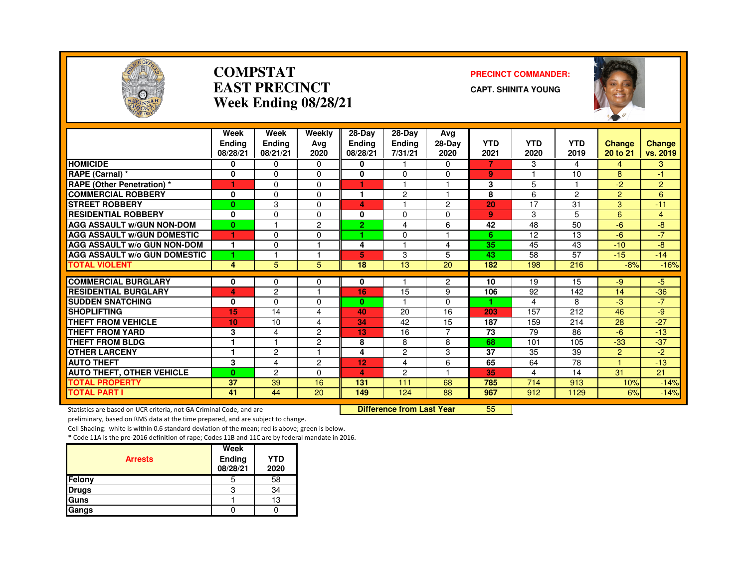# COMPSTAT
# EAST PRECINCT
# Week Ending 08/28/21

**PRECINCT COMMANDER:**

**CAPT. SHINITA YOUNG**

| | Week Ending 08/28/21 | Week Ending 08/21/21 | Weekly Avg 2020 | 28-Day Ending 08/28/21 | 28-Day Ending 7/31/21 | Avg 28-Day 2020 | YTD 2021 | YTD 2020 | YTD 2019 | Change 20 to 21 | Change vs. 2019 |
|---|---|---|---|---|---|---|---|---|---|---|---|
| HOMICIDE | 0 | 0 | 0 | 0 | 1 | 0 | 7 | 3 | 4 | 4 | 3 |
| RAPE (Carnal) * | 0 | 0 | 0 | 0 | 0 | 0 | 9 | 1 | 10 | 8 | -1 |
| RAPE (Other Penetration) * | 1 | 0 | 0 | 1 | 1 | 1 | 3 | 5 | 1 | -2 | 2 |
| COMMERCIAL ROBBERY | 0 | 0 | 0 | 1 | 2 | 1 | 8 | 6 | 2 | 2 | 6 |
| STREET ROBBERY | 0 | 3 | 0 | 4 | 1 | 2 | 20 | 17 | 31 | 3 | -11 |
| RESIDENTIAL ROBBERY | 0 | 0 | 0 | 0 | 0 | 0 | 9 | 3 | 5 | 6 | 4 |
| AGG ASSAULT w/GUN NON-DOM | 0 | 1 | 2 | 2 | 4 | 6 | 42 | 48 | 50 | -6 | -8 |
| AGG ASSAULT w/GUN DOMESTIC | 1 | 0 | 0 | 1 | 0 | 1 | 6 | 12 | 13 | -6 | -7 |
| AGG ASSAULT w/o GUN NON-DOM | 1 | 0 | 1 | 4 | 1 | 4 | 35 | 45 | 43 | -10 | -8 |
| AGG ASSAULT w/o GUN DOMESTIC | 1 | 1 | 1 | 5 | 3 | 5 | 43 | 58 | 57 | -15 | -14 |
| TOTAL VIOLENT | 4 | 5 | 5 | 18 | 13 | 20 | 182 | 198 | 216 | -8% | -16% |
| COMMERCIAL BURGLARY | 0 | 0 | 0 | 0 | 1 | 2 | 10 | 19 | 15 | -9 | -5 |
| RESIDENTIAL BURGLARY | 4 | 2 | 1 | 16 | 15 | 9 | 106 | 92 | 142 | 14 | -36 |
| SUDDEN SNATCHING | 0 | 0 | 0 | 0 | 1 | 0 | 1 | 4 | 8 | -3 | -7 |
| SHOPLIFTING | 15 | 14 | 4 | 40 | 20 | 16 | 203 | 157 | 212 | 46 | -9 |
| THEFT FROM VEHICLE | 10 | 10 | 4 | 34 | 42 | 15 | 187 | 159 | 214 | 28 | -27 |
| THEFT FROM YARD | 3 | 4 | 2 | 13 | 16 | 7 | 73 | 79 | 86 | -6 | -13 |
| THEFT FROM BLDG | 1 | 1 | 2 | 8 | 8 | 8 | 68 | 101 | 105 | -33 | -37 |
| OTHER LARCENY | 1 | 2 | 1 | 4 | 2 | 3 | 37 | 35 | 39 | 2 | -2 |
| AUTO THEFT | 3 | 4 | 2 | 12 | 4 | 6 | 65 | 64 | 78 | 1 | -13 |
| AUTO THEFT, OTHER VEHICLE | 0 | 2 | 0 | 4 | 2 | 1 | 35 | 4 | 14 | 31 | 21 |
| TOTAL PROPERTY | 37 | 39 | 16 | 131 | 111 | 68 | 785 | 714 | 913 | 10% | -14% |
| TOTAL PART I | 41 | 44 | 20 | 149 | 124 | 88 | 967 | 912 | 1129 | 6% | -14% |

**Difference from Last Year** 55

Statistics are based on UCR criteria, not GA Criminal Code, and are preliminary, based on RMS data at the time prepared, and are subject to change.

Cell Shading: white is within 0.6 standard deviation of the mean; red is above; green is below.

* Code 11A is the pre-2016 definition of rape; Codes 11B and 11C are by federal mandate in 2016.

| Arrests | Week Ending 08/28/21 | YTD 2020 |
|---|---|---|
| Felony | 5 | 58 |
| Drugs | 3 | 34 |
| Guns | 1 | 13 |
| Gangs | 0 | 0 |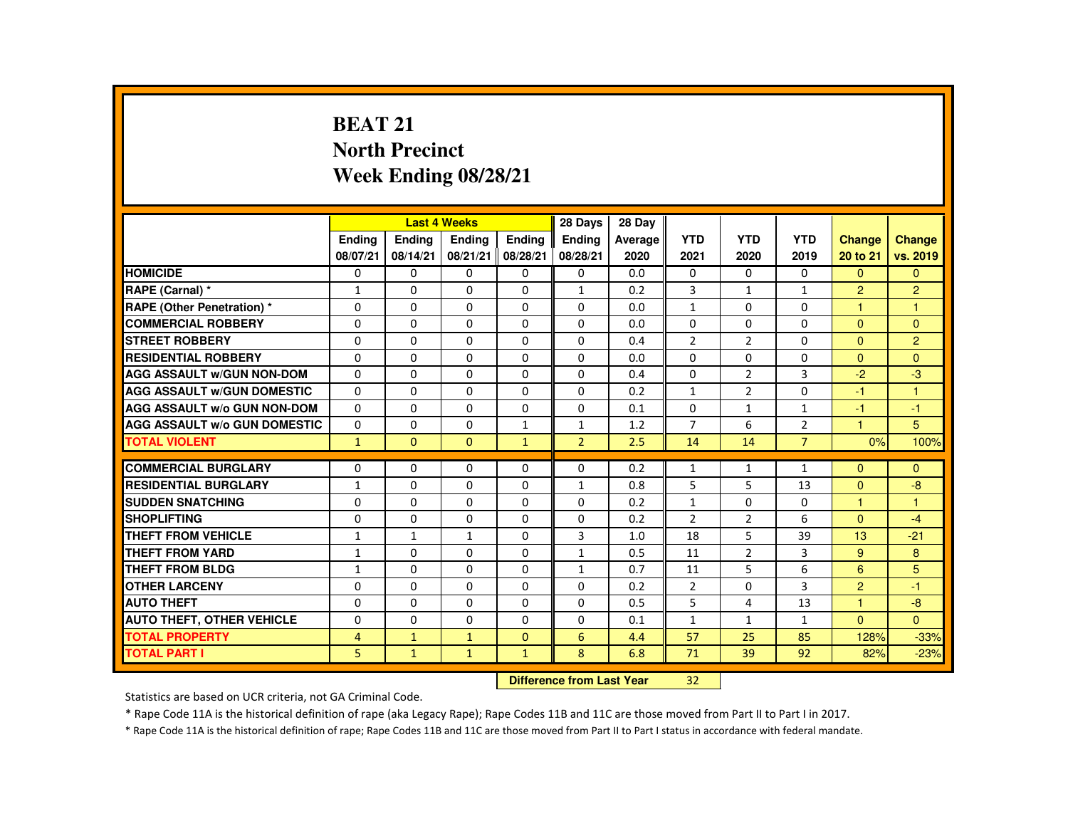# BEAT 21
# North Precinct
# Week Ending 08/28/21

| | Last 4 Weeks | | | | 28 Days | 28 Day | | | | | |
|---|---|---|---|---|---|---|---|---|---|---|---|
| | Ending 08/07/21 | Ending 08/14/21 | Ending 08/21/21 | Ending 08/28/21 | Ending 08/28/21 | Average 2020 | YTD 2021 | YTD 2020 | YTD 2019 | Change 20 to 21 | Change vs. 2019 |
| HOMICIDE | 0 | 0 | 0 | 0 | 0 | 0.0 | 0 | 0 | 0 | 0 | 0 |
| RAPE (Carnal) * | 1 | 0 | 0 | 0 | 1 | 0.2 | 3 | 1 | 1 | 2 | 2 |
| RAPE (Other Penetration) * | 0 | 0 | 0 | 0 | 0 | 0.0 | 1 | 0 | 0 | 1 | 1 |
| COMMERCIAL ROBBERY | 0 | 0 | 0 | 0 | 0 | 0.0 | 0 | 0 | 0 | 0 | 0 |
| STREET ROBBERY | 0 | 0 | 0 | 0 | 0 | 0.4 | 2 | 2 | 0 | 0 | 2 |
| RESIDENTIAL ROBBERY | 0 | 0 | 0 | 0 | 0 | 0.0 | 0 | 0 | 0 | 0 | 0 |
| AGG ASSAULT w/GUN NON-DOM | 0 | 0 | 0 | 0 | 0 | 0.4 | 0 | 2 | 3 | -2 | -3 |
| AGG ASSAULT w/GUN DOMESTIC | 0 | 0 | 0 | 0 | 0 | 0.2 | 1 | 2 | 0 | -1 | 1 |
| AGG ASSAULT w/o GUN NON-DOM | 0 | 0 | 0 | 0 | 0 | 0.1 | 0 | 1 | 1 | -1 | -1 |
| AGG ASSAULT w/o GUN DOMESTIC | 0 | 0 | 0 | 1 | 1 | 1.2 | 7 | 6 | 2 | 1 | 5 |
| TOTAL VIOLENT | 1 | 0 | 0 | 1 | 2 | 2.5 | 14 | 14 | 7 | 0% | 100% |
| COMMERCIAL BURGLARY | 0 | 0 | 0 | 0 | 0 | 0.2 | 1 | 1 | 1 | 0 | 0 |
| RESIDENTIAL BURGLARY | 1 | 0 | 0 | 0 | 1 | 0.8 | 5 | 5 | 13 | 0 | -8 |
| SUDDEN SNATCHING | 0 | 0 | 0 | 0 | 0 | 0.2 | 1 | 0 | 0 | 1 | 1 |
| SHOPLIFTING | 0 | 0 | 0 | 0 | 0 | 0.2 | 2 | 2 | 6 | 0 | -4 |
| THEFT FROM VEHICLE | 1 | 1 | 1 | 0 | 3 | 1.0 | 18 | 5 | 39 | 13 | -21 |
| THEFT FROM YARD | 1 | 0 | 0 | 0 | 1 | 0.5 | 11 | 2 | 3 | 9 | 8 |
| THEFT FROM BLDG | 1 | 0 | 0 | 0 | 1 | 0.7 | 11 | 5 | 6 | 6 | 5 |
| OTHER LARCENY | 0 | 0 | 0 | 0 | 0 | 0.2 | 2 | 0 | 3 | 2 | -1 |
| AUTO THEFT | 0 | 0 | 0 | 0 | 0 | 0.5 | 5 | 4 | 13 | 1 | -8 |
| AUTO THEFT, OTHER VEHICLE | 0 | 0 | 0 | 0 | 0 | 0.1 | 1 | 1 | 1 | 0 | 0 |
| TOTAL PROPERTY | 4 | 1 | 1 | 0 | 6 | 4.4 | 57 | 25 | 85 | 128% | -33% |
| TOTAL PART I | 5 | 1 | 1 | 1 | 8 | 6.8 | 71 | 39 | 92 | 82% | -23% |

**Difference from Last Year** 32

Statistics are based on UCR criteria, not GA Criminal Code.

* Rape Code 11A is the historical definition of rape (aka Legacy Rape); Rape Codes 11B and 11C are those moved from Part II to Part I in 2017.

* Rape Code 11A is the historical definition of rape; Rape Codes 11B and 11C are those moved from Part II to Part I status in accordance with federal mandate.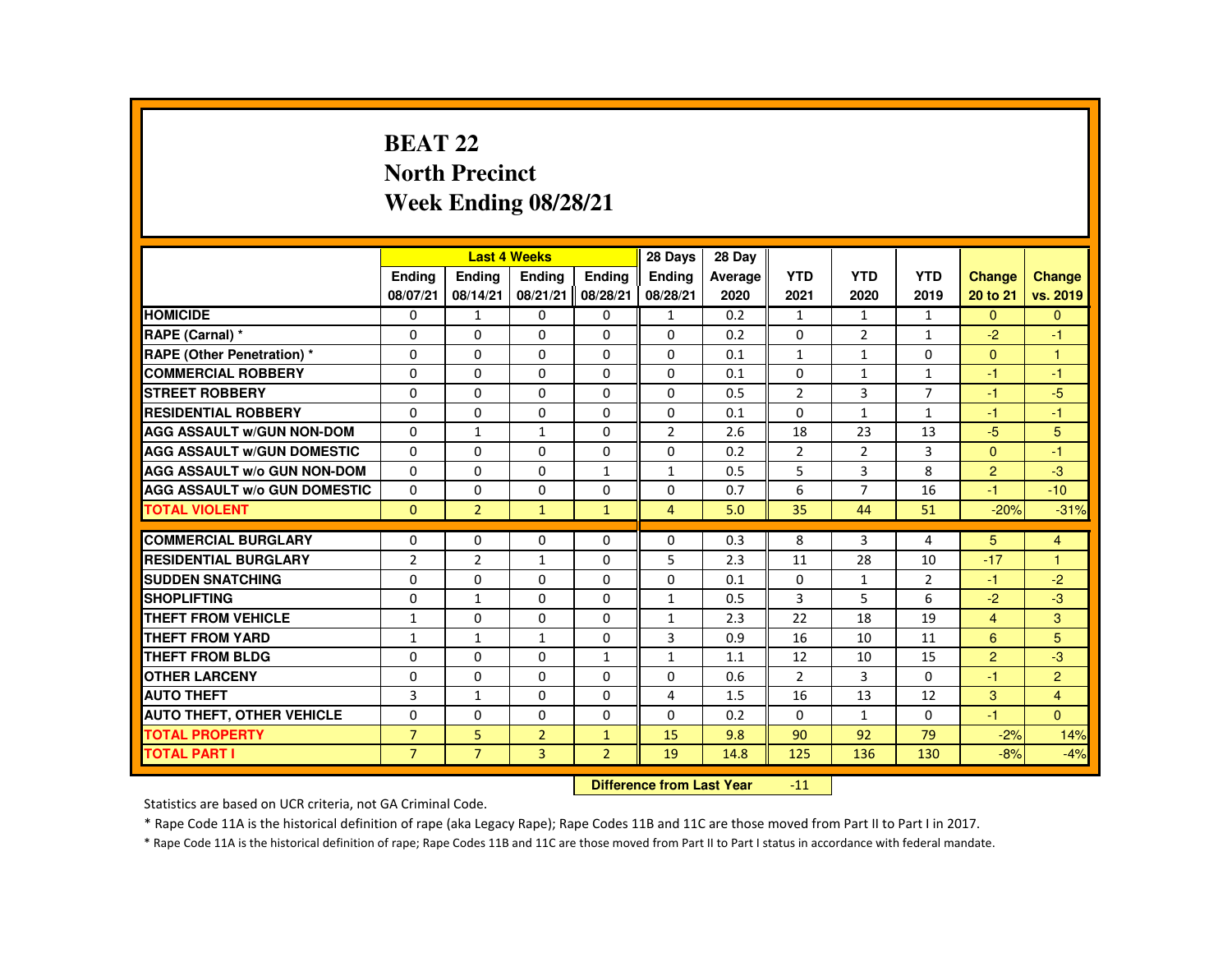# BEAT 22
## North Precinct
## Week Ending 08/28/21

| | Last 4 Weeks | | | | 28 Days | 28 Day | | | | | |
|---|---|---|---|---|---|---|---|---|---|---|---|
| | Ending 08/07/21 | Ending 08/14/21 | Ending 08/21/21 | Ending 08/28/21 | Ending 08/28/21 | Average 2020 | YTD 2021 | YTD 2020 | YTD 2019 | Change 20 to 21 | Change vs. 2019 |
| HOMICIDE | 0 | 1 | 0 | 0 | 1 | 0.2 | 1 | 1 | 1 | 0 | 0 |
| RAPE (Carnal) * | 0 | 0 | 0 | 0 | 0 | 0.2 | 0 | 2 | 1 | -2 | -1 |
| RAPE (Other Penetration) * | 0 | 0 | 0 | 0 | 0 | 0.1 | 1 | 1 | 0 | 0 | 1 |
| COMMERCIAL ROBBERY | 0 | 0 | 0 | 0 | 0 | 0.1 | 0 | 1 | 1 | -1 | -1 |
| STREET ROBBERY | 0 | 0 | 0 | 0 | 0 | 0.5 | 2 | 3 | 7 | -1 | -5 |
| RESIDENTIAL ROBBERY | 0 | 0 | 0 | 0 | 0 | 0.1 | 0 | 1 | 1 | -1 | -1 |
| AGG ASSAULT w/GUN NON-DOM | 0 | 1 | 1 | 0 | 2 | 2.6 | 18 | 23 | 13 | -5 | 5 |
| AGG ASSAULT w/GUN DOMESTIC | 0 | 0 | 0 | 0 | 0 | 0.2 | 2 | 2 | 3 | 0 | -1 |
| AGG ASSAULT w/o GUN NON-DOM | 0 | 0 | 0 | 1 | 1 | 0.5 | 5 | 3 | 8 | 2 | -3 |
| AGG ASSAULT w/o GUN DOMESTIC | 0 | 0 | 0 | 0 | 0 | 0.7 | 6 | 7 | 16 | -1 | -10 |
| TOTAL VIOLENT | 0 | 2 | 1 | 1 | 4 | 5.0 | 35 | 44 | 51 | -20% | -31% |
| COMMERCIAL BURGLARY | 0 | 0 | 0 | 0 | 0 | 0.3 | 8 | 3 | 4 | 5 | 4 |
| RESIDENTIAL BURGLARY | 2 | 2 | 1 | 0 | 5 | 2.3 | 11 | 28 | 10 | -17 | 1 |
| SUDDEN SNATCHING | 0 | 0 | 0 | 0 | 0 | 0.1 | 0 | 1 | 2 | -1 | -2 |
| SHOPLIFTING | 0 | 1 | 0 | 0 | 1 | 0.5 | 3 | 5 | 6 | -2 | -3 |
| THEFT FROM VEHICLE | 1 | 0 | 0 | 0 | 1 | 2.3 | 22 | 18 | 19 | 4 | 3 |
| THEFT FROM YARD | 1 | 1 | 1 | 0 | 3 | 0.9 | 16 | 10 | 11 | 6 | 5 |
| THEFT FROM BLDG | 0 | 0 | 0 | 1 | 1 | 1.1 | 12 | 10 | 15 | 2 | -3 |
| OTHER LARCENY | 0 | 0 | 0 | 0 | 0 | 0.6 | 2 | 3 | 0 | -1 | 2 |
| AUTO THEFT | 3 | 1 | 0 | 0 | 4 | 1.5 | 16 | 13 | 12 | 3 | 4 |
| AUTO THEFT, OTHER VEHICLE | 0 | 0 | 0 | 0 | 0 | 0.2 | 0 | 1 | 0 | -1 | 0 |
| TOTAL PROPERTY | 7 | 5 | 2 | 1 | 15 | 9.8 | 90 | 92 | 79 | -2% | 14% |
| TOTAL PART I | 7 | 7 | 3 | 2 | 19 | 14.8 | 125 | 136 | 130 | -8% | -4% |

**Difference from Last Year** -11

Statistics are based on UCR criteria, not GA Criminal Code.

* Rape Code 11A is the historical definition of rape (aka Legacy Rape); Rape Codes 11B and 11C are those moved from Part II to Part I in 2017.

* Rape Code 11A is the historical definition of rape; Rape Codes 11B and 11C are those moved from Part II to Part I status in accordance with federal mandate.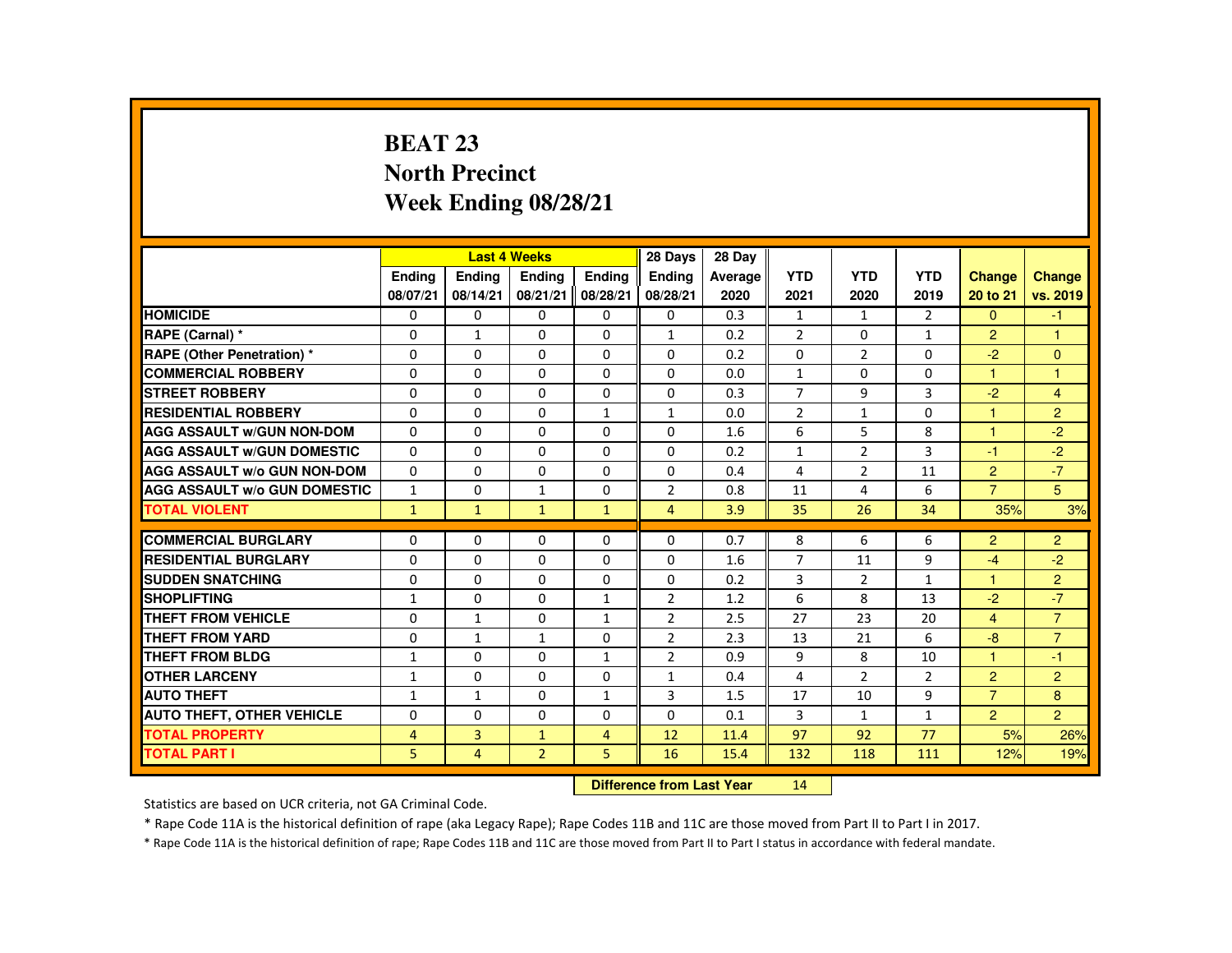# BEAT 23
# North Precinct
# Week Ending 08/28/21

| | Last 4 Weeks | | | | 28 Days | 28 Day | | | | | |
|---|---|---|---|---|---|---|---|---|---|---|---|
| | Ending 08/07/21 | Ending 08/14/21 | Ending 08/21/21 | Ending 08/28/21 | Ending 08/28/21 | Average 2020 | YTD 2021 | YTD 2020 | YTD 2019 | Change 20 to 21 | Change vs. 2019 |
| HOMICIDE | 0 | 0 | 0 | 0 | 0 | 0.3 | 1 | 1 | 2 | 0 | -1 |
| RAPE (Carnal) * | 0 | 1 | 0 | 0 | 1 | 0.2 | 2 | 0 | 1 | 2 | 1 |
| RAPE (Other Penetration) * | 0 | 0 | 0 | 0 | 0 | 0.2 | 0 | 2 | 0 | -2 | 0 |
| COMMERCIAL ROBBERY | 0 | 0 | 0 | 0 | 0 | 0.0 | 1 | 0 | 0 | 1 | 1 |
| STREET ROBBERY | 0 | 0 | 0 | 0 | 0 | 0.3 | 7 | 9 | 3 | -2 | 4 |
| RESIDENTIAL ROBBERY | 0 | 0 | 0 | 1 | 1 | 0.0 | 2 | 1 | 0 | 1 | 2 |
| AGG ASSAULT w/GUN NON-DOM | 0 | 0 | 0 | 0 | 0 | 1.6 | 6 | 5 | 8 | 1 | -2 |
| AGG ASSAULT w/GUN DOMESTIC | 0 | 0 | 0 | 0 | 0 | 0.2 | 1 | 2 | 3 | -1 | -2 |
| AGG ASSAULT w/o GUN NON-DOM | 0 | 0 | 0 | 0 | 0 | 0.4 | 4 | 2 | 11 | 2 | -7 |
| AGG ASSAULT w/o GUN DOMESTIC | 1 | 0 | 1 | 0 | 2 | 0.8 | 11 | 4 | 6 | 7 | 5 |
| TOTAL VIOLENT | 1 | 1 | 1 | 1 | 4 | 3.9 | 35 | 26 | 34 | 35% | 3% |
| COMMERCIAL BURGLARY | 0 | 0 | 0 | 0 | 0 | 0.7 | 8 | 6 | 6 | 2 | 2 |
| RESIDENTIAL BURGLARY | 0 | 0 | 0 | 0 | 0 | 1.6 | 7 | 11 | 9 | -4 | -2 |
| SUDDEN SNATCHING | 0 | 0 | 0 | 0 | 0 | 0.2 | 3 | 2 | 1 | 1 | 2 |
| SHOPLIFTING | 1 | 0 | 0 | 1 | 2 | 1.2 | 6 | 8 | 13 | -2 | -7 |
| THEFT FROM VEHICLE | 0 | 1 | 0 | 1 | 2 | 2.5 | 27 | 23 | 20 | 4 | 7 |
| THEFT FROM YARD | 0 | 1 | 1 | 0 | 2 | 2.3 | 13 | 21 | 6 | -8 | 7 |
| THEFT FROM BLDG | 1 | 0 | 0 | 1 | 2 | 0.9 | 9 | 8 | 10 | 1 | -1 |
| OTHER LARCENY | 1 | 0 | 0 | 0 | 1 | 0.4 | 4 | 2 | 2 | 2 | 2 |
| AUTO THEFT | 1 | 1 | 0 | 1 | 3 | 1.5 | 17 | 10 | 9 | 7 | 8 |
| AUTO THEFT, OTHER VEHICLE | 0 | 0 | 0 | 0 | 0 | 0.1 | 3 | 1 | 1 | 2 | 2 |
| TOTAL PROPERTY | 4 | 3 | 1 | 4 | 12 | 11.4 | 97 | 92 | 77 | 5% | 26% |
| TOTAL PART I | 5 | 4 | 2 | 5 | 16 | 15.4 | 132 | 118 | 111 | 12% | 19% |

**Difference from Last Year** 14

Statistics are based on UCR criteria, not GA Criminal Code.

* Rape Code 11A is the historical definition of rape (aka Legacy Rape); Rape Codes 11B and 11C are those moved from Part II to Part I in 2017.

* Rape Code 11A is the historical definition of rape; Rape Codes 11B and 11C are those moved from Part II to Part I status in accordance with federal mandate.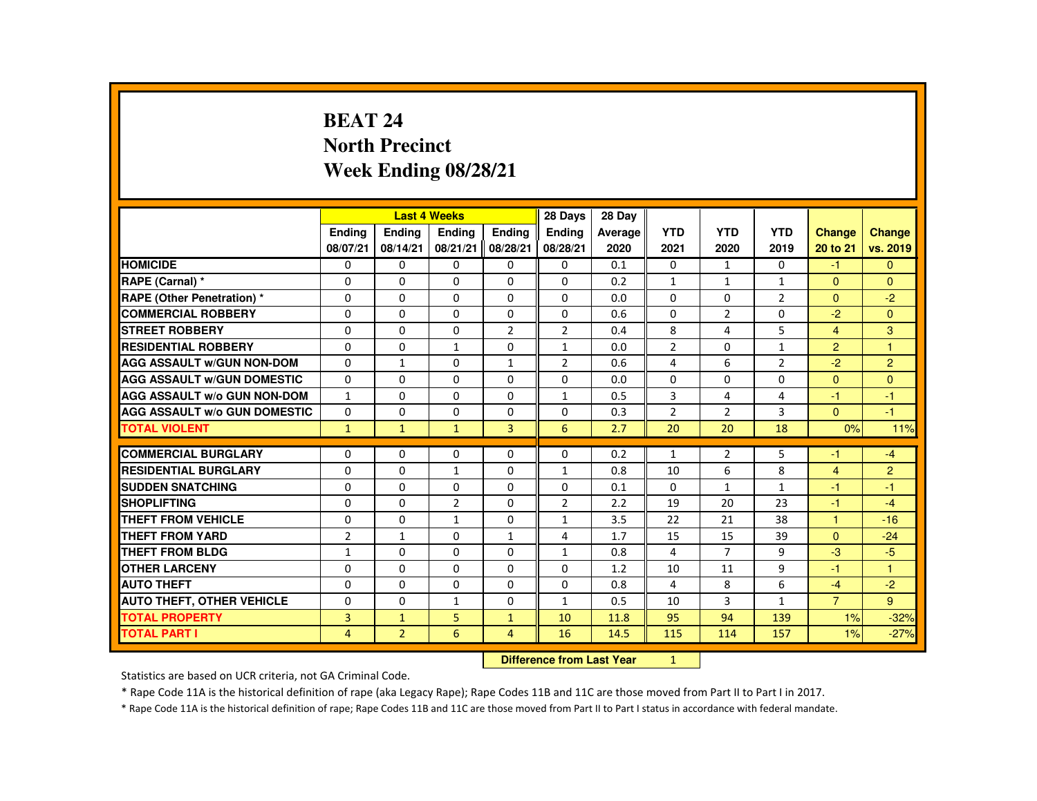# BEAT 24
# North Precinct
# Week Ending 08/28/21

| | Last 4 Weeks | | | | 28 Days | 28 Day | | | | | |
|---|---|---|---|---|---|---|---|---|---|---|---|
| | Ending 08/07/21 | Ending 08/14/21 | Ending 08/21/21 | Ending 08/28/21 | Ending 08/28/21 | Average 2020 | YTD 2021 | YTD 2020 | YTD 2019 | Change 20 to 21 | Change vs. 2019 |
| HOMICIDE | 0 | 0 | 0 | 0 | 0 | 0.1 | 0 | 1 | 0 | -1 | 0 |
| RAPE (Carnal) * | 0 | 0 | 0 | 0 | 0 | 0.2 | 1 | 1 | 1 | 0 | 0 |
| RAPE (Other Penetration) * | 0 | 0 | 0 | 0 | 0 | 0.0 | 0 | 0 | 2 | 0 | -2 |
| COMMERCIAL ROBBERY | 0 | 0 | 0 | 0 | 0 | 0.6 | 0 | 2 | 0 | -2 | 0 |
| STREET ROBBERY | 0 | 0 | 0 | 2 | 2 | 0.4 | 8 | 4 | 5 | 4 | 3 |
| RESIDENTIAL ROBBERY | 0 | 0 | 1 | 0 | 1 | 0.0 | 2 | 0 | 1 | 2 | 1 |
| AGG ASSAULT w/GUN NON-DOM | 0 | 1 | 0 | 1 | 2 | 0.6 | 4 | 6 | 2 | -2 | 2 |
| AGG ASSAULT w/GUN DOMESTIC | 0 | 0 | 0 | 0 | 0 | 0.0 | 0 | 0 | 0 | 0 | 0 |
| AGG ASSAULT w/o GUN NON-DOM | 1 | 0 | 0 | 0 | 1 | 0.5 | 3 | 4 | 4 | -1 | -1 |
| AGG ASSAULT w/o GUN DOMESTIC | 0 | 0 | 0 | 0 | 0 | 0.3 | 2 | 2 | 3 | 0 | -1 |
| TOTAL VIOLENT | 1 | 1 | 1 | 3 | 6 | 2.7 | 20 | 20 | 18 | 0% | 11% |
| COMMERCIAL BURGLARY | 0 | 0 | 0 | 0 | 0 | 0.2 | 1 | 2 | 5 | -1 | -4 |
| RESIDENTIAL BURGLARY | 0 | 0 | 1 | 0 | 1 | 0.8 | 10 | 6 | 8 | 4 | 2 |
| SUDDEN SNATCHING | 0 | 0 | 0 | 0 | 0 | 0.1 | 0 | 1 | 1 | -1 | -1 |
| SHOPLIFTING | 0 | 0 | 2 | 0 | 2 | 2.2 | 19 | 20 | 23 | -1 | -4 |
| THEFT FROM VEHICLE | 0 | 0 | 1 | 0 | 1 | 3.5 | 22 | 21 | 38 | 1 | -16 |
| THEFT FROM YARD | 2 | 1 | 0 | 1 | 4 | 1.7 | 15 | 15 | 39 | 0 | -24 |
| THEFT FROM BLDG | 1 | 0 | 0 | 0 | 1 | 0.8 | 4 | 7 | 9 | -3 | -5 |
| OTHER LARCENY | 0 | 0 | 0 | 0 | 0 | 1.2 | 10 | 11 | 9 | -1 | 1 |
| AUTO THEFT | 0 | 0 | 0 | 0 | 0 | 0.8 | 4 | 8 | 6 | -4 | -2 |
| AUTO THEFT, OTHER VEHICLE | 0 | 0 | 1 | 0 | 1 | 0.5 | 10 | 3 | 1 | 7 | 9 |
| TOTAL PROPERTY | 3 | 1 | 5 | 1 | 10 | 11.8 | 95 | 94 | 139 | 1% | -32% |
| TOTAL PART I | 4 | 2 | 6 | 4 | 16 | 14.5 | 115 | 114 | 157 | 1% | -27% |

**Difference from Last Year** 1

Statistics are based on UCR criteria, not GA Criminal Code.

* Rape Code 11A is the historical definition of rape (aka Legacy Rape); Rape Codes 11B and 11C are those moved from Part II to Part I in 2017.

* Rape Code 11A is the historical definition of rape; Rape Codes 11B and 11C are those moved from Part II to Part I status in accordance with federal mandate.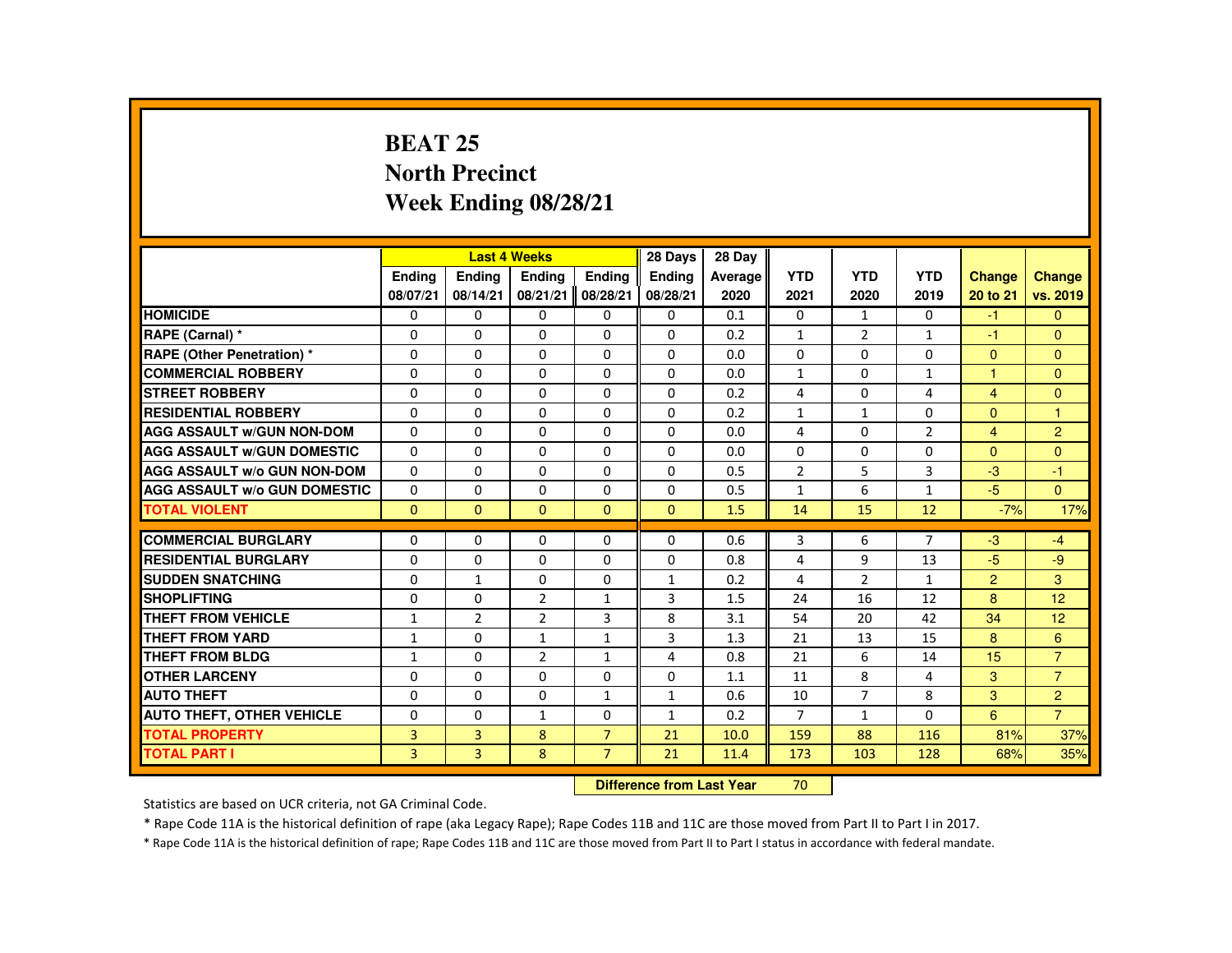# BEAT 25
# North Precinct
# Week Ending 08/28/21

| | Last 4 Weeks | | | | 28 Days | 28 Day | | | | | |
|---|---|---|---|---|---|---|---|---|---|---|---|
| | Ending 08/07/21 | Ending 08/14/21 | Ending 08/21/21 | Ending 08/28/21 | Ending 08/28/21 | Average 2020 | YTD 2021 | YTD 2020 | YTD 2019 | Change 20 to 21 | Change vs. 2019 |
| HOMICIDE | 0 | 0 | 0 | 0 | 0 | 0.1 | 0 | 1 | 0 | -1 | 0 |
| RAPE (Carnal) * | 0 | 0 | 0 | 0 | 0 | 0.2 | 1 | 2 | 1 | -1 | 0 |
| RAPE (Other Penetration) * | 0 | 0 | 0 | 0 | 0 | 0.0 | 0 | 0 | 0 | 0 | 0 |
| COMMERCIAL ROBBERY | 0 | 0 | 0 | 0 | 0 | 0.0 | 1 | 0 | 1 | 1 | 0 |
| STREET ROBBERY | 0 | 0 | 0 | 0 | 0 | 0.2 | 4 | 0 | 4 | 4 | 0 |
| RESIDENTIAL ROBBERY | 0 | 0 | 0 | 0 | 0 | 0.2 | 1 | 1 | 0 | 0 | 1 |
| AGG ASSAULT w/GUN NON-DOM | 0 | 0 | 0 | 0 | 0 | 0.0 | 4 | 0 | 2 | 4 | 2 |
| AGG ASSAULT w/GUN DOMESTIC | 0 | 0 | 0 | 0 | 0 | 0.0 | 0 | 0 | 0 | 0 | 0 |
| AGG ASSAULT w/o GUN NON-DOM | 0 | 0 | 0 | 0 | 0 | 0.5 | 2 | 5 | 3 | -3 | -1 |
| AGG ASSAULT w/o GUN DOMESTIC | 0 | 0 | 0 | 0 | 0 | 0.5 | 1 | 6 | 1 | -5 | 0 |
| TOTAL VIOLENT | 0 | 0 | 0 | 0 | 0 | 1.5 | 14 | 15 | 12 | -7% | 17% |
| COMMERCIAL BURGLARY | 0 | 0 | 0 | 0 | 0 | 0.6 | 3 | 6 | 7 | -3 | -4 |
| RESIDENTIAL BURGLARY | 0 | 0 | 0 | 0 | 0 | 0.8 | 4 | 9 | 13 | -5 | -9 |
| SUDDEN SNATCHING | 0 | 1 | 0 | 0 | 1 | 0.2 | 4 | 2 | 1 | 2 | 3 |
| SHOPLIFTING | 0 | 0 | 2 | 1 | 3 | 1.5 | 24 | 16 | 12 | 8 | 12 |
| THEFT FROM VEHICLE | 1 | 2 | 2 | 3 | 8 | 3.1 | 54 | 20 | 42 | 34 | 12 |
| THEFT FROM YARD | 1 | 0 | 1 | 1 | 3 | 1.3 | 21 | 13 | 15 | 8 | 6 |
| THEFT FROM BLDG | 1 | 0 | 2 | 1 | 4 | 0.8 | 21 | 6 | 14 | 15 | 7 |
| OTHER LARCENY | 0 | 0 | 0 | 0 | 0 | 1.1 | 11 | 8 | 4 | 3 | 7 |
| AUTO THEFT | 0 | 0 | 0 | 1 | 1 | 0.6 | 10 | 7 | 8 | 3 | 2 |
| AUTO THEFT, OTHER VEHICLE | 0 | 0 | 1 | 0 | 1 | 0.2 | 7 | 1 | 0 | 6 | 7 |
| TOTAL PROPERTY | 3 | 3 | 8 | 7 | 21 | 10.0 | 159 | 88 | 116 | 81% | 37% |
| TOTAL PART I | 3 | 3 | 8 | 7 | 21 | 11.4 | 173 | 103 | 128 | 68% | 35% |

**Difference from Last Year** 70

Statistics are based on UCR criteria, not GA Criminal Code.

* Rape Code 11A is the historical definition of rape (aka Legacy Rape); Rape Codes 11B and 11C are those moved from Part II to Part I in 2017.

* Rape Code 11A is the historical definition of rape; Rape Codes 11B and 11C are those moved from Part II to Part I status in accordance with federal mandate.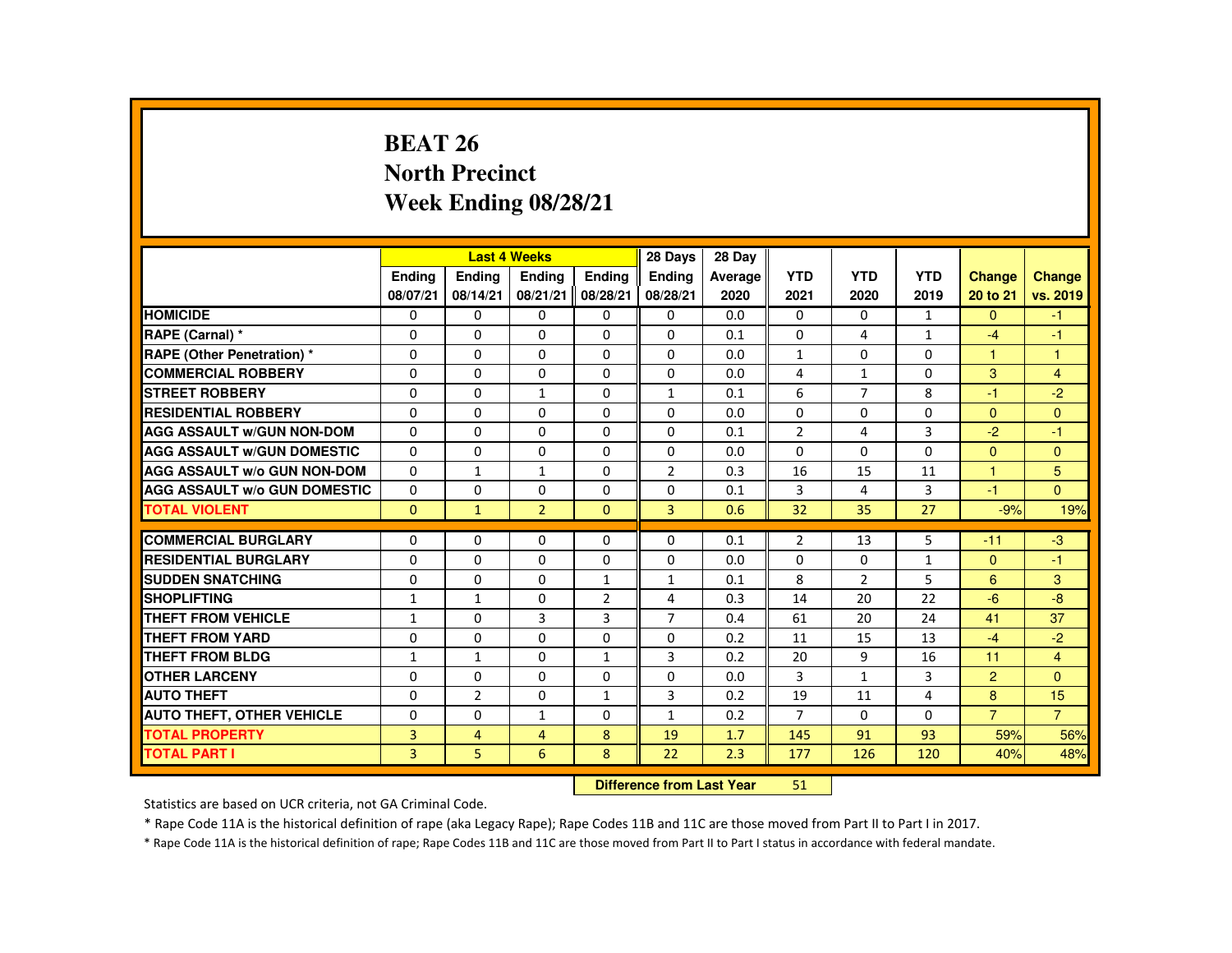# BEAT 26
# North Precinct
# Week Ending 08/28/21

| | Last 4 Weeks | | | | 28 Days | 28 Day | | | | | |
|---|---|---|---|---|---|---|---|---|---|---|---|
| | Ending 08/07/21 | Ending 08/14/21 | Ending 08/21/21 | Ending 08/28/21 | Ending 08/28/21 | Average 2020 | YTD 2021 | YTD 2020 | YTD 2019 | Change 20 to 21 | Change vs. 2019 |
| HOMICIDE | 0 | 0 | 0 | 0 | 0 | 0.0 | 0 | 0 | 1 | 0 | -1 |
| RAPE (Carnal) * | 0 | 0 | 0 | 0 | 0 | 0.1 | 0 | 4 | 1 | -4 | -1 |
| RAPE (Other Penetration) * | 0 | 0 | 0 | 0 | 0 | 0.0 | 1 | 0 | 0 | 1 | 1 |
| COMMERCIAL ROBBERY | 0 | 0 | 0 | 0 | 0 | 0.0 | 4 | 1 | 0 | 3 | 4 |
| STREET ROBBERY | 0 | 0 | 1 | 0 | 1 | 0.1 | 6 | 7 | 8 | -1 | -2 |
| RESIDENTIAL ROBBERY | 0 | 0 | 0 | 0 | 0 | 0.0 | 0 | 0 | 0 | 0 | 0 |
| AGG ASSAULT w/GUN NON-DOM | 0 | 0 | 0 | 0 | 0 | 0.1 | 2 | 4 | 3 | -2 | -1 |
| AGG ASSAULT w/GUN DOMESTIC | 0 | 0 | 0 | 0 | 0 | 0.0 | 0 | 0 | 0 | 0 | 0 |
| AGG ASSAULT w/o GUN NON-DOM | 0 | 1 | 1 | 0 | 2 | 0.3 | 16 | 15 | 11 | 1 | 5 |
| AGG ASSAULT w/o GUN DOMESTIC | 0 | 0 | 0 | 0 | 0 | 0.1 | 3 | 4 | 3 | -1 | 0 |
| TOTAL VIOLENT | 0 | 1 | 2 | 0 | 3 | 0.6 | 32 | 35 | 27 | -9% | 19% |
| COMMERCIAL BURGLARY | 0 | 0 | 0 | 0 | 0 | 0.1 | 2 | 13 | 5 | -11 | -3 |
| RESIDENTIAL BURGLARY | 0 | 0 | 0 | 0 | 0 | 0.0 | 0 | 0 | 1 | 0 | -1 |
| SUDDEN SNATCHING | 0 | 0 | 0 | 1 | 1 | 0.1 | 8 | 2 | 5 | 6 | 3 |
| SHOPLIFTING | 1 | 1 | 0 | 2 | 4 | 0.3 | 14 | 20 | 22 | -6 | -8 |
| THEFT FROM VEHICLE | 1 | 0 | 3 | 3 | 7 | 0.4 | 61 | 20 | 24 | 41 | 37 |
| THEFT FROM YARD | 0 | 0 | 0 | 0 | 0 | 0.2 | 11 | 15 | 13 | -4 | -2 |
| THEFT FROM BLDG | 1 | 1 | 0 | 1 | 3 | 0.2 | 20 | 9 | 16 | 11 | 4 |
| OTHER LARCENY | 0 | 0 | 0 | 0 | 0 | 0.0 | 3 | 1 | 3 | 2 | 0 |
| AUTO THEFT | 0 | 2 | 0 | 1 | 3 | 0.2 | 19 | 11 | 4 | 8 | 15 |
| AUTO THEFT, OTHER VEHICLE | 0 | 0 | 1 | 0 | 1 | 0.2 | 7 | 0 | 0 | 7 | 7 |
| TOTAL PROPERTY | 3 | 4 | 4 | 8 | 19 | 1.7 | 145 | 91 | 93 | 59% | 56% |
| TOTAL PART I | 3 | 5 | 6 | 8 | 22 | 2.3 | 177 | 126 | 120 | 40% | 48% |

**Difference from Last Year** 51

Statistics are based on UCR criteria, not GA Criminal Code.

* Rape Code 11A is the historical definition of rape (aka Legacy Rape); Rape Codes 11B and 11C are those moved from Part II to Part I in 2017.

* Rape Code 11A is the historical definition of rape; Rape Codes 11B and 11C are those moved from Part II to Part I status in accordance with federal mandate.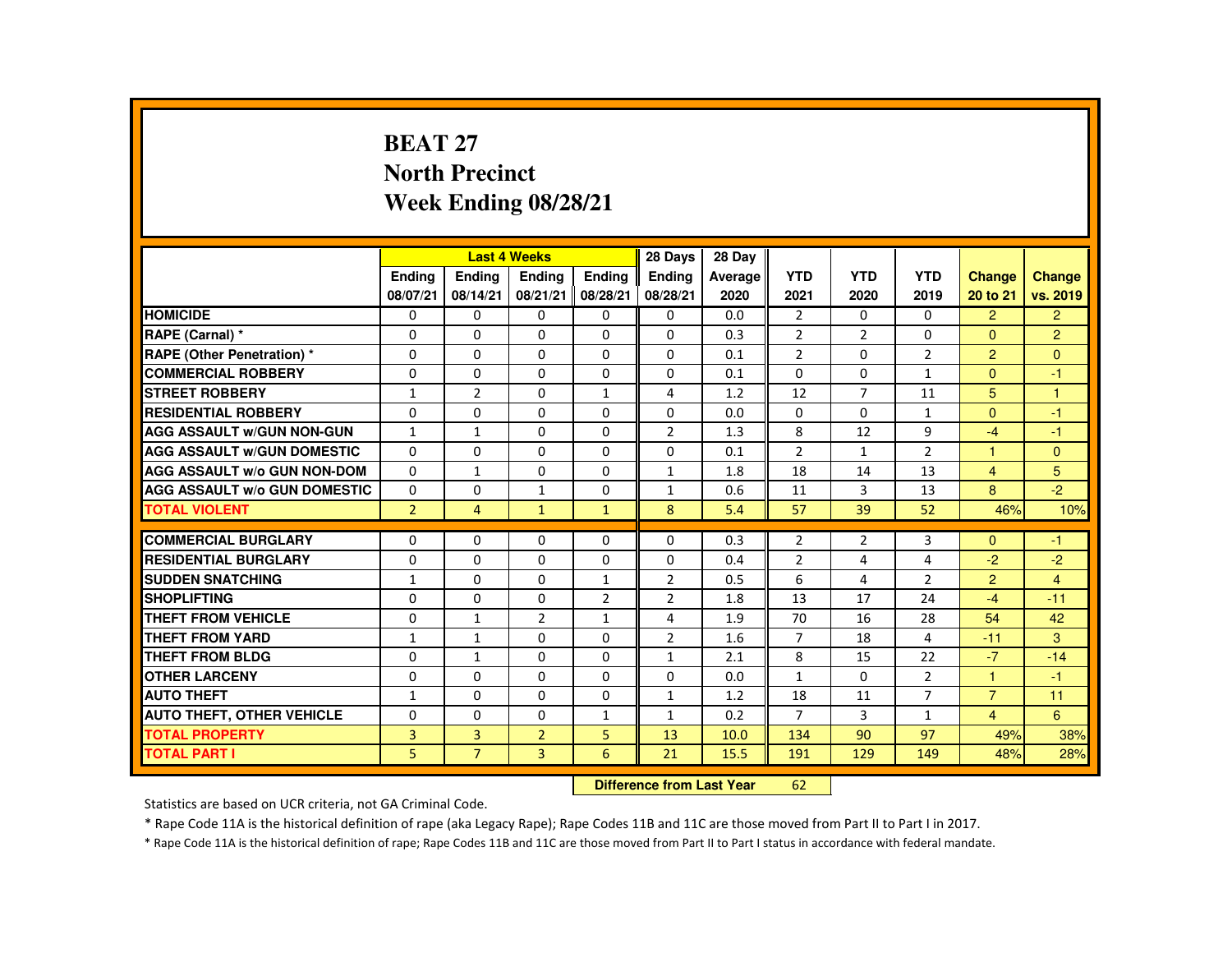# BEAT 27
## North Precinct
## Week Ending 08/28/21

| | Last 4 Weeks | | | | 28 Days | 28 Day | | | | | |
|---|---|---|---|---|---|---|---|---|---|---|---|
| | Ending 08/07/21 | Ending 08/14/21 | Ending 08/21/21 | Ending 08/28/21 | Ending 08/28/21 | Average 2020 | YTD 2021 | YTD 2020 | YTD 2019 | Change 20 to 21 | Change vs. 2019 |
| HOMICIDE | 0 | 0 | 0 | 0 | 0 | 0.0 | 2 | 0 | 0 | 2 | 2 |
| RAPE (Carnal) * | 0 | 0 | 0 | 0 | 0 | 0.3 | 2 | 2 | 0 | 0 | 2 |
| RAPE (Other Penetration) * | 0 | 0 | 0 | 0 | 0 | 0.1 | 2 | 0 | 2 | 2 | 0 |
| COMMERCIAL ROBBERY | 0 | 0 | 0 | 0 | 0 | 0.1 | 0 | 0 | 1 | 0 | -1 |
| STREET ROBBERY | 1 | 2 | 0 | 1 | 4 | 1.2 | 12 | 7 | 11 | 5 | 1 |
| RESIDENTIAL ROBBERY | 0 | 0 | 0 | 0 | 0 | 0.0 | 0 | 0 | 1 | 0 | -1 |
| AGG ASSAULT w/GUN NON-GUN | 1 | 1 | 0 | 0 | 2 | 1.3 | 8 | 12 | 9 | -4 | -1 |
| AGG ASSAULT w/GUN DOMESTIC | 0 | 0 | 0 | 0 | 0 | 0.1 | 2 | 1 | 2 | 1 | 0 |
| AGG ASSAULT w/o GUN NON-DOM | 0 | 1 | 0 | 0 | 1 | 1.8 | 18 | 14 | 13 | 4 | 5 |
| AGG ASSAULT w/o GUN DOMESTIC | 0 | 0 | 1 | 0 | 1 | 0.6 | 11 | 3 | 13 | 8 | -2 |
| TOTAL VIOLENT | 2 | 4 | 1 | 1 | 8 | 5.4 | 57 | 39 | 52 | 46% | 10% |
| COMMERCIAL BURGLARY | 0 | 0 | 0 | 0 | 0 | 0.3 | 2 | 2 | 3 | 0 | -1 |
| RESIDENTIAL BURGLARY | 0 | 0 | 0 | 0 | 0 | 0.4 | 2 | 4 | 4 | -2 | -2 |
| SUDDEN SNATCHING | 1 | 0 | 0 | 1 | 2 | 0.5 | 6 | 4 | 2 | 2 | 4 |
| SHOPLIFTING | 0 | 0 | 0 | 2 | 2 | 1.8 | 13 | 17 | 24 | -4 | -11 |
| THEFT FROM VEHICLE | 0 | 1 | 2 | 1 | 4 | 1.9 | 70 | 16 | 28 | 54 | 42 |
| THEFT FROM YARD | 1 | 1 | 0 | 0 | 2 | 1.6 | 7 | 18 | 4 | -11 | 3 |
| THEFT FROM BLDG | 0 | 1 | 0 | 0 | 1 | 2.1 | 8 | 15 | 22 | -7 | -14 |
| OTHER LARCENY | 0 | 0 | 0 | 0 | 0 | 0.0 | 1 | 0 | 2 | 1 | -1 |
| AUTO THEFT | 1 | 0 | 0 | 0 | 1 | 1.2 | 18 | 11 | 7 | 7 | 11 |
| AUTO THEFT, OTHER VEHICLE | 0 | 0 | 0 | 1 | 1 | 0.2 | 7 | 3 | 1 | 4 | 6 |
| TOTAL PROPERTY | 3 | 3 | 2 | 5 | 13 | 10.0 | 134 | 90 | 97 | 49% | 38% |
| TOTAL PART I | 5 | 7 | 3 | 6 | 21 | 15.5 | 191 | 129 | 149 | 48% | 28% |

**Difference from Last Year** 62

Statistics are based on UCR criteria, not GA Criminal Code.

* Rape Code 11A is the historical definition of rape (aka Legacy Rape); Rape Codes 11B and 11C are those moved from Part II to Part I in 2017.

* Rape Code 11A is the historical definition of rape; Rape Codes 11B and 11C are those moved from Part II to Part I status in accordance with federal mandate.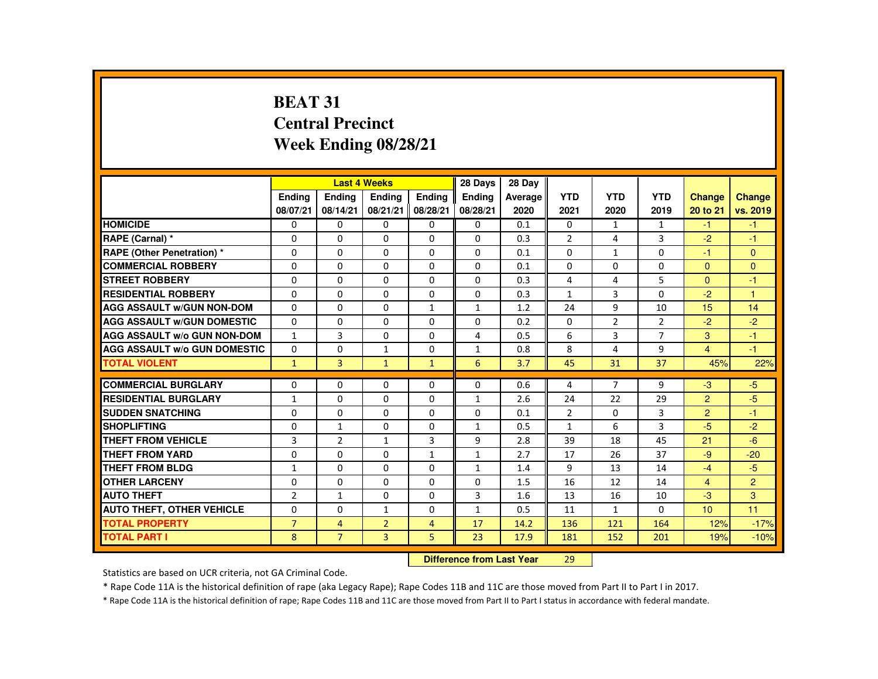# BEAT 31
## Central Precinct
## Week Ending 08/28/21

| | Last 4 Weeks | | | | 28 Days | 28 Day | | | | | |
|---|---|---|---|---|---|---|---|---|---|---|---|
| | Ending 08/07/21 | Ending 08/14/21 | Ending 08/21/21 | Ending 08/28/21 | Ending 08/28/21 | Average 2020 | YTD 2021 | YTD 2020 | YTD 2019 | Change 20 to 21 | Change vs. 2019 |
| HOMICIDE | 0 | 0 | 0 | 0 | 0 | 0.1 | 0 | 1 | 1 | -1 | -1 |
| RAPE (Carnal) * | 0 | 0 | 0 | 0 | 0 | 0.3 | 2 | 4 | 3 | -2 | -1 |
| RAPE (Other Penetration) * | 0 | 0 | 0 | 0 | 0 | 0.1 | 0 | 1 | 0 | -1 | 0 |
| COMMERCIAL ROBBERY | 0 | 0 | 0 | 0 | 0 | 0.1 | 0 | 0 | 0 | 0 | 0 |
| STREET ROBBERY | 0 | 0 | 0 | 0 | 0 | 0.3 | 4 | 4 | 5 | 0 | -1 |
| RESIDENTIAL ROBBERY | 0 | 0 | 0 | 0 | 0 | 0.3 | 1 | 3 | 0 | -2 | 1 |
| AGG ASSAULT w/GUN NON-DOM | 0 | 0 | 0 | 1 | 1 | 1.2 | 24 | 9 | 10 | 15 | 14 |
| AGG ASSAULT w/GUN DOMESTIC | 0 | 0 | 0 | 0 | 0 | 0.2 | 0 | 2 | 2 | -2 | -2 |
| AGG ASSAULT w/o GUN NON-DOM | 1 | 3 | 0 | 0 | 4 | 0.5 | 6 | 3 | 7 | 3 | -1 |
| AGG ASSAULT w/o GUN DOMESTIC | 0 | 0 | 1 | 0 | 1 | 0.8 | 8 | 4 | 9 | 4 | -1 |
| TOTAL VIOLENT | 1 | 3 | 1 | 1 | 6 | 3.7 | 45 | 31 | 37 | 45% | 22% |
| COMMERCIAL BURGLARY | 0 | 0 | 0 | 0 | 0 | 0.6 | 4 | 7 | 9 | -3 | -5 |
| RESIDENTIAL BURGLARY | 1 | 0 | 0 | 0 | 1 | 2.6 | 24 | 22 | 29 | 2 | -5 |
| SUDDEN SNATCHING | 0 | 0 | 0 | 0 | 0 | 0.1 | 2 | 0 | 3 | 2 | -1 |
| SHOPLIFTING | 0 | 1 | 0 | 0 | 1 | 0.5 | 1 | 6 | 3 | -5 | -2 |
| THEFT FROM VEHICLE | 3 | 2 | 1 | 3 | 9 | 2.8 | 39 | 18 | 45 | 21 | -6 |
| THEFT FROM YARD | 0 | 0 | 0 | 1 | 1 | 2.7 | 17 | 26 | 37 | -9 | -20 |
| THEFT FROM BLDG | 1 | 0 | 0 | 0 | 1 | 1.4 | 9 | 13 | 14 | -4 | -5 |
| OTHER LARCENY | 0 | 0 | 0 | 0 | 0 | 1.5 | 16 | 12 | 14 | 4 | 2 |
| AUTO THEFT | 2 | 1 | 0 | 0 | 3 | 1.6 | 13 | 16 | 10 | -3 | 3 |
| AUTO THEFT, OTHER VEHICLE | 0 | 0 | 1 | 0 | 1 | 0.5 | 11 | 1 | 0 | 10 | 11 |
| TOTAL PROPERTY | 7 | 4 | 2 | 4 | 17 | 14.2 | 136 | 121 | 164 | 12% | -17% |
| TOTAL PART I | 8 | 7 | 3 | 5 | 23 | 17.9 | 181 | 152 | 201 | 19% | -10% |

**Difference from Last Year** 29

Statistics are based on UCR criteria, not GA Criminal Code.

* Rape Code 11A is the historical definition of rape (aka Legacy Rape); Rape Codes 11B and 11C are those moved from Part II to Part I in 2017.

* Rape Code 11A is the historical definition of rape; Rape Codes 11B and 11C are those moved from Part II to Part I status in accordance with federal mandate.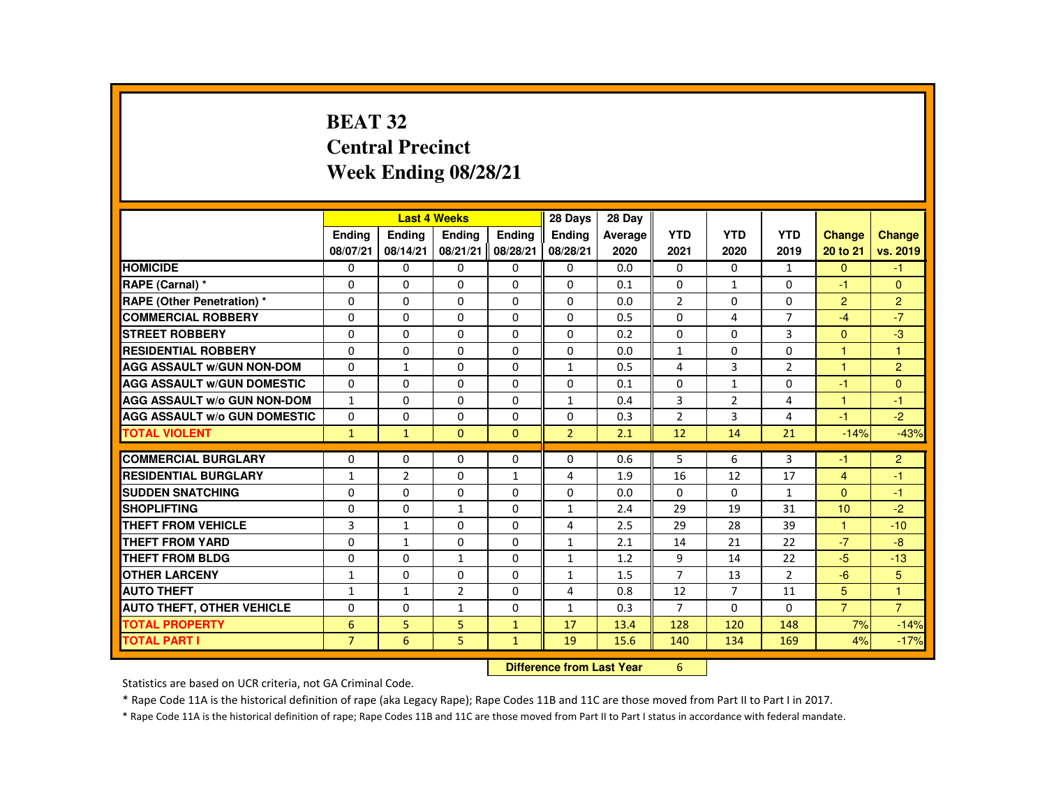# BEAT 32
## Central Precinct
## Week Ending 08/28/21

| | Last 4 Weeks | | | | 28 Days | 28 Day | | | | | |
|---|---|---|---|---|---|---|---|---|---|---|---|
| | Ending 08/07/21 | Ending 08/14/21 | Ending 08/21/21 | Ending 08/28/21 | Ending 08/28/21 | Average 2020 | YTD 2021 | YTD 2020 | YTD 2019 | Change 20 to 21 | Change vs. 2019 |
| HOMICIDE | 0 | 0 | 0 | 0 | 0 | 0.0 | 0 | 0 | 1 | 0 | -1 |
| RAPE (Carnal) * | 0 | 0 | 0 | 0 | 0 | 0.1 | 0 | 1 | 0 | -1 | 0 |
| RAPE (Other Penetration) * | 0 | 0 | 0 | 0 | 0 | 0.0 | 2 | 0 | 0 | 2 | 2 |
| COMMERCIAL ROBBERY | 0 | 0 | 0 | 0 | 0 | 0.5 | 0 | 4 | 7 | -4 | -7 |
| STREET ROBBERY | 0 | 0 | 0 | 0 | 0 | 0.2 | 0 | 0 | 3 | 0 | -3 |
| RESIDENTIAL ROBBERY | 0 | 0 | 0 | 0 | 0 | 0.0 | 1 | 0 | 0 | 1 | 1 |
| AGG ASSAULT w/GUN NON-DOM | 0 | 1 | 0 | 0 | 1 | 0.5 | 4 | 3 | 2 | 1 | 2 |
| AGG ASSAULT w/GUN DOMESTIC | 0 | 0 | 0 | 0 | 0 | 0.1 | 0 | 1 | 0 | -1 | 0 |
| AGG ASSAULT w/o GUN NON-DOM | 1 | 0 | 0 | 0 | 1 | 0.4 | 3 | 2 | 4 | 1 | -1 |
| AGG ASSAULT w/o GUN DOMESTIC | 0 | 0 | 0 | 0 | 0 | 0.3 | 2 | 3 | 4 | -1 | -2 |
| TOTAL VIOLENT | 1 | 1 | 0 | 0 | 2 | 2.1 | 12 | 14 | 21 | -14% | -43% |
| COMMERCIAL BURGLARY | 0 | 0 | 0 | 0 | 0 | 0.6 | 5 | 6 | 3 | -1 | 2 |
| RESIDENTIAL BURGLARY | 1 | 2 | 0 | 1 | 4 | 1.9 | 16 | 12 | 17 | 4 | -1 |
| SUDDEN SNATCHING | 0 | 0 | 0 | 0 | 0 | 0.0 | 0 | 0 | 1 | 0 | -1 |
| SHOPLIFTING | 0 | 0 | 1 | 0 | 1 | 2.4 | 29 | 19 | 31 | 10 | -2 |
| THEFT FROM VEHICLE | 3 | 1 | 0 | 0 | 4 | 2.5 | 29 | 28 | 39 | 1 | -10 |
| THEFT FROM YARD | 0 | 1 | 0 | 0 | 1 | 2.1 | 14 | 21 | 22 | -7 | -8 |
| THEFT FROM BLDG | 0 | 0 | 1 | 0 | 1 | 1.2 | 9 | 14 | 22 | -5 | -13 |
| OTHER LARCENY | 1 | 0 | 0 | 0 | 1 | 1.5 | 7 | 13 | 2 | -6 | 5 |
| AUTO THEFT | 1 | 1 | 2 | 0 | 4 | 0.8 | 12 | 7 | 11 | 5 | 1 |
| AUTO THEFT, OTHER VEHICLE | 0 | 0 | 1 | 0 | 1 | 0.3 | 7 | 0 | 0 | 7 | 7 |
| TOTAL PROPERTY | 6 | 5 | 5 | 1 | 17 | 13.4 | 128 | 120 | 148 | 7% | -14% |
| TOTAL PART I | 7 | 6 | 5 | 1 | 19 | 15.6 | 140 | 134 | 169 | 4% | -17% |

**Difference from Last Year** 6

Statistics are based on UCR criteria, not GA Criminal Code.

* Rape Code 11A is the historical definition of rape (aka Legacy Rape); Rape Codes 11B and 11C are those moved from Part II to Part I in 2017.

* Rape Code 11A is the historical definition of rape; Rape Codes 11B and 11C are those moved from Part II to Part I status in accordance with federal mandate.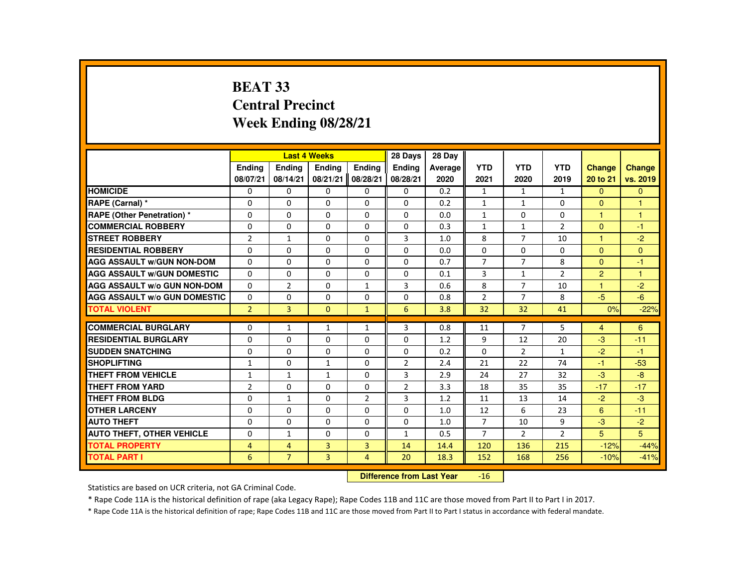# BEAT 33
## Central Precinct
## Week Ending 08/28/21

| | Last 4 Weeks | | | | 28 Days | 28 Day | | | | | |
|---|---|---|---|---|---|---|---|---|---|---|---|
| | Ending 08/07/21 | Ending 08/14/21 | Ending 08/21/21 | Ending 08/28/21 | Ending 08/28/21 | Average 2020 | YTD 2021 | YTD 2020 | YTD 2019 | Change 20 to 21 | Change vs. 2019 |
| HOMICIDE | 0 | 0 | 0 | 0 | 0 | 0.2 | 1 | 1 | 1 | 0 | 0 |
| RAPE (Carnal) * | 0 | 0 | 0 | 0 | 0 | 0.2 | 1 | 1 | 0 | 0 | 1 |
| RAPE (Other Penetration) * | 0 | 0 | 0 | 0 | 0 | 0.0 | 1 | 0 | 0 | 1 | 1 |
| COMMERCIAL ROBBERY | 0 | 0 | 0 | 0 | 0 | 0.3 | 1 | 1 | 2 | 0 | -1 |
| STREET ROBBERY | 2 | 1 | 0 | 0 | 3 | 1.0 | 8 | 7 | 10 | 1 | -2 |
| RESIDENTIAL ROBBERY | 0 | 0 | 0 | 0 | 0 | 0.0 | 0 | 0 | 0 | 0 | 0 |
| AGG ASSAULT w/GUN NON-DOM | 0 | 0 | 0 | 0 | 0 | 0.7 | 7 | 7 | 8 | 0 | -1 |
| AGG ASSAULT w/GUN DOMESTIC | 0 | 0 | 0 | 0 | 0 | 0.1 | 3 | 1 | 2 | 2 | 1 |
| AGG ASSAULT w/o GUN NON-DOM | 0 | 2 | 0 | 1 | 3 | 0.6 | 8 | 7 | 10 | 1 | -2 |
| AGG ASSAULT w/o GUN DOMESTIC | 0 | 0 | 0 | 0 | 0 | 0.8 | 2 | 7 | 8 | -5 | -6 |
| TOTAL VIOLENT | 2 | 3 | 0 | 1 | 6 | 3.8 | 32 | 32 | 41 | 0% | -22% |
| COMMERCIAL BURGLARY | 0 | 1 | 1 | 1 | 3 | 0.8 | 11 | 7 | 5 | 4 | 6 |
| RESIDENTIAL BURGLARY | 0 | 0 | 0 | 0 | 0 | 1.2 | 9 | 12 | 20 | -3 | -11 |
| SUDDEN SNATCHING | 0 | 0 | 0 | 0 | 0 | 0.2 | 0 | 2 | 1 | -2 | -1 |
| SHOPLIFTING | 1 | 0 | 1 | 0 | 2 | 2.4 | 21 | 22 | 74 | -1 | -53 |
| THEFT FROM VEHICLE | 1 | 1 | 1 | 0 | 3 | 2.9 | 24 | 27 | 32 | -3 | -8 |
| THEFT FROM YARD | 2 | 0 | 0 | 0 | 2 | 3.3 | 18 | 35 | 35 | -17 | -17 |
| THEFT FROM BLDG | 0 | 1 | 0 | 2 | 3 | 1.2 | 11 | 13 | 14 | -2 | -3 |
| OTHER LARCENY | 0 | 0 | 0 | 0 | 0 | 1.0 | 12 | 6 | 23 | 6 | -11 |
| AUTO THEFT | 0 | 0 | 0 | 0 | 0 | 1.0 | 7 | 10 | 9 | -3 | -2 |
| AUTO THEFT, OTHER VEHICLE | 0 | 1 | 0 | 0 | 1 | 0.5 | 7 | 2 | 2 | 5 | 5 |
| TOTAL PROPERTY | 4 | 4 | 3 | 3 | 14 | 14.4 | 120 | 136 | 215 | -12% | -44% |
| TOTAL PART I | 6 | 7 | 3 | 4 | 20 | 18.3 | 152 | 168 | 256 | -10% | -41% |

**Difference from Last Year** -16

Statistics are based on UCR criteria, not GA Criminal Code.

* Rape Code 11A is the historical definition of rape (aka Legacy Rape); Rape Codes 11B and 11C are those moved from Part II to Part I in 2017.

* Rape Code 11A is the historical definition of rape; Rape Codes 11B and 11C are those moved from Part II to Part I status in accordance with federal mandate.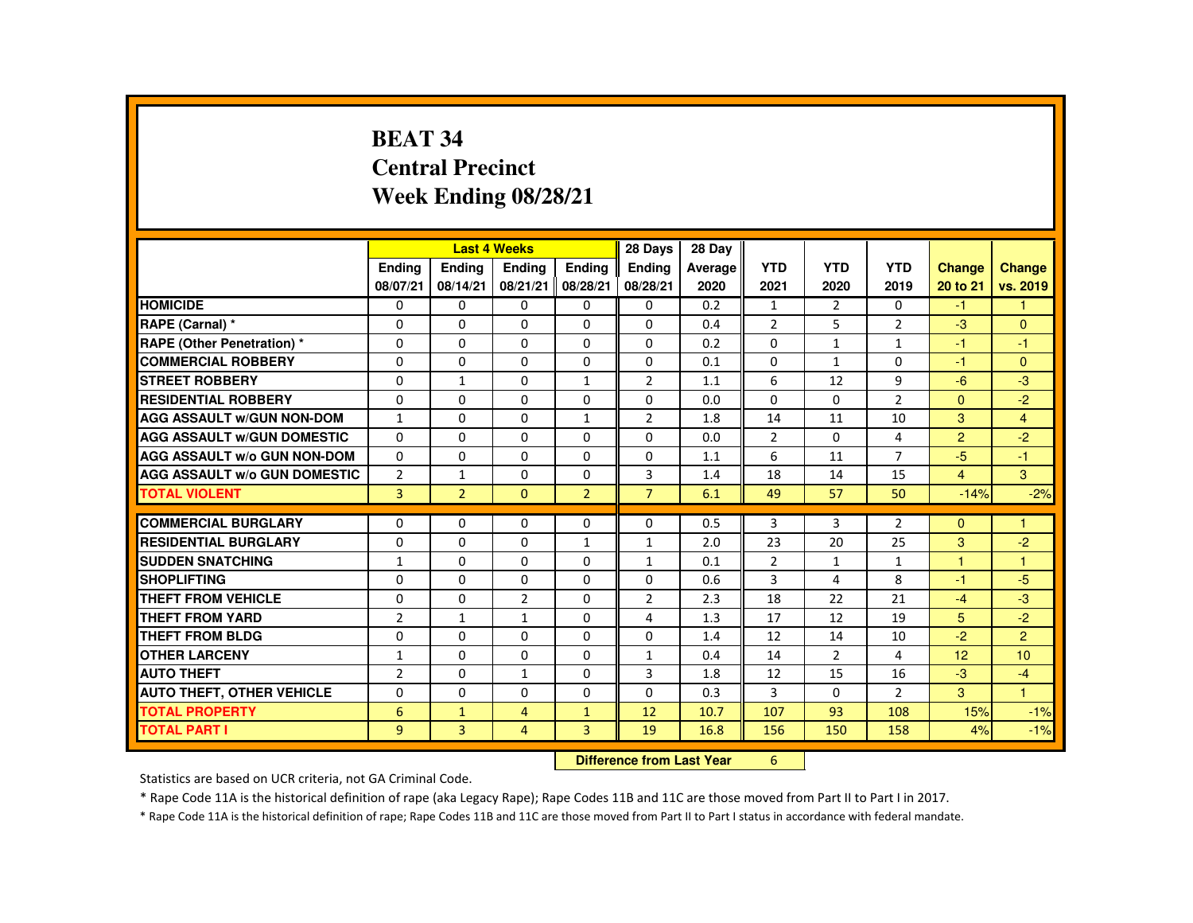# BEAT 34
## Central Precinct
## Week Ending 08/28/21

| | Last 4 Weeks | | | | 28 Days | 28 Day | | | | | |
|---|---|---|---|---|---|---|---|---|---|---|---|
| | Ending 08/07/21 | Ending 08/14/21 | Ending 08/21/21 | Ending 08/28/21 | Ending 08/28/21 | Average 2020 | YTD 2021 | YTD 2020 | YTD 2019 | Change 20 to 21 | Change vs. 2019 |
| HOMICIDE | 0 | 0 | 0 | 0 | 0 | 0.2 | 1 | 2 | 0 | -1 | 1 |
| RAPE (Carnal) * | 0 | 0 | 0 | 0 | 0 | 0.4 | 2 | 5 | 2 | -3 | 0 |
| RAPE (Other Penetration) * | 0 | 0 | 0 | 0 | 0 | 0.2 | 0 | 1 | 1 | -1 | -1 |
| COMMERCIAL ROBBERY | 0 | 0 | 0 | 0 | 0 | 0.1 | 0 | 1 | 0 | -1 | 0 |
| STREET ROBBERY | 0 | 1 | 0 | 1 | 2 | 1.1 | 6 | 12 | 9 | -6 | -3 |
| RESIDENTIAL ROBBERY | 0 | 0 | 0 | 0 | 0 | 0.0 | 0 | 0 | 2 | 0 | -2 |
| AGG ASSAULT w/GUN NON-DOM | 1 | 0 | 0 | 1 | 2 | 1.8 | 14 | 11 | 10 | 3 | 4 |
| AGG ASSAULT w/GUN DOMESTIC | 0 | 0 | 0 | 0 | 0 | 0.0 | 2 | 0 | 4 | 2 | -2 |
| AGG ASSAULT w/o GUN NON-DOM | 0 | 0 | 0 | 0 | 0 | 1.1 | 6 | 11 | 7 | -5 | -1 |
| AGG ASSAULT w/o GUN DOMESTIC | 2 | 1 | 0 | 0 | 3 | 1.4 | 18 | 14 | 15 | 4 | 3 |
| TOTAL VIOLENT | 3 | 2 | 0 | 2 | 7 | 6.1 | 49 | 57 | 50 | -14% | -2% |
| COMMERCIAL BURGLARY | 0 | 0 | 0 | 0 | 0 | 0.5 | 3 | 3 | 2 | 0 | 1 |
| RESIDENTIAL BURGLARY | 0 | 0 | 0 | 1 | 1 | 2.0 | 23 | 20 | 25 | 3 | -2 |
| SUDDEN SNATCHING | 1 | 0 | 0 | 0 | 1 | 0.1 | 2 | 1 | 1 | 1 | 1 |
| SHOPLIFTING | 0 | 0 | 0 | 0 | 0 | 0.6 | 3 | 4 | 8 | -1 | -5 |
| THEFT FROM VEHICLE | 0 | 0 | 2 | 0 | 2 | 2.3 | 18 | 22 | 21 | -4 | -3 |
| THEFT FROM YARD | 2 | 1 | 1 | 0 | 4 | 1.3 | 17 | 12 | 19 | 5 | -2 |
| THEFT FROM BLDG | 0 | 0 | 0 | 0 | 0 | 1.4 | 12 | 14 | 10 | -2 | 2 |
| OTHER LARCENY | 1 | 0 | 0 | 0 | 1 | 0.4 | 14 | 2 | 4 | 12 | 10 |
| AUTO THEFT | 2 | 0 | 1 | 0 | 3 | 1.8 | 12 | 15 | 16 | -3 | -4 |
| AUTO THEFT, OTHER VEHICLE | 0 | 0 | 0 | 0 | 0 | 0.3 | 3 | 0 | 2 | 3 | 1 |
| TOTAL PROPERTY | 6 | 1 | 4 | 1 | 12 | 10.7 | 107 | 93 | 108 | 15% | -1% |
| TOTAL PART I | 9 | 3 | 4 | 3 | 19 | 16.8 | 156 | 150 | 158 | 4% | -1% |

**Difference from Last Year** 6

Statistics are based on UCR criteria, not GA Criminal Code.

* Rape Code 11A is the historical definition of rape (aka Legacy Rape); Rape Codes 11B and 11C are those moved from Part II to Part I in 2017.

* Rape Code 11A is the historical definition of rape; Rape Codes 11B and 11C are those moved from Part II to Part I status in accordance with federal mandate.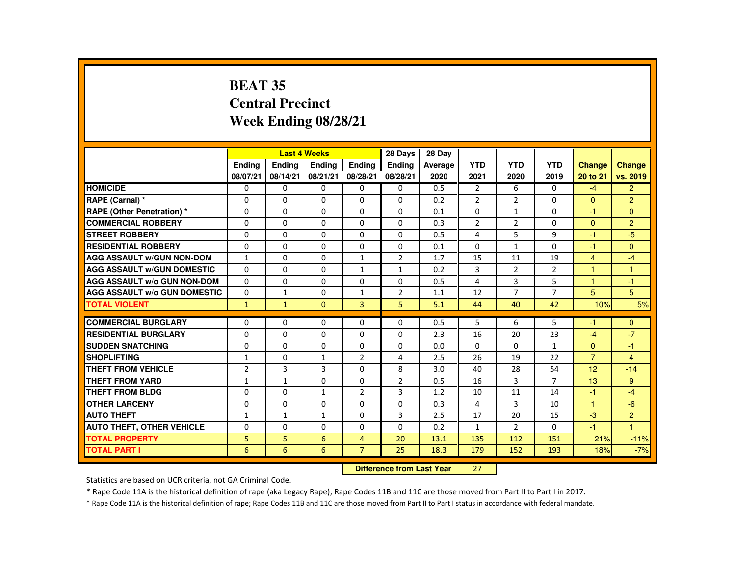# BEAT 35
## Central Precinct
## Week Ending 08/28/21

| | Last 4 Weeks | | | | 28 Days | 28 Day | | | | | |
|---|---|---|---|---|---|---|---|---|---|---|---|
| | Ending 08/07/21 | Ending 08/14/21 | Ending 08/21/21 | Ending 08/28/21 | Ending 08/28/21 | Average 2020 | YTD 2021 | YTD 2020 | YTD 2019 | Change 20 to 21 | Change vs. 2019 |
| HOMICIDE | 0 | 0 | 0 | 0 | 0 | 0.5 | 2 | 6 | 0 | -4 | 2 |
| RAPE (Carnal) * | 0 | 0 | 0 | 0 | 0 | 0.2 | 2 | 2 | 0 | 0 | 2 |
| RAPE (Other Penetration) * | 0 | 0 | 0 | 0 | 0 | 0.1 | 0 | 1 | 0 | -1 | 0 |
| COMMERCIAL ROBBERY | 0 | 0 | 0 | 0 | 0 | 0.3 | 2 | 2 | 0 | 0 | 2 |
| STREET ROBBERY | 0 | 0 | 0 | 0 | 0 | 0.5 | 4 | 5 | 9 | -1 | -5 |
| RESIDENTIAL ROBBERY | 0 | 0 | 0 | 0 | 0 | 0.1 | 0 | 1 | 0 | -1 | 0 |
| AGG ASSAULT w/GUN NON-DOM | 1 | 0 | 0 | 1 | 2 | 1.7 | 15 | 11 | 19 | 4 | -4 |
| AGG ASSAULT w/GUN DOMESTIC | 0 | 0 | 0 | 1 | 1 | 0.2 | 3 | 2 | 2 | 1 | 1 |
| AGG ASSAULT w/o GUN NON-DOM | 0 | 0 | 0 | 0 | 0 | 0.5 | 4 | 3 | 5 | 1 | -1 |
| AGG ASSAULT w/o GUN DOMESTIC | 0 | 1 | 0 | 1 | 2 | 1.1 | 12 | 7 | 7 | 5 | 5 |
| TOTAL VIOLENT | 1 | 1 | 0 | 3 | 5 | 5.1 | 44 | 40 | 42 | 10% | 5% |
| COMMERCIAL BURGLARY | 0 | 0 | 0 | 0 | 0 | 0.5 | 5 | 6 | 5 | -1 | 0 |
| RESIDENTIAL BURGLARY | 0 | 0 | 0 | 0 | 0 | 2.3 | 16 | 20 | 23 | -4 | -7 |
| SUDDEN SNATCHING | 0 | 0 | 0 | 0 | 0 | 0.0 | 0 | 0 | 1 | 0 | -1 |
| SHOPLIFTING | 1 | 0 | 1 | 2 | 4 | 2.5 | 26 | 19 | 22 | 7 | 4 |
| THEFT FROM VEHICLE | 2 | 3 | 3 | 0 | 8 | 3.0 | 40 | 28 | 54 | 12 | -14 |
| THEFT FROM YARD | 1 | 1 | 0 | 0 | 2 | 0.5 | 16 | 3 | 7 | 13 | 9 |
| THEFT FROM BLDG | 0 | 0 | 1 | 2 | 3 | 1.2 | 10 | 11 | 14 | -1 | -4 |
| OTHER LARCENY | 0 | 0 | 0 | 0 | 0 | 0.3 | 4 | 3 | 10 | 1 | -6 |
| AUTO THEFT | 1 | 1 | 1 | 0 | 3 | 2.5 | 17 | 20 | 15 | -3 | 2 |
| AUTO THEFT, OTHER VEHICLE | 0 | 0 | 0 | 0 | 0 | 0.2 | 1 | 2 | 0 | -1 | 1 |
| TOTAL PROPERTY | 5 | 5 | 6 | 4 | 20 | 13.1 | 135 | 112 | 151 | 21% | -11% |
| TOTAL PART I | 6 | 6 | 6 | 7 | 25 | 18.3 | 179 | 152 | 193 | 18% | -7% |

**Difference from Last Year** 27

Statistics are based on UCR criteria, not GA Criminal Code.

* Rape Code 11A is the historical definition of rape (aka Legacy Rape); Rape Codes 11B and 11C are those moved from Part II to Part I in 2017.

* Rape Code 11A is the historical definition of rape; Rape Codes 11B and 11C are those moved from Part II to Part I status in accordance with federal mandate.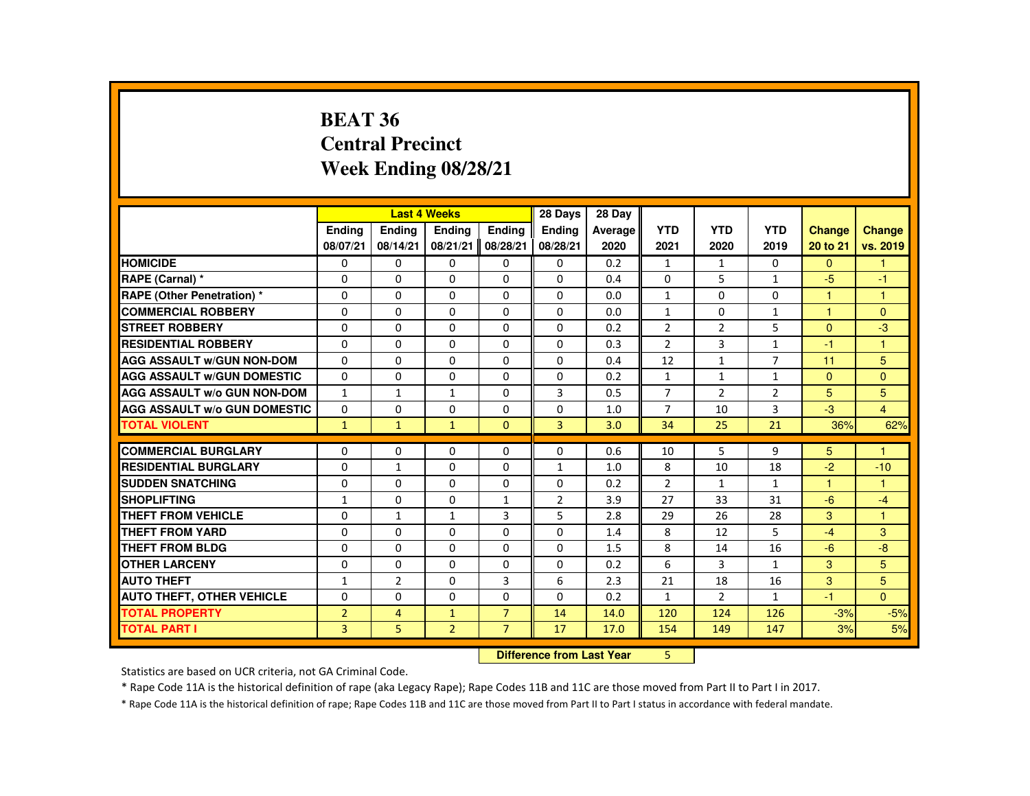# BEAT 36
# Central Precinct
# Week Ending 08/28/21

| | Last 4 Weeks | | | | 28 Days | 28 Day | | | | | |
|---|---|---|---|---|---|---|---|---|---|---|---|
| | Ending 08/07/21 | Ending 08/14/21 | Ending 08/21/21 | Ending 08/28/21 | Ending 08/28/21 | Average 2020 | YTD 2021 | YTD 2020 | YTD 2019 | Change 20 to 21 | Change vs. 2019 |
| HOMICIDE | 0 | 0 | 0 | 0 | 0 | 0.2 | 1 | 1 | 0 | 0 | 1 |
| RAPE (Carnal) * | 0 | 0 | 0 | 0 | 0 | 0.4 | 0 | 5 | 1 | -5 | -1 |
| RAPE (Other Penetration) * | 0 | 0 | 0 | 0 | 0 | 0.0 | 1 | 0 | 0 | 1 | 1 |
| COMMERCIAL ROBBERY | 0 | 0 | 0 | 0 | 0 | 0.0 | 1 | 0 | 1 | 1 | 0 |
| STREET ROBBERY | 0 | 0 | 0 | 0 | 0 | 0.2 | 2 | 2 | 5 | 0 | -3 |
| RESIDENTIAL ROBBERY | 0 | 0 | 0 | 0 | 0 | 0.3 | 2 | 3 | 1 | -1 | 1 |
| AGG ASSAULT w/GUN NON-DOM | 0 | 0 | 0 | 0 | 0 | 0.4 | 12 | 1 | 7 | 11 | 5 |
| AGG ASSAULT w/GUN DOMESTIC | 0 | 0 | 0 | 0 | 0 | 0.2 | 1 | 1 | 1 | 0 | 0 |
| AGG ASSAULT w/o GUN NON-DOM | 1 | 1 | 1 | 0 | 3 | 0.5 | 7 | 2 | 2 | 5 | 5 |
| AGG ASSAULT w/o GUN DOMESTIC | 0 | 0 | 0 | 0 | 0 | 1.0 | 7 | 10 | 3 | -3 | 4 |
| TOTAL VIOLENT | 1 | 1 | 1 | 0 | 3 | 3.0 | 34 | 25 | 21 | 36% | 62% |
| COMMERCIAL BURGLARY | 0 | 0 | 0 | 0 | 0 | 0.6 | 10 | 5 | 9 | 5 | 1 |
| RESIDENTIAL BURGLARY | 0 | 1 | 0 | 0 | 1 | 1.0 | 8 | 10 | 18 | -2 | -10 |
| SUDDEN SNATCHING | 0 | 0 | 0 | 0 | 0 | 0.2 | 2 | 1 | 1 | 1 | 1 |
| SHOPLIFTING | 1 | 0 | 0 | 1 | 2 | 3.9 | 27 | 33 | 31 | -6 | -4 |
| THEFT FROM VEHICLE | 0 | 1 | 1 | 3 | 5 | 2.8 | 29 | 26 | 28 | 3 | 1 |
| THEFT FROM YARD | 0 | 0 | 0 | 0 | 0 | 1.4 | 8 | 12 | 5 | -4 | 3 |
| THEFT FROM BLDG | 0 | 0 | 0 | 0 | 0 | 1.5 | 8 | 14 | 16 | -6 | -8 |
| OTHER LARCENY | 0 | 0 | 0 | 0 | 0 | 0.2 | 6 | 3 | 1 | 3 | 5 |
| AUTO THEFT | 1 | 2 | 0 | 3 | 6 | 2.3 | 21 | 18 | 16 | 3 | 5 |
| AUTO THEFT, OTHER VEHICLE | 0 | 0 | 0 | 0 | 0 | 0.2 | 1 | 2 | 1 | -1 | 0 |
| TOTAL PROPERTY | 2 | 4 | 1 | 7 | 14 | 14.0 | 120 | 124 | 126 | -3% | -5% |
| TOTAL PART I | 3 | 5 | 2 | 7 | 17 | 17.0 | 154 | 149 | 147 | 3% | 5% |

**Difference from Last Year** 5

Statistics are based on UCR criteria, not GA Criminal Code.

* Rape Code 11A is the historical definition of rape (aka Legacy Rape); Rape Codes 11B and 11C are those moved from Part II to Part I in 2017.

* Rape Code 11A is the historical definition of rape; Rape Codes 11B and 11C are those moved from Part II to Part I status in accordance with federal mandate.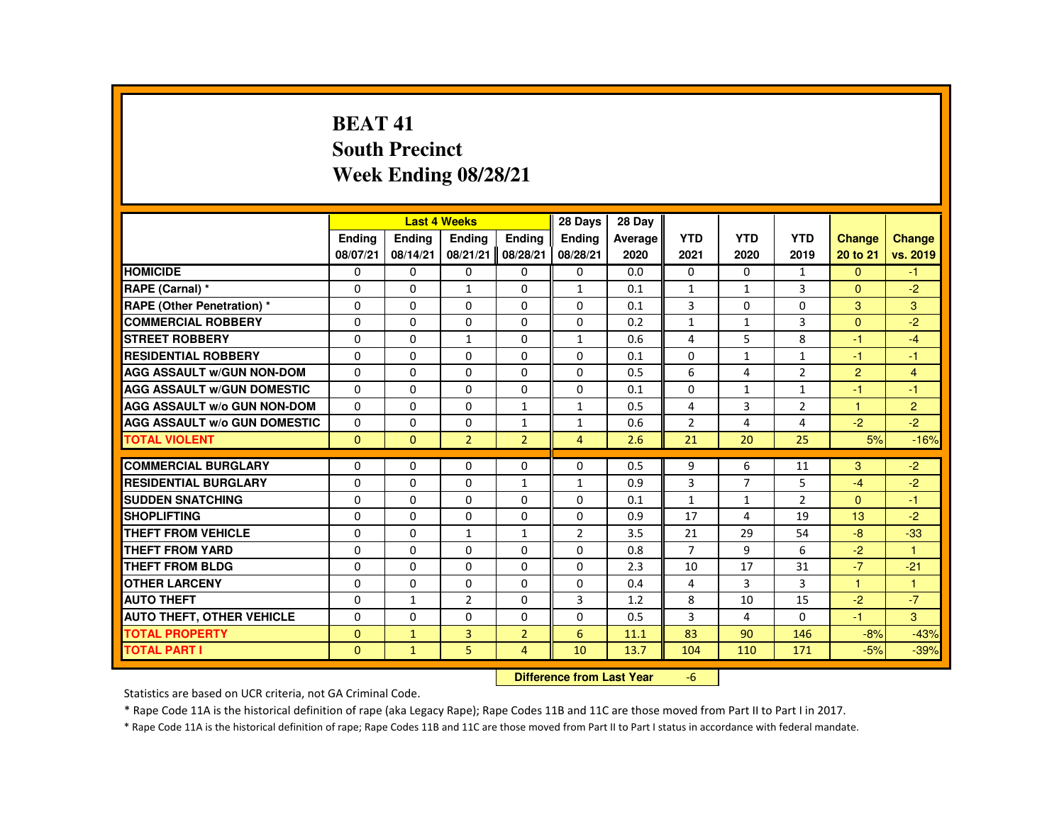# BEAT 41
## South Precinct
## Week Ending 08/28/21

| | Last 4 Weeks | | | | 28 Days | 28 Day | | | | | |
|---|---|---|---|---|---|---|---|---|---|---|---|
| | Ending 08/07/21 | Ending 08/14/21 | Ending 08/21/21 | Ending 08/28/21 | Ending 08/28/21 | Average 2020 | YTD 2021 | YTD 2020 | YTD 2019 | Change 20 to 21 | Change vs. 2019 |
| HOMICIDE | 0 | 0 | 0 | 0 | 0 | 0.0 | 0 | 0 | 1 | 0 | -1 |
| RAPE (Carnal) * | 0 | 0 | 1 | 0 | 1 | 0.1 | 1 | 1 | 3 | 0 | -2 |
| RAPE (Other Penetration) * | 0 | 0 | 0 | 0 | 0 | 0.1 | 3 | 0 | 0 | 3 | 3 |
| COMMERCIAL ROBBERY | 0 | 0 | 0 | 0 | 0 | 0.2 | 1 | 1 | 3 | 0 | -2 |
| STREET ROBBERY | 0 | 0 | 1 | 0 | 1 | 0.6 | 4 | 5 | 8 | -1 | -4 |
| RESIDENTIAL ROBBERY | 0 | 0 | 0 | 0 | 0 | 0.1 | 0 | 1 | 1 | -1 | -1 |
| AGG ASSAULT w/GUN NON-DOM | 0 | 0 | 0 | 0 | 0 | 0.5 | 6 | 4 | 2 | 2 | 4 |
| AGG ASSAULT w/GUN DOMESTIC | 0 | 0 | 0 | 0 | 0 | 0.1 | 0 | 1 | 1 | -1 | -1 |
| AGG ASSAULT w/o GUN NON-DOM | 0 | 0 | 0 | 1 | 1 | 0.5 | 4 | 3 | 2 | 1 | 2 |
| AGG ASSAULT w/o GUN DOMESTIC | 0 | 0 | 0 | 1 | 1 | 0.6 | 2 | 4 | 4 | -2 | -2 |
| TOTAL VIOLENT | 0 | 0 | 2 | 2 | 4 | 2.6 | 21 | 20 | 25 | 5% | -16% |
| COMMERCIAL BURGLARY | 0 | 0 | 0 | 0 | 0 | 0.5 | 9 | 6 | 11 | 3 | -2 |
| RESIDENTIAL BURGLARY | 0 | 0 | 0 | 1 | 1 | 0.9 | 3 | 7 | 5 | -4 | -2 |
| SUDDEN SNATCHING | 0 | 0 | 0 | 0 | 0 | 0.1 | 1 | 1 | 2 | 0 | -1 |
| SHOPLIFTING | 0 | 0 | 0 | 0 | 0 | 0.9 | 17 | 4 | 19 | 13 | -2 |
| THEFT FROM VEHICLE | 0 | 0 | 1 | 1 | 2 | 3.5 | 21 | 29 | 54 | -8 | -33 |
| THEFT FROM YARD | 0 | 0 | 0 | 0 | 0 | 0.8 | 7 | 9 | 6 | -2 | 1 |
| THEFT FROM BLDG | 0 | 0 | 0 | 0 | 0 | 2.3 | 10 | 17 | 31 | -7 | -21 |
| OTHER LARCENY | 0 | 0 | 0 | 0 | 0 | 0.4 | 4 | 3 | 3 | 1 | 1 |
| AUTO THEFT | 0 | 1 | 2 | 0 | 3 | 1.2 | 8 | 10 | 15 | -2 | -7 |
| AUTO THEFT, OTHER VEHICLE | 0 | 0 | 0 | 0 | 0 | 0.5 | 3 | 4 | 0 | -1 | 3 |
| TOTAL PROPERTY | 0 | 1 | 3 | 2 | 6 | 11.1 | 83 | 90 | 146 | -8% | -43% |
| TOTAL PART I | 0 | 1 | 5 | 4 | 10 | 13.7 | 104 | 110 | 171 | -5% | -39% |

**Difference from Last Year** -6

Statistics are based on UCR criteria, not GA Criminal Code.

* Rape Code 11A is the historical definition of rape (aka Legacy Rape); Rape Codes 11B and 11C are those moved from Part II to Part I in 2017.

* Rape Code 11A is the historical definition of rape; Rape Codes 11B and 11C are those moved from Part II to Part I status in accordance with federal mandate.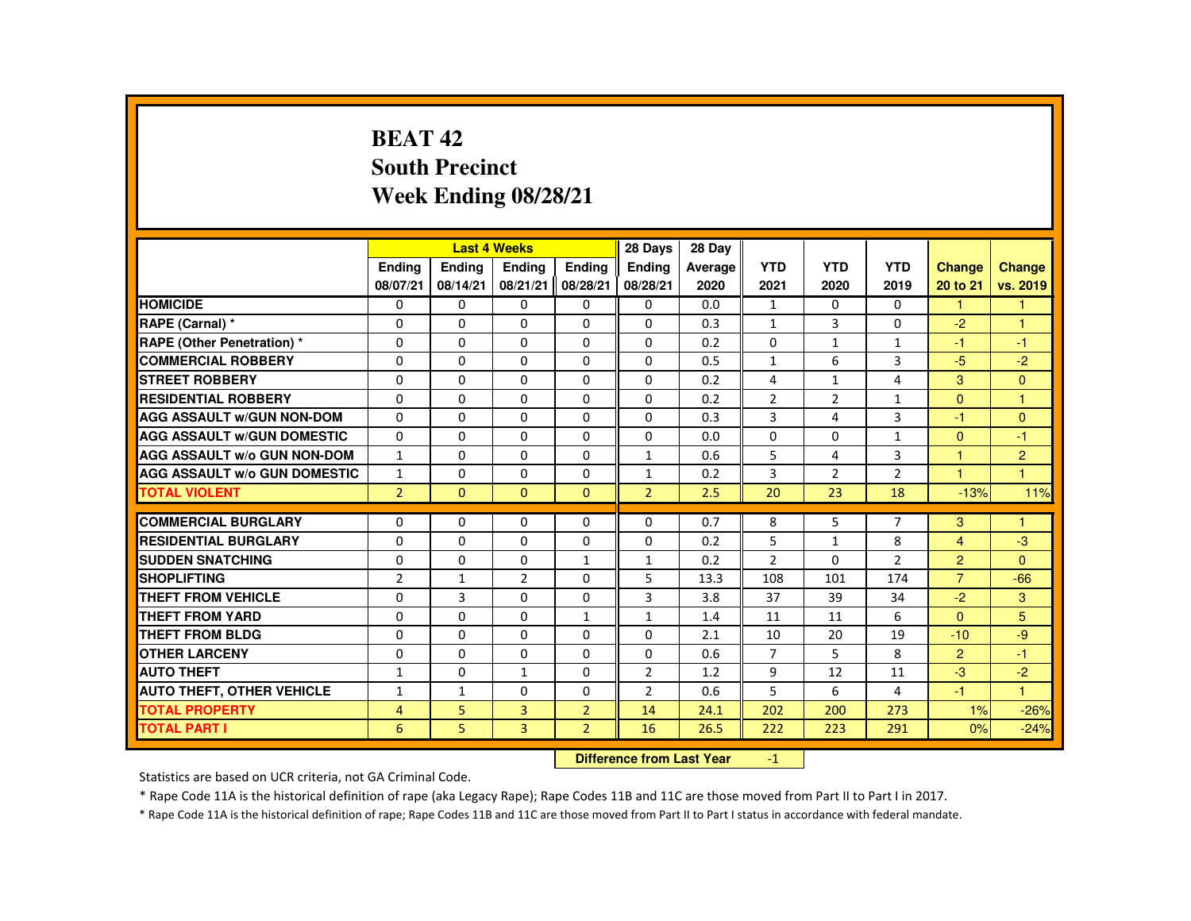# BEAT 42
## South Precinct
## Week Ending 08/28/21

| | Last 4 Weeks | | | | 28 Days | 28 Day | | | | | |
|---|---|---|---|---|---|---|---|---|---|---|---|
| | Ending 08/07/21 | Ending 08/14/21 | Ending 08/21/21 | Ending 08/28/21 | Ending 08/28/21 | Average 2020 | YTD 2021 | YTD 2020 | YTD 2019 | Change 20 to 21 | Change vs. 2019 |
| HOMICIDE | 0 | 0 | 0 | 0 | 0 | 0.0 | 1 | 0 | 0 | 1 | 1 |
| RAPE (Carnal) * | 0 | 0 | 0 | 0 | 0 | 0.3 | 1 | 3 | 0 | -2 | 1 |
| RAPE (Other Penetration) * | 0 | 0 | 0 | 0 | 0 | 0.2 | 0 | 1 | 1 | -1 | -1 |
| COMMERCIAL ROBBERY | 0 | 0 | 0 | 0 | 0 | 0.5 | 1 | 6 | 3 | -5 | -2 |
| STREET ROBBERY | 0 | 0 | 0 | 0 | 0 | 0.2 | 4 | 1 | 4 | 3 | 0 |
| RESIDENTIAL ROBBERY | 0 | 0 | 0 | 0 | 0 | 0.2 | 2 | 2 | 1 | 0 | 1 |
| AGG ASSAULT w/GUN NON-DOM | 0 | 0 | 0 | 0 | 0 | 0.3 | 3 | 4 | 3 | -1 | 0 |
| AGG ASSAULT w/GUN DOMESTIC | 0 | 0 | 0 | 0 | 0 | 0.0 | 0 | 0 | 1 | 0 | -1 |
| AGG ASSAULT w/o GUN NON-DOM | 1 | 0 | 0 | 0 | 1 | 0.6 | 5 | 4 | 3 | 1 | 2 |
| AGG ASSAULT w/o GUN DOMESTIC | 1 | 0 | 0 | 0 | 1 | 0.2 | 3 | 2 | 2 | 1 | 1 |
| TOTAL VIOLENT | 2 | 0 | 0 | 0 | 2 | 2.5 | 20 | 23 | 18 | -13% | 11% |
| COMMERCIAL BURGLARY | 0 | 0 | 0 | 0 | 0 | 0.7 | 8 | 5 | 7 | 3 | 1 |
| RESIDENTIAL BURGLARY | 0 | 0 | 0 | 0 | 0 | 0.2 | 5 | 1 | 8 | 4 | -3 |
| SUDDEN SNATCHING | 0 | 0 | 0 | 1 | 1 | 0.2 | 2 | 0 | 2 | 2 | 0 |
| SHOPLIFTING | 2 | 1 | 2 | 0 | 5 | 13.3 | 108 | 101 | 174 | 7 | -66 |
| THEFT FROM VEHICLE | 0 | 3 | 0 | 0 | 3 | 3.8 | 37 | 39 | 34 | -2 | 3 |
| THEFT FROM YARD | 0 | 0 | 0 | 1 | 1 | 1.4 | 11 | 11 | 6 | 0 | 5 |
| THEFT FROM BLDG | 0 | 0 | 0 | 0 | 0 | 2.1 | 10 | 20 | 19 | -10 | -9 |
| OTHER LARCENY | 0 | 0 | 0 | 0 | 0 | 0.6 | 7 | 5 | 8 | 2 | -1 |
| AUTO THEFT | 1 | 0 | 1 | 0 | 2 | 1.2 | 9 | 12 | 11 | -3 | -2 |
| AUTO THEFT, OTHER VEHICLE | 1 | 1 | 0 | 0 | 2 | 0.6 | 5 | 6 | 4 | -1 | 1 |
| TOTAL PROPERTY | 4 | 5 | 3 | 2 | 14 | 24.1 | 202 | 200 | 273 | 1% | -26% |
| TOTAL PART I | 6 | 5 | 3 | 2 | 16 | 26.5 | 222 | 223 | 291 | 0% | -24% |

**Difference from Last Year** -1

Statistics are based on UCR criteria, not GA Criminal Code.

* Rape Code 11A is the historical definition of rape (aka Legacy Rape); Rape Codes 11B and 11C are those moved from Part II to Part I in 2017.

* Rape Code 11A is the historical definition of rape; Rape Codes 11B and 11C are those moved from Part II to Part I status in accordance with federal mandate.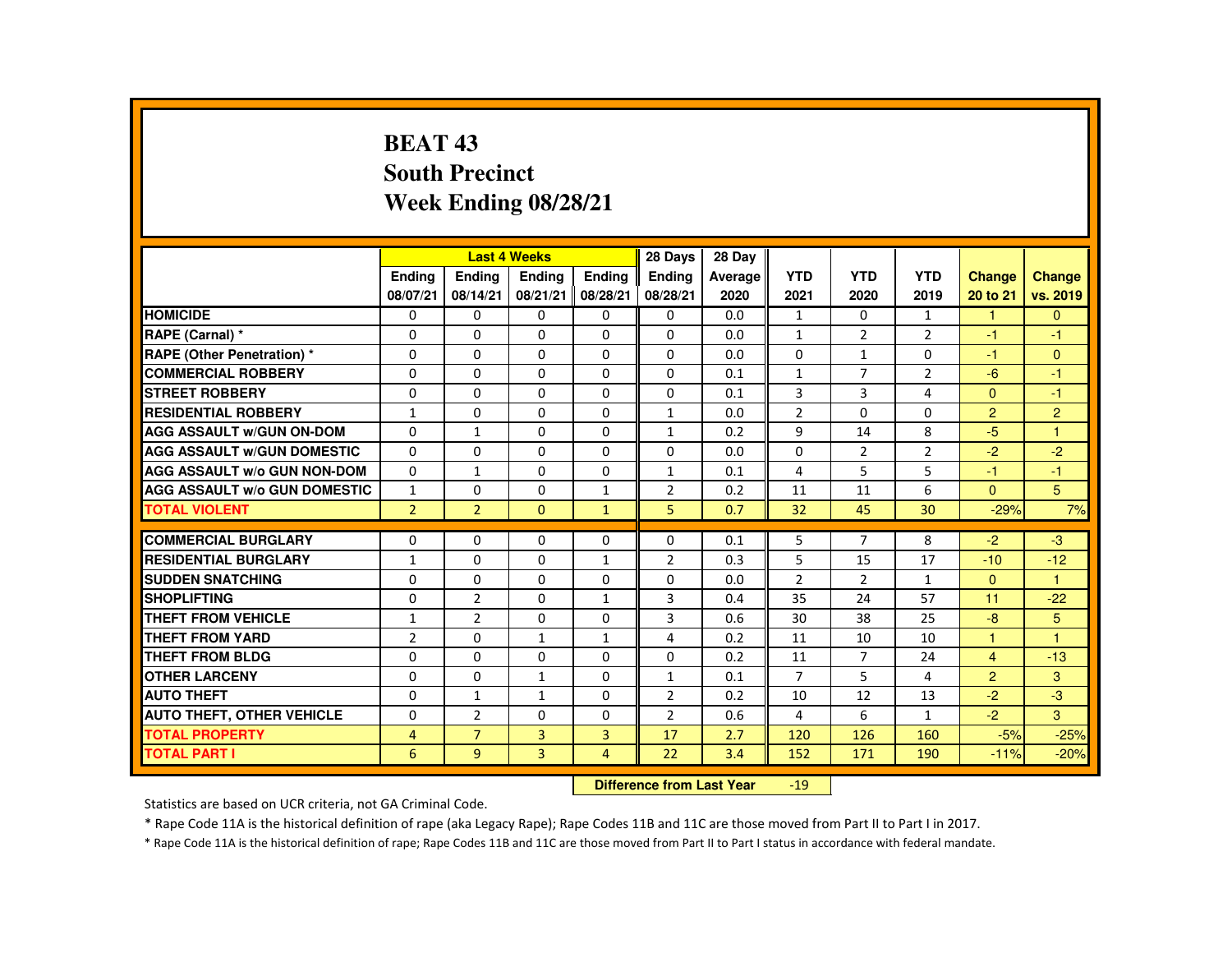# BEAT 43
## South Precinct
## Week Ending 08/28/21

| | Last 4 Weeks | | | | 28 Days | 28 Day | | | | | |
|---|---|---|---|---|---|---|---|---|---|---|---|
| | Ending 08/07/21 | Ending 08/14/21 | Ending 08/21/21 | Ending 08/28/21 | Ending 08/28/21 | Average 2020 | YTD 2021 | YTD 2020 | YTD 2019 | Change 20 to 21 | Change vs. 2019 |
| HOMICIDE | 0 | 0 | 0 | 0 | 0 | 0.0 | 1 | 0 | 1 | 1 | 0 |
| RAPE (Carnal) * | 0 | 0 | 0 | 0 | 0 | 0.0 | 1 | 2 | 2 | -1 | -1 |
| RAPE (Other Penetration) * | 0 | 0 | 0 | 0 | 0 | 0.0 | 0 | 1 | 0 | -1 | 0 |
| COMMERCIAL ROBBERY | 0 | 0 | 0 | 0 | 0 | 0.1 | 1 | 7 | 2 | -6 | -1 |
| STREET ROBBERY | 0 | 0 | 0 | 0 | 0 | 0.1 | 3 | 3 | 4 | 0 | -1 |
| RESIDENTIAL ROBBERY | 1 | 0 | 0 | 0 | 1 | 0.0 | 2 | 0 | 0 | 2 | 2 |
| AGG ASSAULT w/GUN ON-DOM | 0 | 1 | 0 | 0 | 1 | 0.2 | 9 | 14 | 8 | -5 | 1 |
| AGG ASSAULT w/GUN DOMESTIC | 0 | 0 | 0 | 0 | 0 | 0.0 | 0 | 2 | 2 | -2 | -2 |
| AGG ASSAULT w/o GUN NON-DOM | 0 | 1 | 0 | 0 | 1 | 0.1 | 4 | 5 | 5 | -1 | -1 |
| AGG ASSAULT w/o GUN DOMESTIC | 1 | 0 | 0 | 1 | 2 | 0.2 | 11 | 11 | 6 | 0 | 5 |
| TOTAL VIOLENT | 2 | 2 | 0 | 1 | 5 | 0.7 | 32 | 45 | 30 | -29% | 7% |
| COMMERCIAL BURGLARY | 0 | 0 | 0 | 0 | 0 | 0.1 | 5 | 7 | 8 | -2 | -3 |
| RESIDENTIAL BURGLARY | 1 | 0 | 0 | 1 | 2 | 0.3 | 5 | 15 | 17 | -10 | -12 |
| SUDDEN SNATCHING | 0 | 0 | 0 | 0 | 0 | 0.0 | 2 | 2 | 1 | 0 | 1 |
| SHOPLIFTING | 0 | 2 | 0 | 1 | 3 | 0.4 | 35 | 24 | 57 | 11 | -22 |
| THEFT FROM VEHICLE | 1 | 2 | 0 | 0 | 3 | 0.6 | 30 | 38 | 25 | -8 | 5 |
| THEFT FROM YARD | 2 | 0 | 1 | 1 | 4 | 0.2 | 11 | 10 | 10 | 1 | 1 |
| THEFT FROM BLDG | 0 | 0 | 0 | 0 | 0 | 0.2 | 11 | 7 | 24 | 4 | -13 |
| OTHER LARCENY | 0 | 0 | 1 | 0 | 1 | 0.1 | 7 | 5 | 4 | 2 | 3 |
| AUTO THEFT | 0 | 1 | 1 | 0 | 2 | 0.2 | 10 | 12 | 13 | -2 | -3 |
| AUTO THEFT, OTHER VEHICLE | 0 | 2 | 0 | 0 | 2 | 0.6 | 4 | 6 | 1 | -2 | 3 |
| TOTAL PROPERTY | 4 | 7 | 3 | 3 | 17 | 2.7 | 120 | 126 | 160 | -5% | -25% |
| TOTAL PART I | 6 | 9 | 3 | 4 | 22 | 3.4 | 152 | 171 | 190 | -11% | -20% |

**Difference from Last Year** -19

Statistics are based on UCR criteria, not GA Criminal Code.

* Rape Code 11A is the historical definition of rape (aka Legacy Rape); Rape Codes 11B and 11C are those moved from Part II to Part I in 2017.

* Rape Code 11A is the historical definition of rape; Rape Codes 11B and 11C are those moved from Part II to Part I status in accordance with federal mandate.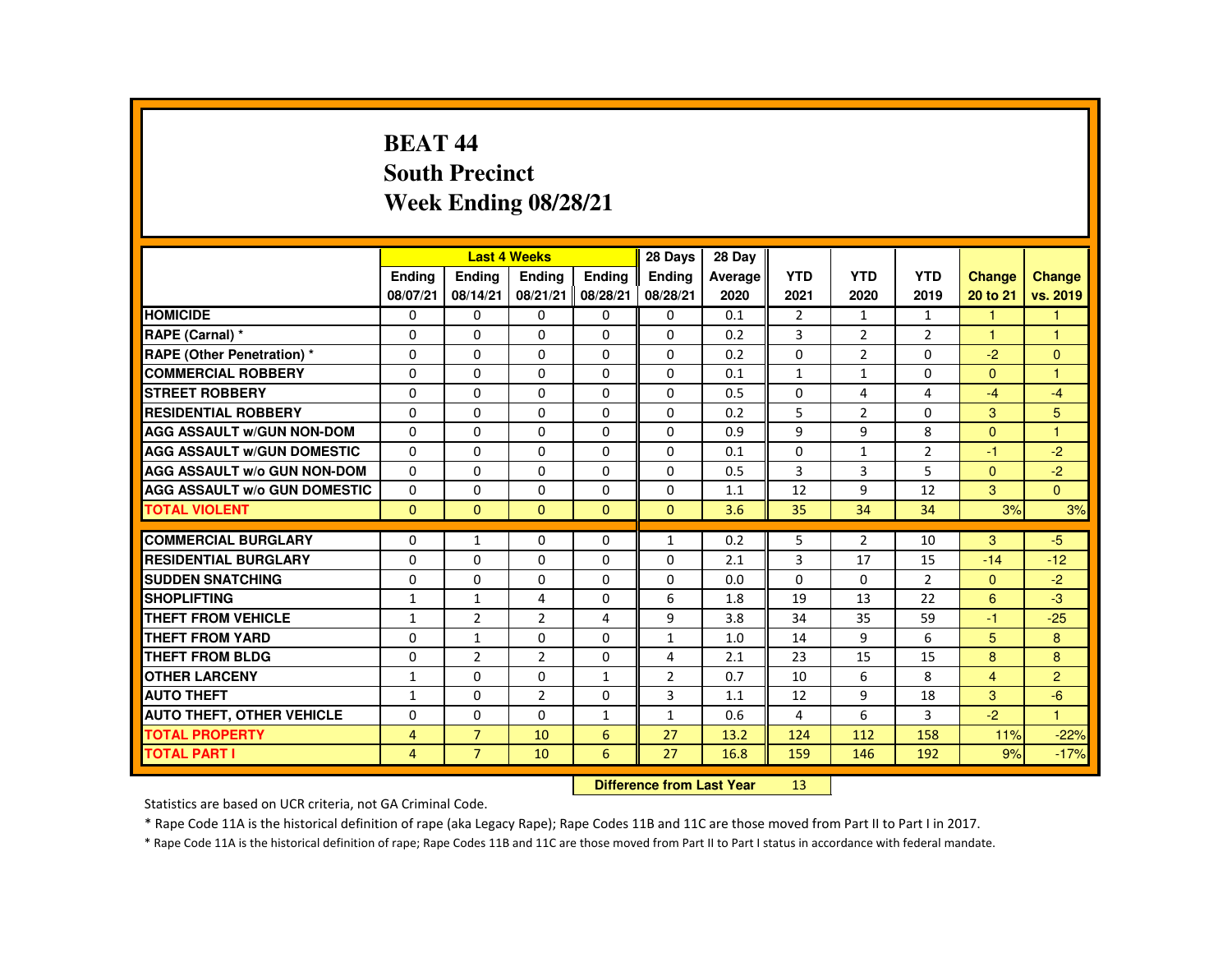# BEAT 44
## South Precinct
## Week Ending 08/28/21

| | Last 4 Weeks | | | | 28 Days | 28 Day | | | | | |
|---|---|---|---|---|---|---|---|---|---|---|---|
| | Ending 08/07/21 | Ending 08/14/21 | Ending 08/21/21 | Ending 08/28/21 | Ending 08/28/21 | Average 2020 | YTD 2021 | YTD 2020 | YTD 2019 | Change 20 to 21 | Change vs. 2019 |
| HOMICIDE | 0 | 0 | 0 | 0 | 0 | 0.1 | 2 | 1 | 1 | 1 | 1 |
| RAPE (Carnal) * | 0 | 0 | 0 | 0 | 0 | 0.2 | 3 | 2 | 2 | 1 | 1 |
| RAPE (Other Penetration) * | 0 | 0 | 0 | 0 | 0 | 0.2 | 0 | 2 | 0 | -2 | 0 |
| COMMERCIAL ROBBERY | 0 | 0 | 0 | 0 | 0 | 0.1 | 1 | 1 | 0 | 0 | 1 |
| STREET ROBBERY | 0 | 0 | 0 | 0 | 0 | 0.5 | 0 | 4 | 4 | -4 | -4 |
| RESIDENTIAL ROBBERY | 0 | 0 | 0 | 0 | 0 | 0.2 | 5 | 2 | 0 | 3 | 5 |
| AGG ASSAULT w/GUN NON-DOM | 0 | 0 | 0 | 0 | 0 | 0.9 | 9 | 9 | 8 | 0 | 1 |
| AGG ASSAULT w/GUN DOMESTIC | 0 | 0 | 0 | 0 | 0 | 0.1 | 0 | 1 | 2 | -1 | -2 |
| AGG ASSAULT w/o GUN NON-DOM | 0 | 0 | 0 | 0 | 0 | 0.5 | 3 | 3 | 5 | 0 | -2 |
| AGG ASSAULT w/o GUN DOMESTIC | 0 | 0 | 0 | 0 | 0 | 1.1 | 12 | 9 | 12 | 3 | 0 |
| TOTAL VIOLENT | 0 | 0 | 0 | 0 | 0 | 3.6 | 35 | 34 | 34 | 3% | 3% |
| COMMERCIAL BURGLARY | 0 | 1 | 0 | 0 | 1 | 0.2 | 5 | 2 | 10 | 3 | -5 |
| RESIDENTIAL BURGLARY | 0 | 0 | 0 | 0 | 0 | 2.1 | 3 | 17 | 15 | -14 | -12 |
| SUDDEN SNATCHING | 0 | 0 | 0 | 0 | 0 | 0.0 | 0 | 0 | 2 | 0 | -2 |
| SHOPLIFTING | 1 | 1 | 4 | 0 | 6 | 1.8 | 19 | 13 | 22 | 6 | -3 |
| THEFT FROM VEHICLE | 1 | 2 | 2 | 4 | 9 | 3.8 | 34 | 35 | 59 | -1 | -25 |
| THEFT FROM YARD | 0 | 1 | 0 | 0 | 1 | 1.0 | 14 | 9 | 6 | 5 | 8 |
| THEFT FROM BLDG | 0 | 2 | 2 | 0 | 4 | 2.1 | 23 | 15 | 15 | 8 | 8 |
| OTHER LARCENY | 1 | 0 | 0 | 1 | 2 | 0.7 | 10 | 6 | 8 | 4 | 2 |
| AUTO THEFT | 1 | 0 | 2 | 0 | 3 | 1.1 | 12 | 9 | 18 | 3 | -6 |
| AUTO THEFT, OTHER VEHICLE | 0 | 0 | 0 | 1 | 1 | 0.6 | 4 | 6 | 3 | -2 | 1 |
| TOTAL PROPERTY | 4 | 7 | 10 | 6 | 27 | 13.2 | 124 | 112 | 158 | 11% | -22% |
| TOTAL PART I | 4 | 7 | 10 | 6 | 27 | 16.8 | 159 | 146 | 192 | 9% | -17% |

**Difference from Last Year** 13

Statistics are based on UCR criteria, not GA Criminal Code.

* Rape Code 11A is the historical definition of rape (aka Legacy Rape); Rape Codes 11B and 11C are those moved from Part II to Part I in 2017.

* Rape Code 11A is the historical definition of rape; Rape Codes 11B and 11C are those moved from Part II to Part I status in accordance with federal mandate.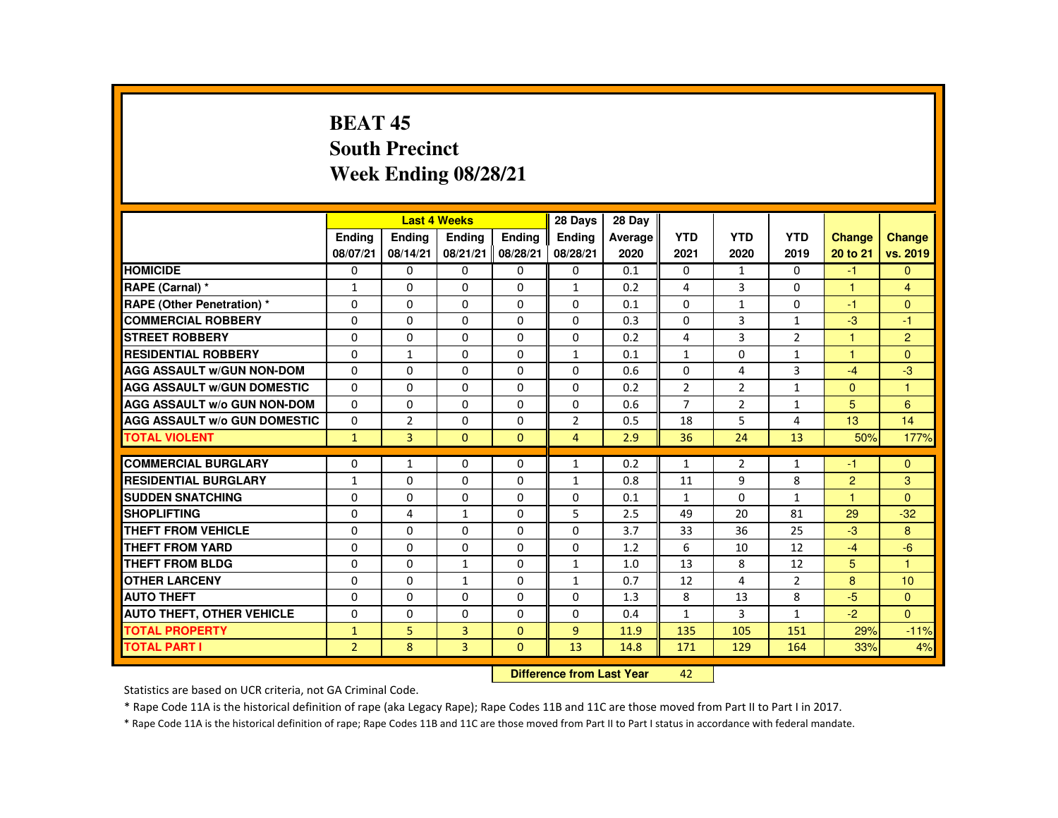# BEAT 45
## South Precinct
## Week Ending 08/28/21

| | Last 4 Weeks | | | | 28 Days | 28 Day | | | | | |
|---|---|---|---|---|---|---|---|---|---|---|---|
| | Ending 08/07/21 | Ending 08/14/21 | Ending 08/21/21 | Ending 08/28/21 | Ending 08/28/21 | Average 2020 | YTD 2021 | YTD 2020 | YTD 2019 | Change 20 to 21 | Change vs. 2019 |
| HOMICIDE | 0 | 0 | 0 | 0 | 0 | 0.1 | 0 | 1 | 0 | -1 | 0 |
| RAPE (Carnal) * | 1 | 0 | 0 | 0 | 1 | 0.2 | 4 | 3 | 0 | 1 | 4 |
| RAPE (Other Penetration) * | 0 | 0 | 0 | 0 | 0 | 0.1 | 0 | 1 | 0 | -1 | 0 |
| COMMERCIAL ROBBERY | 0 | 0 | 0 | 0 | 0 | 0.3 | 0 | 3 | 1 | -3 | -1 |
| STREET ROBBERY | 0 | 0 | 0 | 0 | 0 | 0.2 | 4 | 3 | 2 | 1 | 2 |
| RESIDENTIAL ROBBERY | 0 | 1 | 0 | 0 | 1 | 0.1 | 1 | 0 | 1 | 1 | 0 |
| AGG ASSAULT w/GUN NON-DOM | 0 | 0 | 0 | 0 | 0 | 0.6 | 0 | 4 | 3 | -4 | -3 |
| AGG ASSAULT w/GUN DOMESTIC | 0 | 0 | 0 | 0 | 0 | 0.2 | 2 | 2 | 1 | 0 | 1 |
| AGG ASSAULT w/o GUN NON-DOM | 0 | 0 | 0 | 0 | 0 | 0.6 | 7 | 2 | 1 | 5 | 6 |
| AGG ASSAULT w/o GUN DOMESTIC | 0 | 2 | 0 | 0 | 2 | 0.5 | 18 | 5 | 4 | 13 | 14 |
| TOTAL VIOLENT | 1 | 3 | 0 | 0 | 4 | 2.9 | 36 | 24 | 13 | 50% | 177% |
| COMMERCIAL BURGLARY | 0 | 1 | 0 | 0 | 1 | 0.2 | 1 | 2 | 1 | -1 | 0 |
| RESIDENTIAL BURGLARY | 1 | 0 | 0 | 0 | 1 | 0.8 | 11 | 9 | 8 | 2 | 3 |
| SUDDEN SNATCHING | 0 | 0 | 0 | 0 | 0 | 0.1 | 1 | 0 | 1 | 1 | 0 |
| SHOPLIFTING | 0 | 4 | 1 | 0 | 5 | 2.5 | 49 | 20 | 81 | 29 | -32 |
| THEFT FROM VEHICLE | 0 | 0 | 0 | 0 | 0 | 3.7 | 33 | 36 | 25 | -3 | 8 |
| THEFT FROM YARD | 0 | 0 | 0 | 0 | 0 | 1.2 | 6 | 10 | 12 | -4 | -6 |
| THEFT FROM BLDG | 0 | 0 | 1 | 0 | 1 | 1.0 | 13 | 8 | 12 | 5 | 1 |
| OTHER LARCENY | 0 | 0 | 1 | 0 | 1 | 0.7 | 12 | 4 | 2 | 8 | 10 |
| AUTO THEFT | 0 | 0 | 0 | 0 | 0 | 1.3 | 8 | 13 | 8 | -5 | 0 |
| AUTO THEFT, OTHER VEHICLE | 0 | 0 | 0 | 0 | 0 | 0.4 | 1 | 3 | 1 | -2 | 0 |
| TOTAL PROPERTY | 1 | 5 | 3 | 0 | 9 | 11.9 | 135 | 105 | 151 | 29% | -11% |
| TOTAL PART I | 2 | 8 | 3 | 0 | 13 | 14.8 | 171 | 129 | 164 | 33% | 4% |

**Difference from Last Year** 42

Statistics are based on UCR criteria, not GA Criminal Code.

* Rape Code 11A is the historical definition of rape (aka Legacy Rape); Rape Codes 11B and 11C are those moved from Part II to Part I in 2017.

* Rape Code 11A is the historical definition of rape; Rape Codes 11B and 11C are those moved from Part II to Part I status in accordance with federal mandate.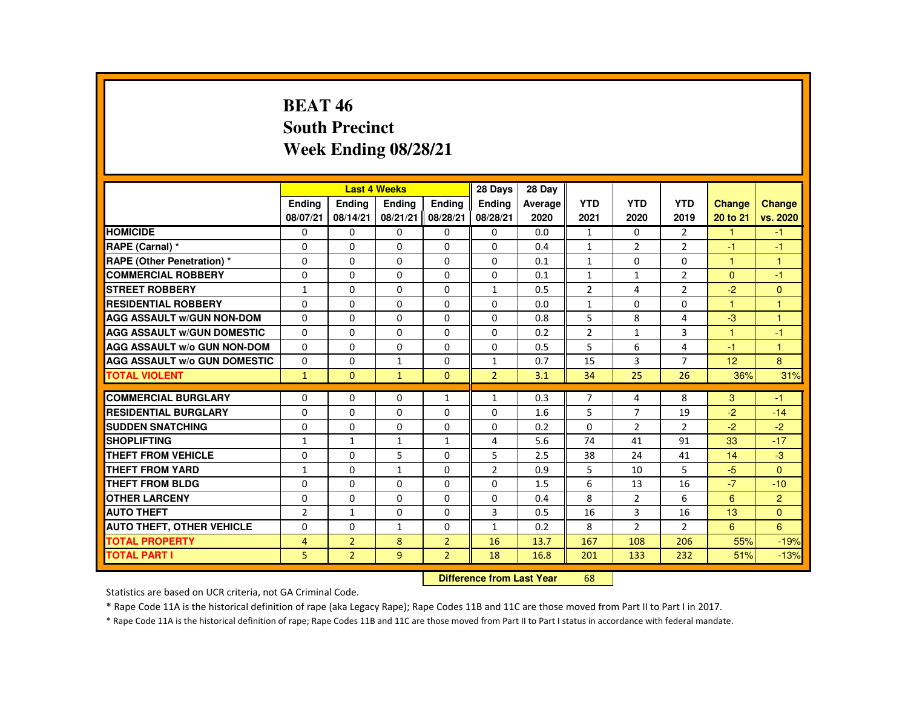# BEAT 46
## South Precinct
## Week Ending 08/28/21

| | Last 4 Weeks | | | | 28 Days | 28 Day | | | | | |
|---|---|---|---|---|---|---|---|---|---|---|---|
| | Ending 08/07/21 | Ending 08/14/21 | Ending 08/21/21 | Ending 08/28/21 | Ending 08/28/21 | Average 2020 | YTD 2021 | YTD 2020 | YTD 2019 | Change 20 to 21 | Change vs. 2020 |
| HOMICIDE | 0 | 0 | 0 | 0 | 0 | 0.0 | 1 | 0 | 2 | 1 | -1 |
| RAPE (Carnal) * | 0 | 0 | 0 | 0 | 0 | 0.4 | 1 | 2 | 2 | -1 | -1 |
| RAPE (Other Penetration) * | 0 | 0 | 0 | 0 | 0 | 0.1 | 1 | 0 | 0 | 1 | 1 |
| COMMERCIAL ROBBERY | 0 | 0 | 0 | 0 | 0 | 0.1 | 1 | 1 | 2 | 0 | -1 |
| STREET ROBBERY | 1 | 0 | 0 | 0 | 1 | 0.5 | 2 | 4 | 2 | -2 | 0 |
| RESIDENTIAL ROBBERY | 0 | 0 | 0 | 0 | 0 | 0.0 | 1 | 0 | 0 | 1 | 1 |
| AGG ASSAULT w/GUN NON-DOM | 0 | 0 | 0 | 0 | 0 | 0.8 | 5 | 8 | 4 | -3 | 1 |
| AGG ASSAULT w/GUN DOMESTIC | 0 | 0 | 0 | 0 | 0 | 0.2 | 2 | 1 | 3 | 1 | -1 |
| AGG ASSAULT w/o GUN NON-DOM | 0 | 0 | 0 | 0 | 0 | 0.5 | 5 | 6 | 4 | -1 | 1 |
| AGG ASSAULT w/o GUN DOMESTIC | 0 | 0 | 1 | 0 | 1 | 0.7 | 15 | 3 | 7 | 12 | 8 |
| TOTAL VIOLENT | 1 | 0 | 1 | 0 | 2 | 3.1 | 34 | 25 | 26 | 36% | 31% |
| COMMERCIAL BURGLARY | 0 | 0 | 0 | 1 | 1 | 0.3 | 7 | 4 | 8 | 3 | -1 |
| RESIDENTIAL BURGLARY | 0 | 0 | 0 | 0 | 0 | 1.6 | 5 | 7 | 19 | -2 | -14 |
| SUDDEN SNATCHING | 0 | 0 | 0 | 0 | 0 | 0.2 | 0 | 2 | 2 | -2 | -2 |
| SHOPLIFTING | 1 | 1 | 1 | 1 | 4 | 5.6 | 74 | 41 | 91 | 33 | -17 |
| THEFT FROM VEHICLE | 0 | 0 | 5 | 0 | 5 | 2.5 | 38 | 24 | 41 | 14 | -3 |
| THEFT FROM YARD | 1 | 0 | 1 | 0 | 2 | 0.9 | 5 | 10 | 5 | -5 | 0 |
| THEFT FROM BLDG | 0 | 0 | 0 | 0 | 0 | 1.5 | 6 | 13 | 16 | -7 | -10 |
| OTHER LARCENY | 0 | 0 | 0 | 0 | 0 | 0.4 | 8 | 2 | 6 | 6 | 2 |
| AUTO THEFT | 2 | 1 | 0 | 0 | 3 | 0.5 | 16 | 3 | 16 | 13 | 0 |
| AUTO THEFT, OTHER VEHICLE | 0 | 0 | 1 | 0 | 1 | 0.2 | 8 | 2 | 2 | 6 | 6 |
| TOTAL PROPERTY | 4 | 2 | 8 | 2 | 16 | 13.7 | 167 | 108 | 206 | 55% | -19% |
| TOTAL PART I | 5 | 2 | 9 | 2 | 18 | 16.8 | 201 | 133 | 232 | 51% | -13% |

**Difference from Last Year** 68

Statistics are based on UCR criteria, not GA Criminal Code.

* Rape Code 11A is the historical definition of rape (aka Legacy Rape); Rape Codes 11B and 11C are those moved from Part II to Part I in 2017.

* Rape Code 11A is the historical definition of rape; Rape Codes 11B and 11C are those moved from Part II to Part I status in accordance with federal mandate.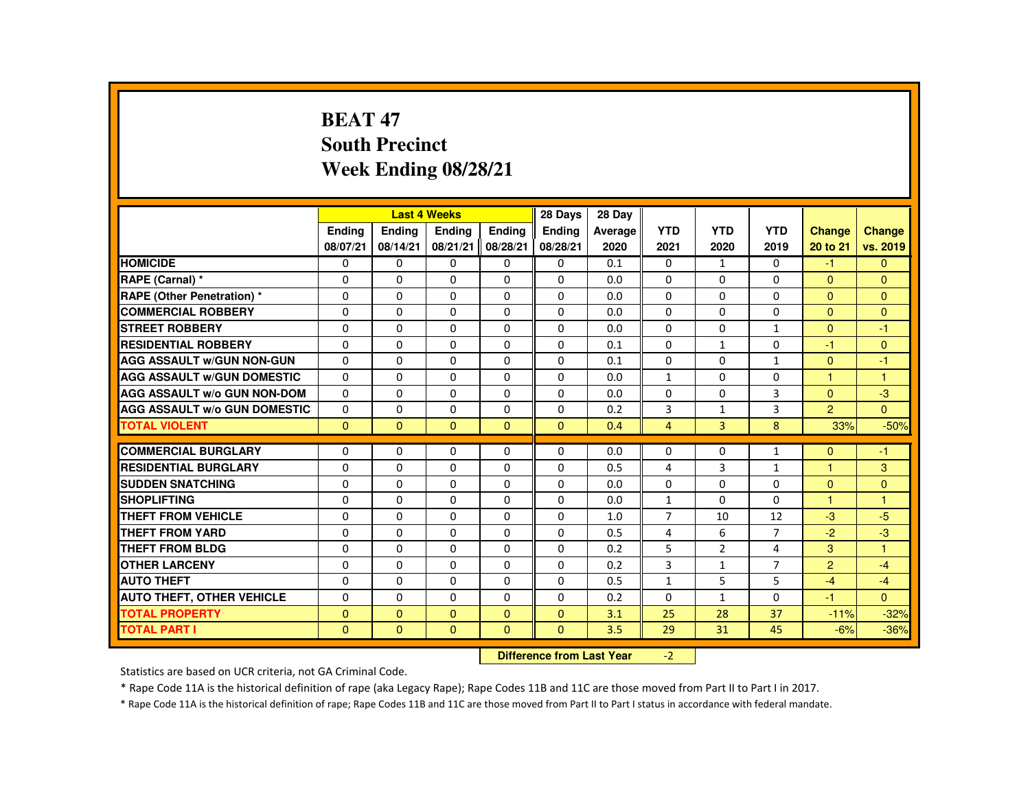# BEAT 47
## South Precinct
## Week Ending 08/28/21

| | Last 4 Weeks | | | | 28 Days | 28 Day | | | | | |
|---|---|---|---|---|---|---|---|---|---|---|---|
| | Ending 08/07/21 | Ending 08/14/21 | Ending 08/21/21 | Ending 08/28/21 | Ending 08/28/21 | Average 2020 | YTD 2021 | YTD 2020 | YTD 2019 | Change 20 to 21 | Change vs. 2019 |
| HOMICIDE | 0 | 0 | 0 | 0 | 0 | 0.1 | 0 | 1 | 0 | -1 | 0 |
| RAPE (Carnal) * | 0 | 0 | 0 | 0 | 0 | 0.0 | 0 | 0 | 0 | 0 | 0 |
| RAPE (Other Penetration) * | 0 | 0 | 0 | 0 | 0 | 0.0 | 0 | 0 | 0 | 0 | 0 |
| COMMERCIAL ROBBERY | 0 | 0 | 0 | 0 | 0 | 0.0 | 0 | 0 | 0 | 0 | 0 |
| STREET ROBBERY | 0 | 0 | 0 | 0 | 0 | 0.0 | 0 | 0 | 1 | 0 | -1 |
| RESIDENTIAL ROBBERY | 0 | 0 | 0 | 0 | 0 | 0.1 | 0 | 1 | 0 | -1 | 0 |
| AGG ASSAULT w/GUN NON-GUN | 0 | 0 | 0 | 0 | 0 | 0.1 | 0 | 0 | 1 | 0 | -1 |
| AGG ASSAULT w/GUN DOMESTIC | 0 | 0 | 0 | 0 | 0 | 0.0 | 1 | 0 | 0 | 1 | 1 |
| AGG ASSAULT w/o GUN NON-DOM | 0 | 0 | 0 | 0 | 0 | 0.0 | 0 | 0 | 3 | 0 | -3 |
| AGG ASSAULT w/o GUN DOMESTIC | 0 | 0 | 0 | 0 | 0 | 0.2 | 3 | 1 | 3 | 2 | 0 |
| TOTAL VIOLENT | 0 | 0 | 0 | 0 | 0 | 0.4 | 4 | 3 | 8 | 33% | -50% |
| COMMERCIAL BURGLARY | 0 | 0 | 0 | 0 | 0 | 0.0 | 0 | 0 | 1 | 0 | -1 |
| RESIDENTIAL BURGLARY | 0 | 0 | 0 | 0 | 0 | 0.5 | 4 | 3 | 1 | 1 | 3 |
| SUDDEN SNATCHING | 0 | 0 | 0 | 0 | 0 | 0.0 | 0 | 0 | 0 | 0 | 0 |
| SHOPLIFTING | 0 | 0 | 0 | 0 | 0 | 0.0 | 1 | 0 | 0 | 1 | 1 |
| THEFT FROM VEHICLE | 0 | 0 | 0 | 0 | 0 | 1.0 | 7 | 10 | 12 | -3 | -5 |
| THEFT FROM YARD | 0 | 0 | 0 | 0 | 0 | 0.5 | 4 | 6 | 7 | -2 | -3 |
| THEFT FROM BLDG | 0 | 0 | 0 | 0 | 0 | 0.2 | 5 | 2 | 4 | 3 | 1 |
| OTHER LARCENY | 0 | 0 | 0 | 0 | 0 | 0.2 | 3 | 1 | 7 | 2 | -4 |
| AUTO THEFT | 0 | 0 | 0 | 0 | 0 | 0.5 | 1 | 5 | 5 | -4 | -4 |
| AUTO THEFT, OTHER VEHICLE | 0 | 0 | 0 | 0 | 0 | 0.2 | 0 | 1 | 0 | -1 | 0 |
| TOTAL PROPERTY | 0 | 0 | 0 | 0 | 0 | 3.1 | 25 | 28 | 37 | -11% | -32% |
| TOTAL PART I | 0 | 0 | 0 | 0 | 0 | 3.5 | 29 | 31 | 45 | -6% | -36% |

**Difference from Last Year** -2

Statistics are based on UCR criteria, not GA Criminal Code.

* Rape Code 11A is the historical definition of rape (aka Legacy Rape); Rape Codes 11B and 11C are those moved from Part II to Part I in 2017.

* Rape Code 11A is the historical definition of rape; Rape Codes 11B and 11C are those moved from Part II to Part I status in accordance with federal mandate.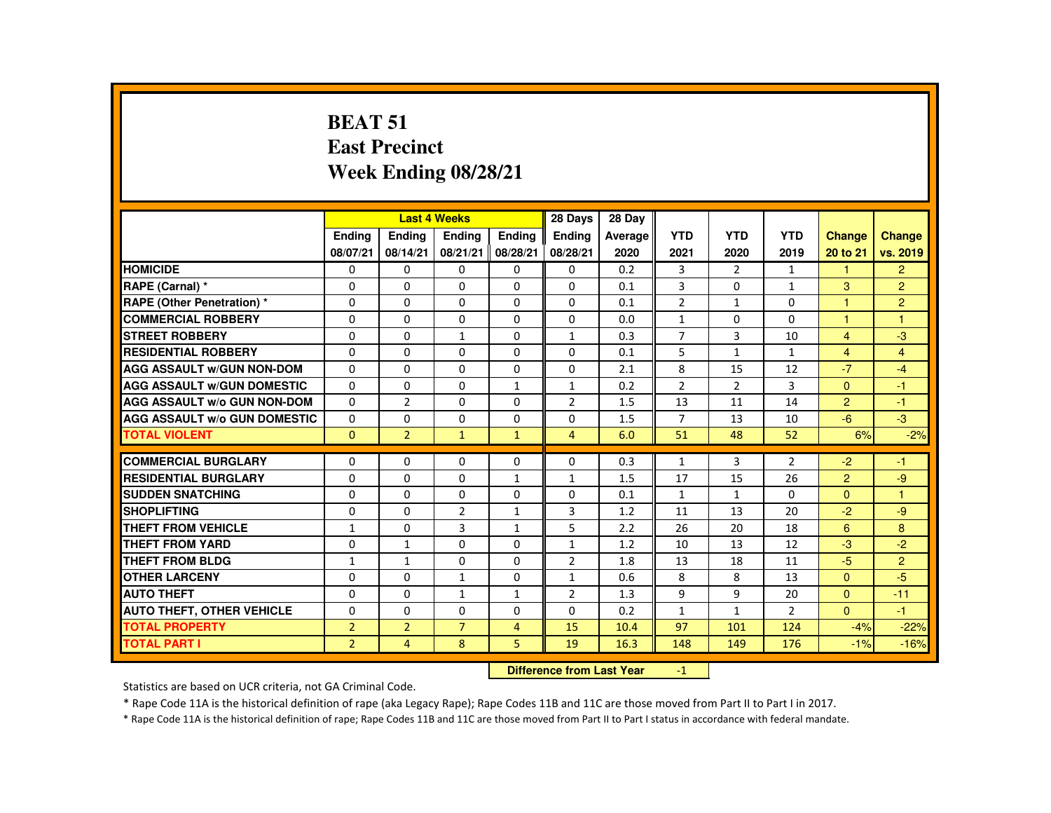# BEAT 51
# East Precinct
# Week Ending 08/28/21

| | Last 4 Weeks | | | | 28 Days | 28 Day | | | | | |
|---|---|---|---|---|---|---|---|---|---|---|---|
| | Ending 08/07/21 | Ending 08/14/21 | Ending 08/21/21 | Ending 08/28/21 | Ending 08/28/21 | Average 2020 | YTD 2021 | YTD 2020 | YTD 2019 | Change 20 to 21 | Change vs. 2019 |
| HOMICIDE | 0 | 0 | 0 | 0 | 0 | 0.2 | 3 | 2 | 1 | 1 | 2 |
| RAPE (Carnal) * | 0 | 0 | 0 | 0 | 0 | 0.1 | 3 | 0 | 1 | 3 | 2 |
| RAPE (Other Penetration) * | 0 | 0 | 0 | 0 | 0 | 0.1 | 2 | 1 | 0 | 1 | 2 |
| COMMERCIAL ROBBERY | 0 | 0 | 0 | 0 | 0 | 0.0 | 1 | 0 | 0 | 1 | 1 |
| STREET ROBBERY | 0 | 0 | 1 | 0 | 1 | 0.3 | 7 | 3 | 10 | 4 | -3 |
| RESIDENTIAL ROBBERY | 0 | 0 | 0 | 0 | 0 | 0.1 | 5 | 1 | 1 | 4 | 4 |
| AGG ASSAULT w/GUN NON-DOM | 0 | 0 | 0 | 0 | 0 | 2.1 | 8 | 15 | 12 | -7 | -4 |
| AGG ASSAULT w/GUN DOMESTIC | 0 | 0 | 0 | 1 | 1 | 0.2 | 2 | 2 | 3 | 0 | -1 |
| AGG ASSAULT w/o GUN NON-DOM | 0 | 2 | 0 | 0 | 2 | 1.5 | 13 | 11 | 14 | 2 | -1 |
| AGG ASSAULT w/o GUN DOMESTIC | 0 | 0 | 0 | 0 | 0 | 1.5 | 7 | 13 | 10 | -6 | -3 |
| TOTAL VIOLENT | 0 | 2 | 1 | 1 | 4 | 6.0 | 51 | 48 | 52 | 6% | -2% |
| COMMERCIAL BURGLARY | 0 | 0 | 0 | 0 | 0 | 0.3 | 1 | 3 | 2 | -2 | -1 |
| RESIDENTIAL BURGLARY | 0 | 0 | 0 | 1 | 1 | 1.5 | 17 | 15 | 26 | 2 | -9 |
| SUDDEN SNATCHING | 0 | 0 | 0 | 0 | 0 | 0.1 | 1 | 1 | 0 | 0 | 1 |
| SHOPLIFTING | 0 | 0 | 2 | 1 | 3 | 1.2 | 11 | 13 | 20 | -2 | -9 |
| THEFT FROM VEHICLE | 1 | 0 | 3 | 1 | 5 | 2.2 | 26 | 20 | 18 | 6 | 8 |
| THEFT FROM YARD | 0 | 1 | 0 | 0 | 1 | 1.2 | 10 | 13 | 12 | -3 | -2 |
| THEFT FROM BLDG | 1 | 1 | 0 | 0 | 2 | 1.8 | 13 | 18 | 11 | -5 | 2 |
| OTHER LARCENY | 0 | 0 | 1 | 0 | 1 | 0.6 | 8 | 8 | 13 | 0 | -5 |
| AUTO THEFT | 0 | 0 | 1 | 1 | 2 | 1.3 | 9 | 9 | 20 | 0 | -11 |
| AUTO THEFT, OTHER VEHICLE | 0 | 0 | 0 | 0 | 0 | 0.2 | 1 | 1 | 2 | 0 | -1 |
| TOTAL PROPERTY | 2 | 2 | 7 | 4 | 15 | 10.4 | 97 | 101 | 124 | -4% | -22% |
| TOTAL PART I | 2 | 4 | 8 | 5 | 19 | 16.3 | 148 | 149 | 176 | -1% | -16% |

**Difference from Last Year** -1

Statistics are based on UCR criteria, not GA Criminal Code.

* Rape Code 11A is the historical definition of rape (aka Legacy Rape); Rape Codes 11B and 11C are those moved from Part II to Part I in 2017.

* Rape Code 11A is the historical definition of rape; Rape Codes 11B and 11C are those moved from Part II to Part I status in accordance with federal mandate.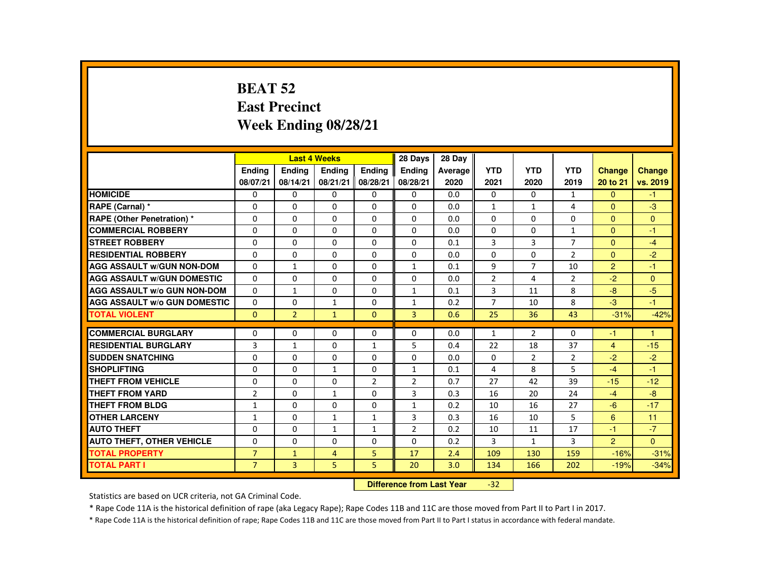# BEAT 52
# East Precinct
# Week Ending 08/28/21

| | Last 4 Weeks | | | | 28 Days | 28 Day | | | | | |
|---|---|---|---|---|---|---|---|---|---|---|---|
| | Ending 08/07/21 | Ending 08/14/21 | Ending 08/21/21 | Ending 08/28/21 | Ending 08/28/21 | Average 2020 | YTD 2021 | YTD 2020 | YTD 2019 | Change 20 to 21 | Change vs. 2019 |
| HOMICIDE | 0 | 0 | 0 | 0 | 0 | 0.0 | 0 | 0 | 1 | 0 | -1 |
| RAPE (Carnal) * | 0 | 0 | 0 | 0 | 0 | 0.0 | 1 | 1 | 4 | 0 | -3 |
| RAPE (Other Penetration) * | 0 | 0 | 0 | 0 | 0 | 0.0 | 0 | 0 | 0 | 0 | 0 |
| COMMERCIAL ROBBERY | 0 | 0 | 0 | 0 | 0 | 0.0 | 0 | 0 | 1 | 0 | -1 |
| STREET ROBBERY | 0 | 0 | 0 | 0 | 0 | 0.1 | 3 | 3 | 7 | 0 | -4 |
| RESIDENTIAL ROBBERY | 0 | 0 | 0 | 0 | 0 | 0.0 | 0 | 0 | 2 | 0 | -2 |
| AGG ASSAULT w/GUN NON-DOM | 0 | 1 | 0 | 0 | 1 | 0.1 | 9 | 7 | 10 | 2 | -1 |
| AGG ASSAULT w/GUN DOMESTIC | 0 | 0 | 0 | 0 | 0 | 0.0 | 2 | 4 | 2 | -2 | 0 |
| AGG ASSAULT w/o GUN NON-DOM | 0 | 1 | 0 | 0 | 1 | 0.1 | 3 | 11 | 8 | -8 | -5 |
| AGG ASSAULT w/o GUN DOMESTIC | 0 | 0 | 1 | 0 | 1 | 0.2 | 7 | 10 | 8 | -3 | -1 |
| TOTAL VIOLENT | 0 | 2 | 1 | 0 | 3 | 0.6 | 25 | 36 | 43 | -31% | -42% |
| COMMERCIAL BURGLARY | 0 | 0 | 0 | 0 | 0 | 0.0 | 1 | 2 | 0 | -1 | 1 |
| RESIDENTIAL BURGLARY | 3 | 1 | 0 | 1 | 5 | 0.4 | 22 | 18 | 37 | 4 | -15 |
| SUDDEN SNATCHING | 0 | 0 | 0 | 0 | 0 | 0.0 | 0 | 2 | 2 | -2 | -2 |
| SHOPLIFTING | 0 | 0 | 1 | 0 | 1 | 0.1 | 4 | 8 | 5 | -4 | -1 |
| THEFT FROM VEHICLE | 0 | 0 | 0 | 2 | 2 | 0.7 | 27 | 42 | 39 | -15 | -12 |
| THEFT FROM YARD | 2 | 0 | 1 | 0 | 3 | 0.3 | 16 | 20 | 24 | -4 | -8 |
| THEFT FROM BLDG | 1 | 0 | 0 | 0 | 1 | 0.2 | 10 | 16 | 27 | -6 | -17 |
| OTHER LARCENY | 1 | 0 | 1 | 1 | 3 | 0.3 | 16 | 10 | 5 | 6 | 11 |
| AUTO THEFT | 0 | 0 | 1 | 1 | 2 | 0.2 | 10 | 11 | 17 | -1 | -7 |
| AUTO THEFT, OTHER VEHICLE | 0 | 0 | 0 | 0 | 0 | 0.2 | 3 | 1 | 3 | 2 | 0 |
| TOTAL PROPERTY | 7 | 1 | 4 | 5 | 17 | 2.4 | 109 | 130 | 159 | -16% | -31% |
| TOTAL PART I | 7 | 3 | 5 | 5 | 20 | 3.0 | 134 | 166 | 202 | -19% | -34% |

**Difference from Last Year** -32

Statistics are based on UCR criteria, not GA Criminal Code.

* Rape Code 11A is the historical definition of rape (aka Legacy Rape); Rape Codes 11B and 11C are those moved from Part II to Part I in 2017.

* Rape Code 11A is the historical definition of rape; Rape Codes 11B and 11C are those moved from Part II to Part I status in accordance with federal mandate.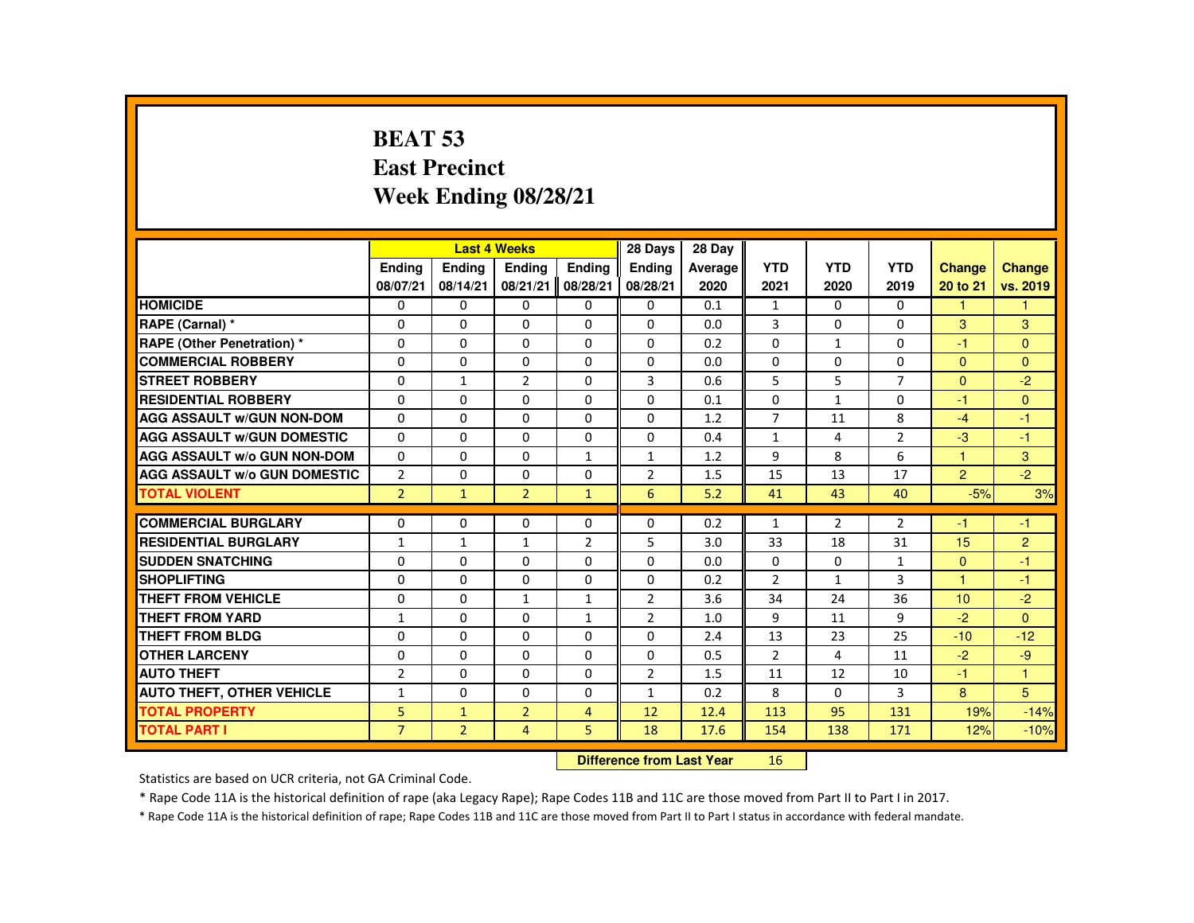# BEAT 53
# East Precinct
# Week Ending 08/28/21

| | Last 4 Weeks | | | | 28 Days | 28 Day | | | | | |
|---|---|---|---|---|---|---|---|---|---|---|---|
| | Ending 08/07/21 | Ending 08/14/21 | Ending 08/21/21 | Ending 08/28/21 | Ending 08/28/21 | Average 2020 | YTD 2021 | YTD 2020 | YTD 2019 | Change 20 to 21 | Change vs. 2019 |
| HOMICIDE | 0 | 0 | 0 | 0 | 0 | 0.1 | 1 | 0 | 0 | 1 | 1 |
| RAPE (Carnal) * | 0 | 0 | 0 | 0 | 0 | 0.0 | 3 | 0 | 0 | 3 | 3 |
| RAPE (Other Penetration) * | 0 | 0 | 0 | 0 | 0 | 0.2 | 0 | 1 | 0 | -1 | 0 |
| COMMERCIAL ROBBERY | 0 | 0 | 0 | 0 | 0 | 0.0 | 0 | 0 | 0 | 0 | 0 |
| STREET ROBBERY | 0 | 1 | 2 | 0 | 3 | 0.6 | 5 | 5 | 7 | 0 | -2 |
| RESIDENTIAL ROBBERY | 0 | 0 | 0 | 0 | 0 | 0.1 | 0 | 1 | 0 | -1 | 0 |
| AGG ASSAULT w/GUN NON-DOM | 0 | 0 | 0 | 0 | 0 | 1.2 | 7 | 11 | 8 | -4 | -1 |
| AGG ASSAULT w/GUN DOMESTIC | 0 | 0 | 0 | 0 | 0 | 0.4 | 1 | 4 | 2 | -3 | -1 |
| AGG ASSAULT w/o GUN NON-DOM | 0 | 0 | 0 | 1 | 1 | 1.2 | 9 | 8 | 6 | 1 | 3 |
| AGG ASSAULT w/o GUN DOMESTIC | 2 | 0 | 0 | 0 | 2 | 1.5 | 15 | 13 | 17 | 2 | -2 |
| TOTAL VIOLENT | 2 | 1 | 2 | 1 | 6 | 5.2 | 41 | 43 | 40 | -5% | 3% |
| COMMERCIAL BURGLARY | 0 | 0 | 0 | 0 | 0 | 0.2 | 1 | 2 | 2 | -1 | -1 |
| RESIDENTIAL BURGLARY | 1 | 1 | 1 | 2 | 5 | 3.0 | 33 | 18 | 31 | 15 | 2 |
| SUDDEN SNATCHING | 0 | 0 | 0 | 0 | 0 | 0.0 | 0 | 0 | 1 | 0 | -1 |
| SHOPLIFTING | 0 | 0 | 0 | 0 | 0 | 0.2 | 2 | 1 | 3 | 1 | -1 |
| THEFT FROM VEHICLE | 0 | 0 | 1 | 1 | 2 | 3.6 | 34 | 24 | 36 | 10 | -2 |
| THEFT FROM YARD | 1 | 0 | 0 | 1 | 2 | 1.0 | 9 | 11 | 9 | -2 | 0 |
| THEFT FROM BLDG | 0 | 0 | 0 | 0 | 0 | 2.4 | 13 | 23 | 25 | -10 | -12 |
| OTHER LARCENY | 0 | 0 | 0 | 0 | 0 | 0.5 | 2 | 4 | 11 | -2 | -9 |
| AUTO THEFT | 2 | 0 | 0 | 0 | 2 | 1.5 | 11 | 12 | 10 | -1 | 1 |
| AUTO THEFT, OTHER VEHICLE | 1 | 0 | 0 | 0 | 1 | 0.2 | 8 | 0 | 3 | 8 | 5 |
| TOTAL PROPERTY | 5 | 1 | 2 | 4 | 12 | 12.4 | 113 | 95 | 131 | 19% | -14% |
| TOTAL PART I | 7 | 2 | 4 | 5 | 18 | 17.6 | 154 | 138 | 171 | 12% | -10% |

**Difference from Last Year** 16

Statistics are based on UCR criteria, not GA Criminal Code.

* Rape Code 11A is the historical definition of rape (aka Legacy Rape); Rape Codes 11B and 11C are those moved from Part II to Part I in 2017.

* Rape Code 11A is the historical definition of rape; Rape Codes 11B and 11C are those moved from Part II to Part I status in accordance with federal mandate.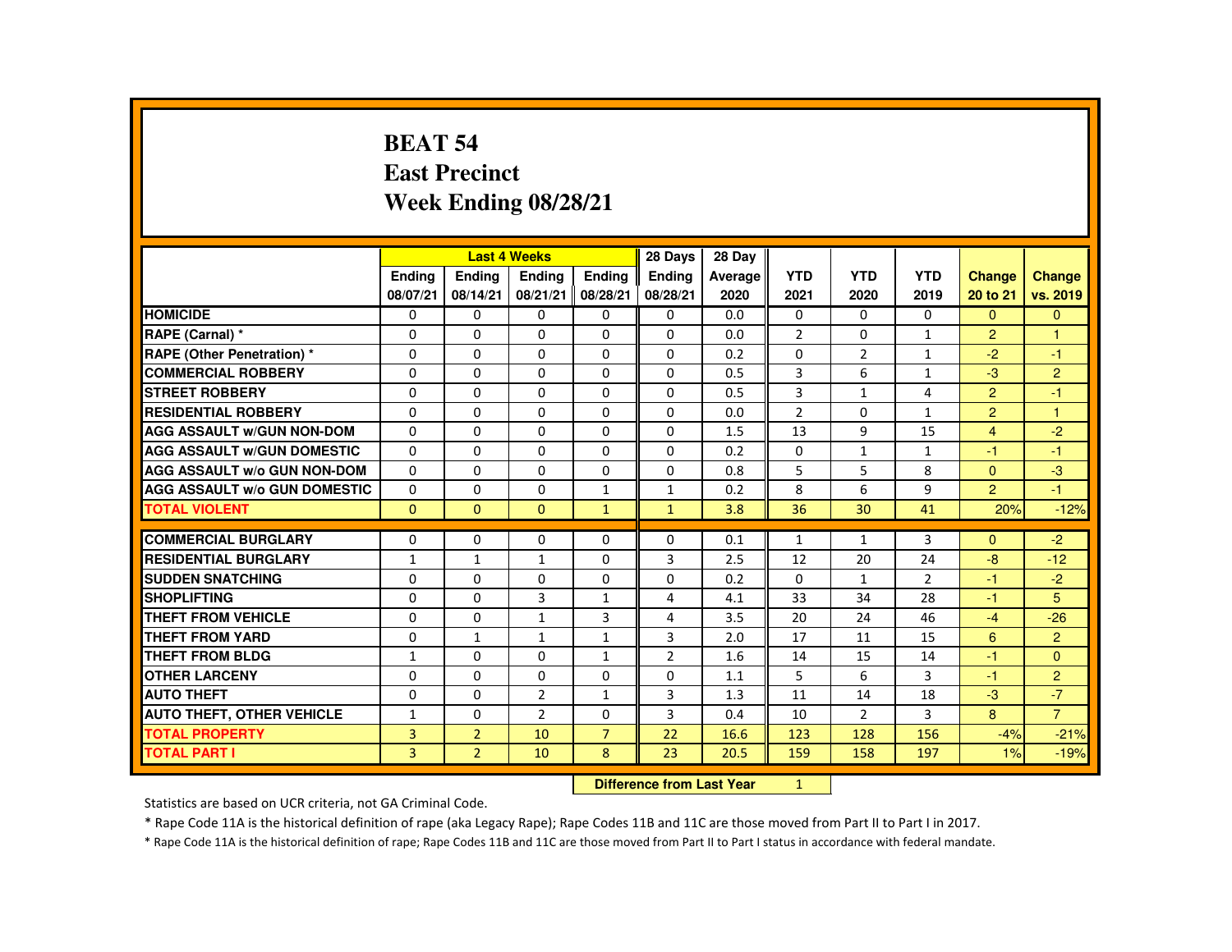# BEAT 54
## East Precinct
## Week Ending 08/28/21

| | Last 4 Weeks | | | | 28 Days | 28 Day | | | | | |
|---|---|---|---|---|---|---|---|---|---|---|---|
| | Ending 08/07/21 | Ending 08/14/21 | Ending 08/21/21 | Ending 08/28/21 | Ending 08/28/21 | Average 2020 | YTD 2021 | YTD 2020 | YTD 2019 | Change 20 to 21 | Change vs. 2019 |
| HOMICIDE | 0 | 0 | 0 | 0 | 0 | 0.0 | 0 | 0 | 0 | 0 | 0 |
| RAPE (Carnal) * | 0 | 0 | 0 | 0 | 0 | 0.0 | 2 | 0 | 1 | 2 | 1 |
| RAPE (Other Penetration) * | 0 | 0 | 0 | 0 | 0 | 0.2 | 0 | 2 | 1 | -2 | -1 |
| COMMERCIAL ROBBERY | 0 | 0 | 0 | 0 | 0 | 0.5 | 3 | 6 | 1 | -3 | 2 |
| STREET ROBBERY | 0 | 0 | 0 | 0 | 0 | 0.5 | 3 | 1 | 4 | 2 | -1 |
| RESIDENTIAL ROBBERY | 0 | 0 | 0 | 0 | 0 | 0.0 | 2 | 0 | 1 | 2 | 1 |
| AGG ASSAULT w/GUN NON-DOM | 0 | 0 | 0 | 0 | 0 | 1.5 | 13 | 9 | 15 | 4 | -2 |
| AGG ASSAULT w/GUN DOMESTIC | 0 | 0 | 0 | 0 | 0 | 0.2 | 0 | 1 | 1 | -1 | -1 |
| AGG ASSAULT w/o GUN NON-DOM | 0 | 0 | 0 | 0 | 0 | 0.8 | 5 | 5 | 8 | 0 | -3 |
| AGG ASSAULT w/o GUN DOMESTIC | 0 | 0 | 0 | 1 | 1 | 0.2 | 8 | 6 | 9 | 2 | -1 |
| TOTAL VIOLENT | 0 | 0 | 0 | 1 | 1 | 3.8 | 36 | 30 | 41 | 20% | -12% |
| COMMERCIAL BURGLARY | 0 | 0 | 0 | 0 | 0 | 0.1 | 1 | 1 | 3 | 0 | -2 |
| RESIDENTIAL BURGLARY | 1 | 1 | 1 | 0 | 3 | 2.5 | 12 | 20 | 24 | -8 | -12 |
| SUDDEN SNATCHING | 0 | 0 | 0 | 0 | 0 | 0.2 | 0 | 1 | 2 | -1 | -2 |
| SHOPLIFTING | 0 | 0 | 3 | 1 | 4 | 4.1 | 33 | 34 | 28 | -1 | 5 |
| THEFT FROM VEHICLE | 0 | 0 | 1 | 3 | 4 | 3.5 | 20 | 24 | 46 | -4 | -26 |
| THEFT FROM YARD | 0 | 1 | 1 | 1 | 3 | 2.0 | 17 | 11 | 15 | 6 | 2 |
| THEFT FROM BLDG | 1 | 0 | 0 | 1 | 2 | 1.6 | 14 | 15 | 14 | -1 | 0 |
| OTHER LARCENY | 0 | 0 | 0 | 0 | 0 | 1.1 | 5 | 6 | 3 | -1 | 2 |
| AUTO THEFT | 0 | 0 | 2 | 1 | 3 | 1.3 | 11 | 14 | 18 | -3 | -7 |
| AUTO THEFT, OTHER VEHICLE | 1 | 0 | 2 | 0 | 3 | 0.4 | 10 | 2 | 3 | 8 | 7 |
| TOTAL PROPERTY | 3 | 2 | 10 | 7 | 22 | 16.6 | 123 | 128 | 156 | -4% | -21% |
| TOTAL PART I | 3 | 2 | 10 | 8 | 23 | 20.5 | 159 | 158 | 197 | 1% | -19% |

**Difference from Last Year** 1

Statistics are based on UCR criteria, not GA Criminal Code.

* Rape Code 11A is the historical definition of rape (aka Legacy Rape); Rape Codes 11B and 11C are those moved from Part II to Part I in 2017.

* Rape Code 11A is the historical definition of rape; Rape Codes 11B and 11C are those moved from Part II to Part I status in accordance with federal mandate.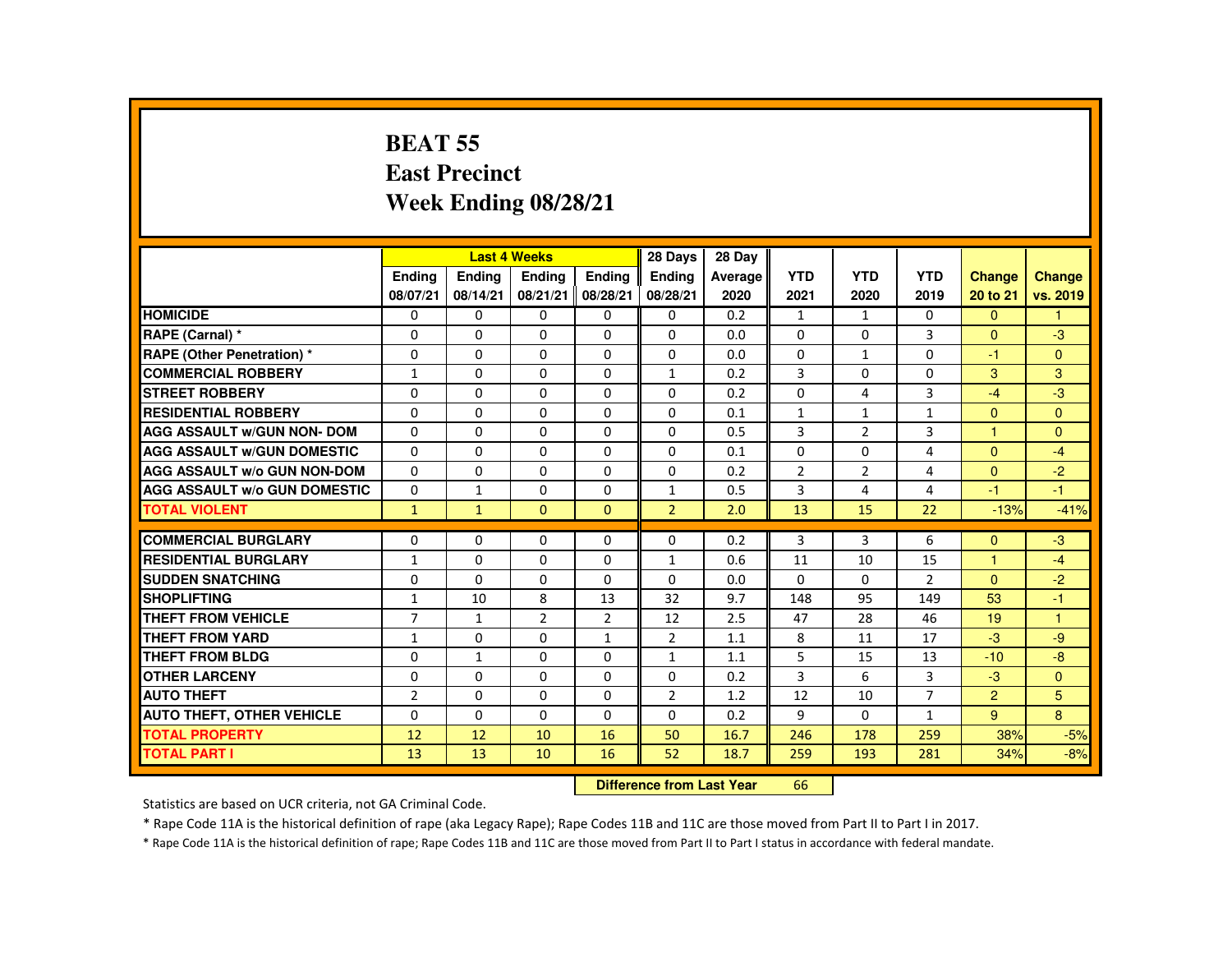# BEAT 55
## East Precinct
## Week Ending 08/28/21

| | Last 4 Weeks | | | | 28 Days | 28 Day | | | | | |
|---|---|---|---|---|---|---|---|---|---|---|---|
| | Ending 08/07/21 | Ending 08/14/21 | Ending 08/21/21 | Ending 08/28/21 | Ending 08/28/21 | Average 2020 | YTD 2021 | YTD 2020 | YTD 2019 | Change 20 to 21 | Change vs. 2019 |
| HOMICIDE | 0 | 0 | 0 | 0 | 0 | 0.2 | 1 | 1 | 0 | 0 | 1 |
| RAPE (Carnal) * | 0 | 0 | 0 | 0 | 0 | 0.0 | 0 | 0 | 3 | 0 | -3 |
| RAPE (Other Penetration) * | 0 | 0 | 0 | 0 | 0 | 0.0 | 0 | 1 | 0 | -1 | 0 |
| COMMERCIAL ROBBERY | 1 | 0 | 0 | 0 | 1 | 0.2 | 3 | 0 | 0 | 3 | 3 |
| STREET ROBBERY | 0 | 0 | 0 | 0 | 0 | 0.2 | 0 | 4 | 3 | -4 | -3 |
| RESIDENTIAL ROBBERY | 0 | 0 | 0 | 0 | 0 | 0.1 | 1 | 1 | 1 | 0 | 0 |
| AGG ASSAULT w/GUN NON- DOM | 0 | 0 | 0 | 0 | 0 | 0.5 | 3 | 2 | 3 | 1 | 0 |
| AGG ASSAULT w/GUN DOMESTIC | 0 | 0 | 0 | 0 | 0 | 0.1 | 0 | 0 | 4 | 0 | -4 |
| AGG ASSAULT w/o GUN NON-DOM | 0 | 0 | 0 | 0 | 0 | 0.2 | 2 | 2 | 4 | 0 | -2 |
| AGG ASSAULT w/o GUN DOMESTIC | 0 | 1 | 0 | 0 | 1 | 0.5 | 3 | 4 | 4 | -1 | -1 |
| TOTAL VIOLENT | 1 | 1 | 0 | 0 | 2 | 2.0 | 13 | 15 | 22 | -13% | -41% |
| COMMERCIAL BURGLARY | 0 | 0 | 0 | 0 | 0 | 0.2 | 3 | 3 | 6 | 0 | -3 |
| RESIDENTIAL BURGLARY | 1 | 0 | 0 | 0 | 1 | 0.6 | 11 | 10 | 15 | 1 | -4 |
| SUDDEN SNATCHING | 0 | 0 | 0 | 0 | 0 | 0.0 | 0 | 0 | 2 | 0 | -2 |
| SHOPLIFTING | 1 | 10 | 8 | 13 | 32 | 9.7 | 148 | 95 | 149 | 53 | -1 |
| THEFT FROM VEHICLE | 7 | 1 | 2 | 2 | 12 | 2.5 | 47 | 28 | 46 | 19 | 1 |
| THEFT FROM YARD | 1 | 0 | 0 | 1 | 2 | 1.1 | 8 | 11 | 17 | -3 | -9 |
| THEFT FROM BLDG | 0 | 1 | 0 | 0 | 1 | 1.1 | 5 | 15 | 13 | -10 | -8 |
| OTHER LARCENY | 0 | 0 | 0 | 0 | 0 | 0.2 | 3 | 6 | 3 | -3 | 0 |
| AUTO THEFT | 2 | 0 | 0 | 0 | 2 | 1.2 | 12 | 10 | 7 | 2 | 5 |
| AUTO THEFT, OTHER VEHICLE | 0 | 0 | 0 | 0 | 0 | 0.2 | 9 | 0 | 1 | 9 | 8 |
| TOTAL PROPERTY | 12 | 12 | 10 | 16 | 50 | 16.7 | 246 | 178 | 259 | 38% | -5% |
| TOTAL PART I | 13 | 13 | 10 | 16 | 52 | 18.7 | 259 | 193 | 281 | 34% | -8% |

**Difference from Last Year** 66

Statistics are based on UCR criteria, not GA Criminal Code.

* Rape Code 11A is the historical definition of rape (aka Legacy Rape); Rape Codes 11B and 11C are those moved from Part II to Part I in 2017.

* Rape Code 11A is the historical definition of rape; Rape Codes 11B and 11C are those moved from Part II to Part I status in accordance with federal mandate.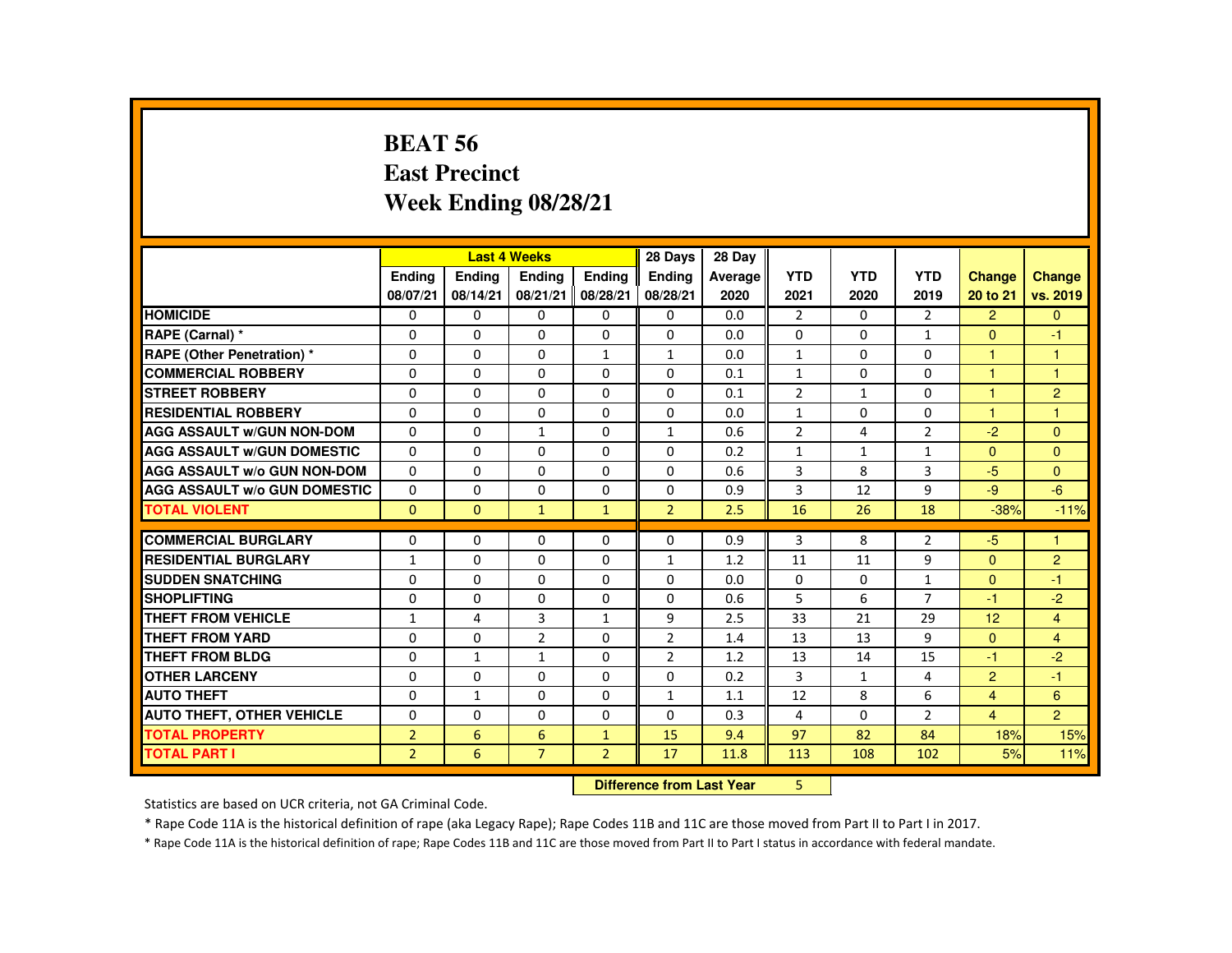# BEAT 56
## East Precinct
## Week Ending 08/28/21

| | Last 4 Weeks | | | | 28 Days | 28 Day | | | | | |
|---|---|---|---|---|---|---|---|---|---|---|---|
| | Ending 08/07/21 | Ending 08/14/21 | Ending 08/21/21 | Ending 08/28/21 | Ending 08/28/21 | Average 2020 | YTD 2021 | YTD 2020 | YTD 2019 | Change 20 to 21 | Change vs. 2019 |
| HOMICIDE | 0 | 0 | 0 | 0 | 0 | 0.0 | 2 | 0 | 2 | 2 | 0 |
| RAPE (Carnal) * | 0 | 0 | 0 | 0 | 0 | 0.0 | 0 | 0 | 1 | 0 | -1 |
| RAPE (Other Penetration) * | 0 | 0 | 0 | 1 | 1 | 0.0 | 1 | 0 | 0 | 1 | 1 |
| COMMERCIAL ROBBERY | 0 | 0 | 0 | 0 | 0 | 0.1 | 1 | 0 | 0 | 1 | 1 |
| STREET ROBBERY | 0 | 0 | 0 | 0 | 0 | 0.1 | 2 | 1 | 0 | 1 | 2 |
| RESIDENTIAL ROBBERY | 0 | 0 | 0 | 0 | 0 | 0.0 | 1 | 0 | 0 | 1 | 1 |
| AGG ASSAULT w/GUN NON-DOM | 0 | 0 | 1 | 0 | 1 | 0.6 | 2 | 4 | 2 | -2 | 0 |
| AGG ASSAULT w/GUN DOMESTIC | 0 | 0 | 0 | 0 | 0 | 0.2 | 1 | 1 | 1 | 0 | 0 |
| AGG ASSAULT w/o GUN NON-DOM | 0 | 0 | 0 | 0 | 0 | 0.6 | 3 | 8 | 3 | -5 | 0 |
| AGG ASSAULT w/o GUN DOMESTIC | 0 | 0 | 0 | 0 | 0 | 0.9 | 3 | 12 | 9 | -9 | -6 |
| TOTAL VIOLENT | 0 | 0 | 1 | 1 | 2 | 2.5 | 16 | 26 | 18 | -38% | -11% |
| COMMERCIAL BURGLARY | 0 | 0 | 0 | 0 | 0 | 0.9 | 3 | 8 | 2 | -5 | 1 |
| RESIDENTIAL BURGLARY | 1 | 0 | 0 | 0 | 1 | 1.2 | 11 | 11 | 9 | 0 | 2 |
| SUDDEN SNATCHING | 0 | 0 | 0 | 0 | 0 | 0.0 | 0 | 0 | 1 | 0 | -1 |
| SHOPLIFTING | 0 | 0 | 0 | 0 | 0 | 0.6 | 5 | 6 | 7 | -1 | -2 |
| THEFT FROM VEHICLE | 1 | 4 | 3 | 1 | 9 | 2.5 | 33 | 21 | 29 | 12 | 4 |
| THEFT FROM YARD | 0 | 0 | 2 | 0 | 2 | 1.4 | 13 | 13 | 9 | 0 | 4 |
| THEFT FROM BLDG | 0 | 1 | 1 | 0 | 2 | 1.2 | 13 | 14 | 15 | -1 | -2 |
| OTHER LARCENY | 0 | 0 | 0 | 0 | 0 | 0.2 | 3 | 1 | 4 | 2 | -1 |
| AUTO THEFT | 0 | 1 | 0 | 0 | 1 | 1.1 | 12 | 8 | 6 | 4 | 6 |
| AUTO THEFT, OTHER VEHICLE | 0 | 0 | 0 | 0 | 0 | 0.3 | 4 | 0 | 2 | 4 | 2 |
| TOTAL PROPERTY | 2 | 6 | 6 | 1 | 15 | 9.4 | 97 | 82 | 84 | 18% | 15% |
| TOTAL PART I | 2 | 6 | 7 | 2 | 17 | 11.8 | 113 | 108 | 102 | 5% | 11% |

**Difference from Last Year** 5

Statistics are based on UCR criteria, not GA Criminal Code.

* Rape Code 11A is the historical definition of rape (aka Legacy Rape); Rape Codes 11B and 11C are those moved from Part II to Part I in 2017.

* Rape Code 11A is the historical definition of rape; Rape Codes 11B and 11C are those moved from Part II to Part I status in accordance with federal mandate.